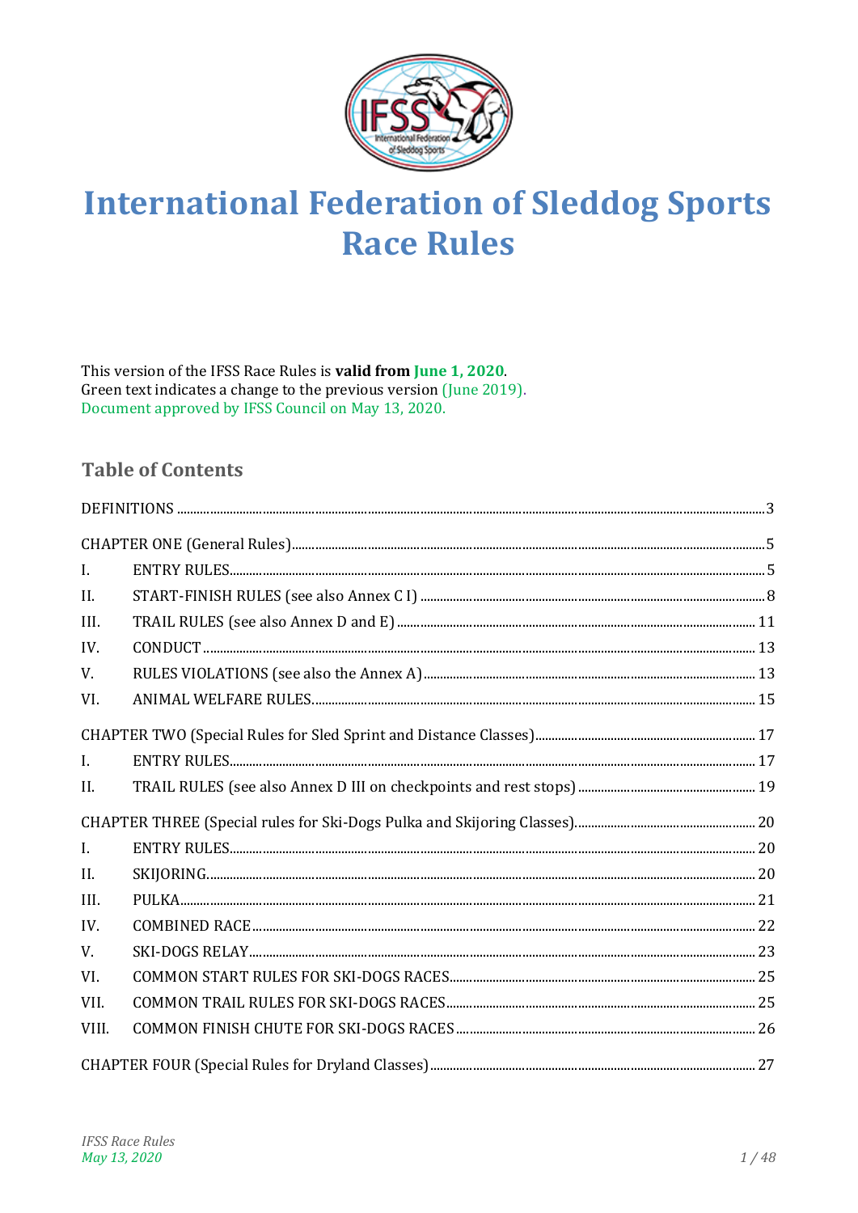# International Federation of Sleddog Sports Race Rules

This version of the IFSS Race Rules is **valid from June 1, 2020**.
Green text indicates a change to the previous version (June 2019).
Document approved by IFSS Council on May 13, 2020.

## Table of Contents

| | | |
|---|---|---|
| DEFINITIONS | | 3 |
| CHAPTER ONE (General Rules) | | 5 |
| I. | ENTRY RULES | 5 |
| II. | START-FINISH RULES (see also Annex C I) | 8 |
| III. | TRAIL RULES (see also Annex D and E) | 11 |
| IV. | CONDUCT | 13 |
| V. | RULES VIOLATIONS (see also the Annex A) | 13 |
| VI. | ANIMAL WELFARE RULES | 15 |
| CHAPTER TWO (Special Rules for Sled Sprint and Distance Classes) | | 17 |
| I. | ENTRY RULES | 17 |
| II. | TRAIL RULES (see also Annex D III on checkpoints and rest stops) | 19 |
| CHAPTER THREE (Special rules for Ski-Dogs Pulka and Skijoring Classes) | | 20 |
| I. | ENTRY RULES | 20 |
| II. | SKIJORING | 20 |
| III. | PULKA | 21 |
| IV. | COMBINED RACE | 22 |
| V. | SKI-DOGS RELAY | 23 |
| VI. | COMMON START RULES FOR SKI-DOGS RACES | 25 |
| VII. | COMMON TRAIL RULES FOR SKI-DOGS RACES | 25 |
| VIII. | COMMON FINISH CHUTE FOR SKI-DOGS RACES | 26 |
| CHAPTER FOUR (Special Rules for Dryland Classes) | | 27 |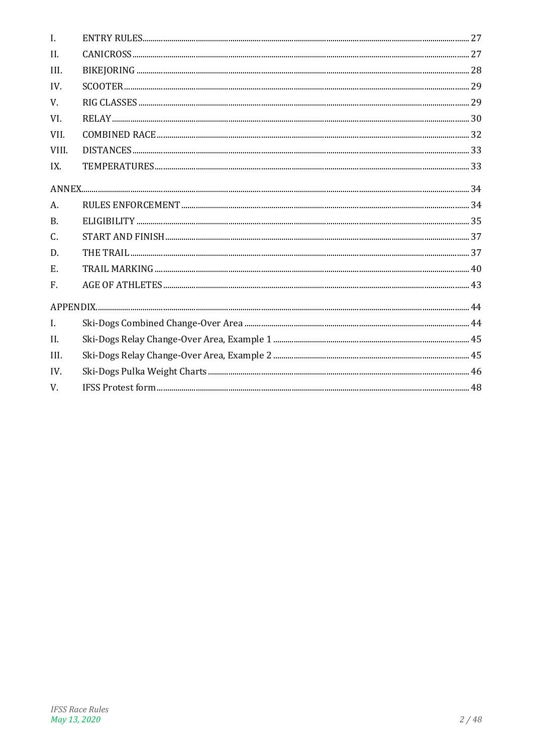| | | |
|---|---|---|
| I. | ENTRY RULES | 27 |
| II. | CANICROSS | 27 |
| III. | BIKEJORING | 28 |
| IV. | SCOOTER | 29 |
| V. | RIG CLASSES | 29 |
| VI. | RELAY | 30 |
| VII. | COMBINED RACE | 32 |
| VIII. | DISTANCES | 33 |
| IX. | TEMPERATURES | 33 |
| ANNEX | | 34 |
| A. | RULES ENFORCEMENT | 34 |
| B. | ELIGIBILITY | 35 |
| C. | START AND FINISH | 37 |
| D. | THE TRAIL | 37 |
| E. | TRAIL MARKING | 40 |
| F. | AGE OF ATHLETES | 43 |
| APPENDIX | | 44 |
| I. | Ski-Dogs Combined Change-Over Area | 44 |
| II. | Ski-Dogs Relay Change-Over Area, Example 1 | 45 |
| III. | Ski-Dogs Relay Change-Over Area, Example 2 | 45 |
| IV. | Ski-Dogs Pulka Weight Charts | 46 |
| V. | IFSS Protest form | 48 |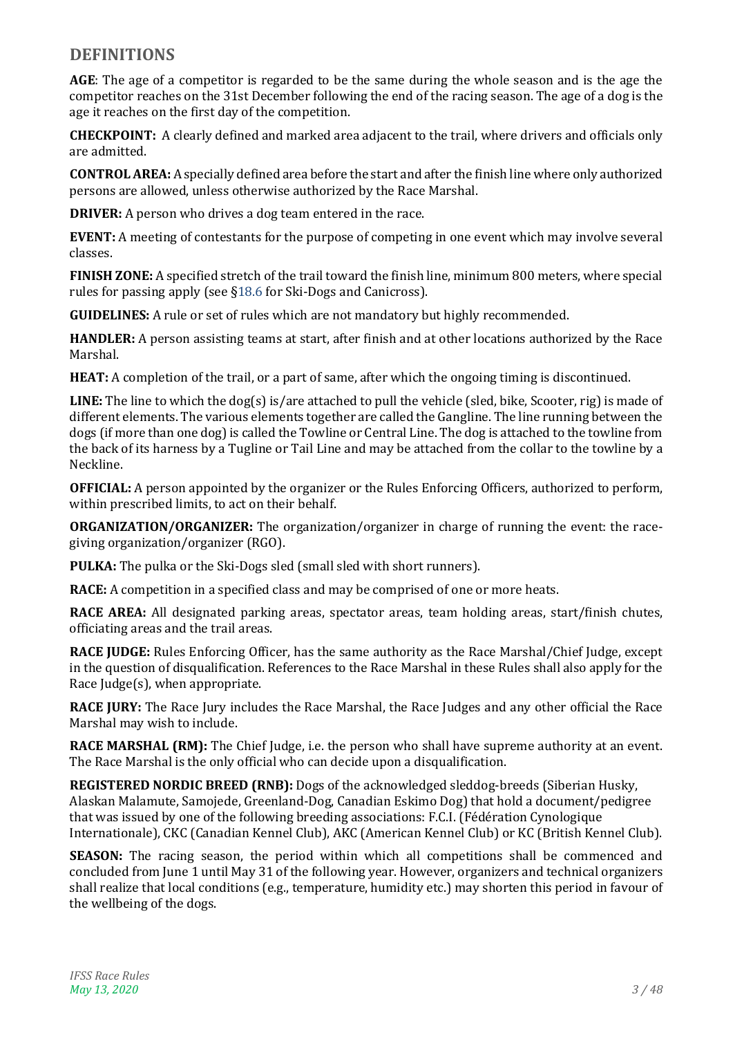## DEFINITIONS

**AGE**: The age of a competitor is regarded to be the same during the whole season and is the age the competitor reaches on the 31st December following the end of the racing season. The age of a dog is the age it reaches on the first day of the competition.

**CHECKPOINT:** A clearly defined and marked area adjacent to the trail, where drivers and officials only are admitted.

**CONTROL AREA:** A specially defined area before the start and after the finish line where only authorized persons are allowed, unless otherwise authorized by the Race Marshal.

**DRIVER:** A person who drives a dog team entered in the race.

**EVENT:** A meeting of contestants for the purpose of competing in one event which may involve several classes.

**FINISH ZONE:** A specified stretch of the trail toward the finish line, minimum 800 meters, where special rules for passing apply (see §18.6 for Ski-Dogs and Canicross).

**GUIDELINES:** A rule or set of rules which are not mandatory but highly recommended.

**HANDLER:** A person assisting teams at start, after finish and at other locations authorized by the Race Marshal.

**HEAT:** A completion of the trail, or a part of same, after which the ongoing timing is discontinued.

**LINE:** The line to which the dog(s) is/are attached to pull the vehicle (sled, bike, Scooter, rig) is made of different elements. The various elements together are called the Gangline. The line running between the dogs (if more than one dog) is called the Towline or Central Line. The dog is attached to the towline from the back of its harness by a Tugline or Tail Line and may be attached from the collar to the towline by a Neckline.

**OFFICIAL:** A person appointed by the organizer or the Rules Enforcing Officers, authorized to perform, within prescribed limits, to act on their behalf.

**ORGANIZATION/ORGANIZER:** The organization/organizer in charge of running the event: the race-giving organization/organizer (RGO).

**PULKA:** The pulka or the Ski-Dogs sled (small sled with short runners).

**RACE:** A competition in a specified class and may be comprised of one or more heats.

**RACE AREA:** All designated parking areas, spectator areas, team holding areas, start/finish chutes, officiating areas and the trail areas.

**RACE JUDGE:** Rules Enforcing Officer, has the same authority as the Race Marshal/Chief Judge, except in the question of disqualification. References to the Race Marshal in these Rules shall also apply for the Race Judge(s), when appropriate.

**RACE JURY:** The Race Jury includes the Race Marshal, the Race Judges and any other official the Race Marshal may wish to include.

**RACE MARSHAL (RM):** The Chief Judge, i.e. the person who shall have supreme authority at an event. The Race Marshal is the only official who can decide upon a disqualification.

**REGISTERED NORDIC BREED (RNB):** Dogs of the acknowledged sleddog-breeds (Siberian Husky, Alaskan Malamute, Samojede, Greenland-Dog, Canadian Eskimo Dog) that hold a document/pedigree that was issued by one of the following breeding associations: F.C.I. (Fédération Cynologique Internationale), CKC (Canadian Kennel Club), AKC (American Kennel Club) or KC (British Kennel Club).

**SEASON:** The racing season, the period within which all competitions shall be commenced and concluded from June 1 until May 31 of the following year. However, organizers and technical organizers shall realize that local conditions (e.g., temperature, humidity etc.) may shorten this period in favour of the wellbeing of the dogs.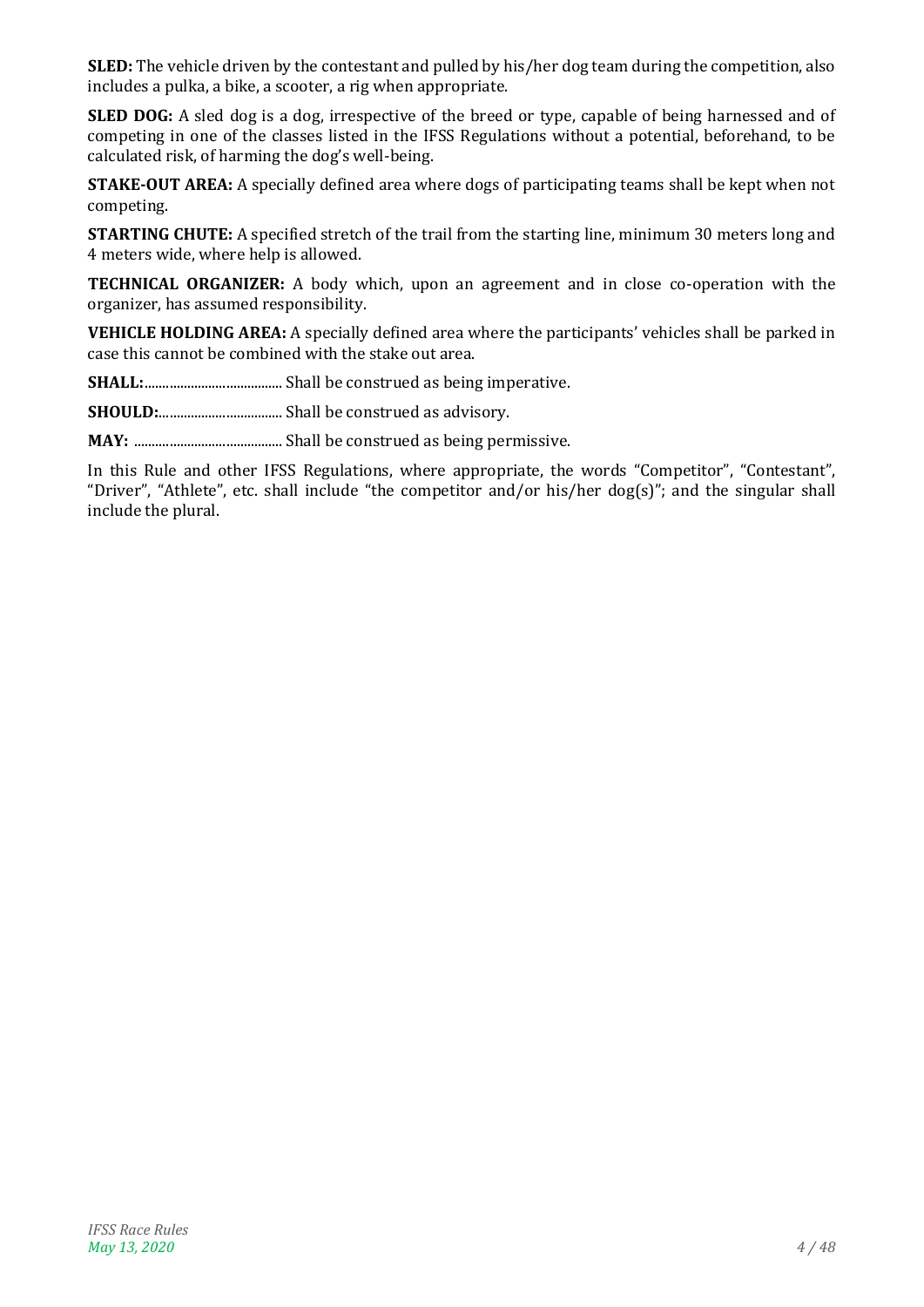**SLED:** The vehicle driven by the contestant and pulled by his/her dog team during the competition, also includes a pulka, a bike, a scooter, a rig when appropriate.

**SLED DOG:** A sled dog is a dog, irrespective of the breed or type, capable of being harnessed and of competing in one of the classes listed in the IFSS Regulations without a potential, beforehand, to be calculated risk, of harming the dog's well-being.

**STAKE-OUT AREA:** A specially defined area where dogs of participating teams shall be kept when not competing.

**STARTING CHUTE:** A specified stretch of the trail from the starting line, minimum 30 meters long and 4 meters wide, where help is allowed.

**TECHNICAL ORGANIZER:** A body which, upon an agreement and in close co-operation with the organizer, has assumed responsibility.

**VEHICLE HOLDING AREA:** A specially defined area where the participants' vehicles shall be parked in case this cannot be combined with the stake out area.

**SHALL:**....................................... Shall be construed as being imperative.

**SHOULD:**.................................. Shall be construed as advisory.

**MAY:** .......................................... Shall be construed as being permissive.

In this Rule and other IFSS Regulations, where appropriate, the words "Competitor", "Contestant", "Driver", "Athlete", etc. shall include "the competitor and/or his/her dog(s)"; and the singular shall include the plural.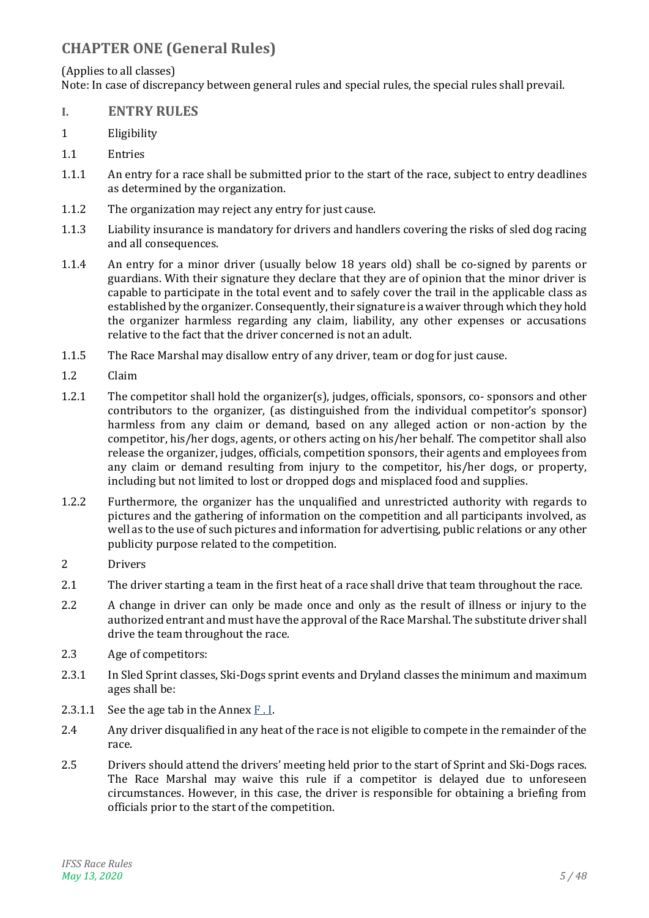# CHAPTER ONE (General Rules)

(Applies to all classes)
Note: In case of discrepancy between general rules and special rules, the special rules shall prevail.

## I. ENTRY RULES

1 Eligibility

1.1 Entries

1.1.1 An entry for a race shall be submitted prior to the start of the race, subject to entry deadlines as determined by the organization.

1.1.2 The organization may reject any entry for just cause.

1.1.3 Liability insurance is mandatory for drivers and handlers covering the risks of sled dog racing and all consequences.

1.1.4 An entry for a minor driver (usually below 18 years old) shall be co-signed by parents or guardians. With their signature they declare that they are of opinion that the minor driver is capable to participate in the total event and to safely cover the trail in the applicable class as established by the organizer. Consequently, their signature is a waiver through which they hold the organizer harmless regarding any claim, liability, any other expenses or accusations relative to the fact that the driver concerned is not an adult.

1.1.5 The Race Marshal may disallow entry of any driver, team or dog for just cause.

1.2 Claim

1.2.1 The competitor shall hold the organizer(s), judges, officials, sponsors, co- sponsors and other contributors to the organizer, (as distinguished from the individual competitor's sponsor) harmless from any claim or demand, based on any alleged action or non-action by the competitor, his/her dogs, agents, or others acting on his/her behalf. The competitor shall also release the organizer, judges, officials, competition sponsors, their agents and employees from any claim or demand resulting from injury to the competitor, his/her dogs, or property, including but not limited to lost or dropped dogs and misplaced food and supplies.

1.2.2 Furthermore, the organizer has the unqualified and unrestricted authority with regards to pictures and the gathering of information on the competition and all participants involved, as well as to the use of such pictures and information for advertising, public relations or any other publicity purpose related to the competition.

2 Drivers

2.1 The driver starting a team in the first heat of a race shall drive that team throughout the race.

2.2 A change in driver can only be made once and only as the result of illness or injury to the authorized entrant and must have the approval of the Race Marshal. The substitute driver shall drive the team throughout the race.

2.3 Age of competitors:

2.3.1 In Sled Sprint classes, Ski-Dogs sprint events and Dryland classes the minimum and maximum ages shall be:

2.3.1.1 See the age tab in the Annex F . I.

2.4 Any driver disqualified in any heat of the race is not eligible to compete in the remainder of the race.

2.5 Drivers should attend the drivers' meeting held prior to the start of Sprint and Ski-Dogs races. The Race Marshal may waive this rule if a competitor is delayed due to unforeseen circumstances. However, in this case, the driver is responsible for obtaining a briefing from officials prior to the start of the competition.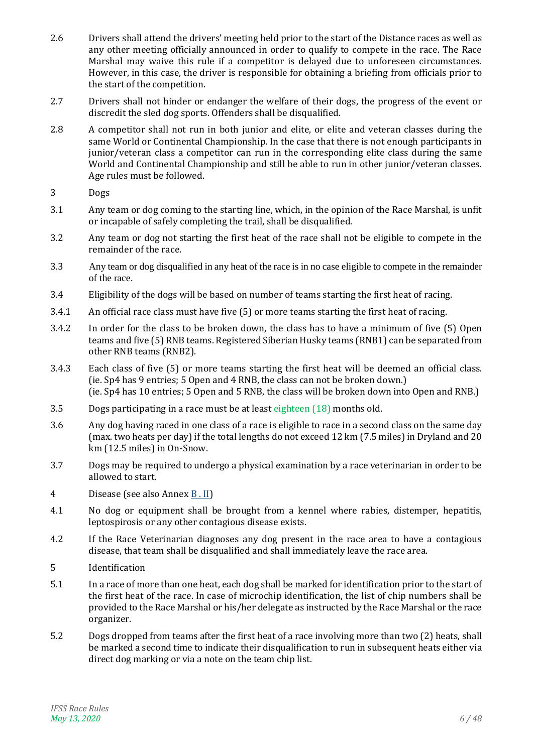2.6 Drivers shall attend the drivers' meeting held prior to the start of the Distance races as well as any other meeting officially announced in order to qualify to compete in the race. The Race Marshal may waive this rule if a competitor is delayed due to unforeseen circumstances. However, in this case, the driver is responsible for obtaining a briefing from officials prior to the start of the competition.

2.7 Drivers shall not hinder or endanger the welfare of their dogs, the progress of the event or discredit the sled dog sports. Offenders shall be disqualified.

2.8 A competitor shall not run in both junior and elite, or elite and veteran classes during the same World or Continental Championship. In the case that there is not enough participants in junior/veteran class a competitor can run in the corresponding elite class during the same World and Continental Championship and still be able to run in other junior/veteran classes. Age rules must be followed.

## 3 Dogs

3.1 Any team or dog coming to the starting line, which, in the opinion of the Race Marshal, is unfit or incapable of safely completing the trail, shall be disqualified.

3.2 Any team or dog not starting the first heat of the race shall not be eligible to compete in the remainder of the race.

3.3 Any team or dog disqualified in any heat of the race is in no case eligible to compete in the remainder of the race.

3.4 Eligibility of the dogs will be based on number of teams starting the first heat of racing.

3.4.1 An official race class must have five (5) or more teams starting the first heat of racing.

3.4.2 In order for the class to be broken down, the class has to have a minimum of five (5) Open teams and five (5) RNB teams. Registered Siberian Husky teams (RNB1) can be separated from other RNB teams (RNB2).

3.4.3 Each class of five (5) or more teams starting the first heat will be deemed an official class.
(ie. Sp4 has 9 entries; 5 Open and 4 RNB, the class can not be broken down.)
(ie. Sp4 has 10 entries; 5 Open and 5 RNB, the class will be broken down into Open and RNB.)

3.5 Dogs participating in a race must be at least eighteen (18) months old.

3.6 Any dog having raced in one class of a race is eligible to race in a second class on the same day (max. two heats per day) if the total lengths do not exceed 12 km (7.5 miles) in Dryland and 20 km (12.5 miles) in On-Snow.

3.7 Dogs may be required to undergo a physical examination by a race veterinarian in order to be allowed to start.

## 4 Disease (see also Annex B . II)

4.1 No dog or equipment shall be brought from a kennel where rabies, distemper, hepatitis, leptospirosis or any other contagious disease exists.

4.2 If the Race Veterinarian diagnoses any dog present in the race area to have a contagious disease, that team shall be disqualified and shall immediately leave the race area.

## 5 Identification

5.1 In a race of more than one heat, each dog shall be marked for identification prior to the start of the first heat of the race. In case of microchip identification, the list of chip numbers shall be provided to the Race Marshal or his/her delegate as instructed by the Race Marshal or the race organizer.

5.2 Dogs dropped from teams after the first heat of a race involving more than two (2) heats, shall be marked a second time to indicate their disqualification to run in subsequent heats either via direct dog marking or via a note on the team chip list.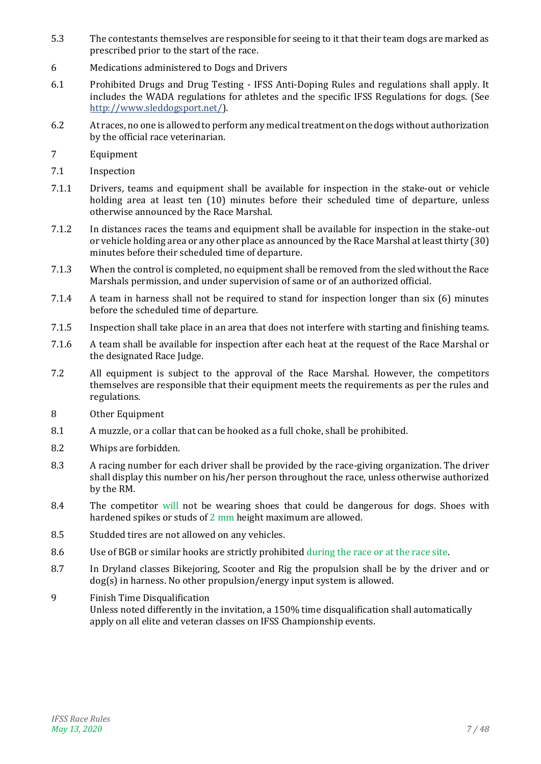5.3 The contestants themselves are responsible for seeing to it that their team dogs are marked as prescribed prior to the start of the race.

## 6 Medications administered to Dogs and Drivers

6.1 Prohibited Drugs and Drug Testing - IFSS Anti-Doping Rules and regulations shall apply. It includes the WADA regulations for athletes and the specific IFSS Regulations for dogs. (See [http://www.sleddogsport.net/](http://www.sleddogsport.net/)).

6.2 At races, no one is allowed to perform any medical treatment on the dogs without authorization by the official race veterinarian.

## 7 Equipment

### 7.1 Inspection

7.1.1 Drivers, teams and equipment shall be available for inspection in the stake-out or vehicle holding area at least ten (10) minutes before their scheduled time of departure, unless otherwise announced by the Race Marshal.

7.1.2 In distances races the teams and equipment shall be available for inspection in the stake-out or vehicle holding area or any other place as announced by the Race Marshal at least thirty (30) minutes before their scheduled time of departure.

7.1.3 When the control is completed, no equipment shall be removed from the sled without the Race Marshals permission, and under supervision of same or of an authorized official.

7.1.4 A team in harness shall not be required to stand for inspection longer than six (6) minutes before the scheduled time of departure.

7.1.5 Inspection shall take place in an area that does not interfere with starting and finishing teams.

7.1.6 A team shall be available for inspection after each heat at the request of the Race Marshal or the designated Race Judge.

7.2 All equipment is subject to the approval of the Race Marshal. However, the competitors themselves are responsible that their equipment meets the requirements as per the rules and regulations.

## 8 Other Equipment

8.1 A muzzle, or a collar that can be hooked as a full choke, shall be prohibited.

8.2 Whips are forbidden.

8.3 A racing number for each driver shall be provided by the race-giving organization. The driver shall display this number on his/her person throughout the race, unless otherwise authorized by the RM.

8.4 The competitor will not be wearing shoes that could be dangerous for dogs. Shoes with hardened spikes or studs of 2 mm height maximum are allowed.

8.5 Studded tires are not allowed on any vehicles.

8.6 Use of BGB or similar hooks are strictly prohibited during the race or at the race site.

8.7 In Dryland classes Bikejoring, Scooter and Rig the propulsion shall be by the driver and or dog(s) in harness. No other propulsion/energy input system is allowed.

## 9 Finish Time Disqualification

Unless noted differently in the invitation, a 150% time disqualification shall automatically apply on all elite and veteran classes on IFSS Championship events.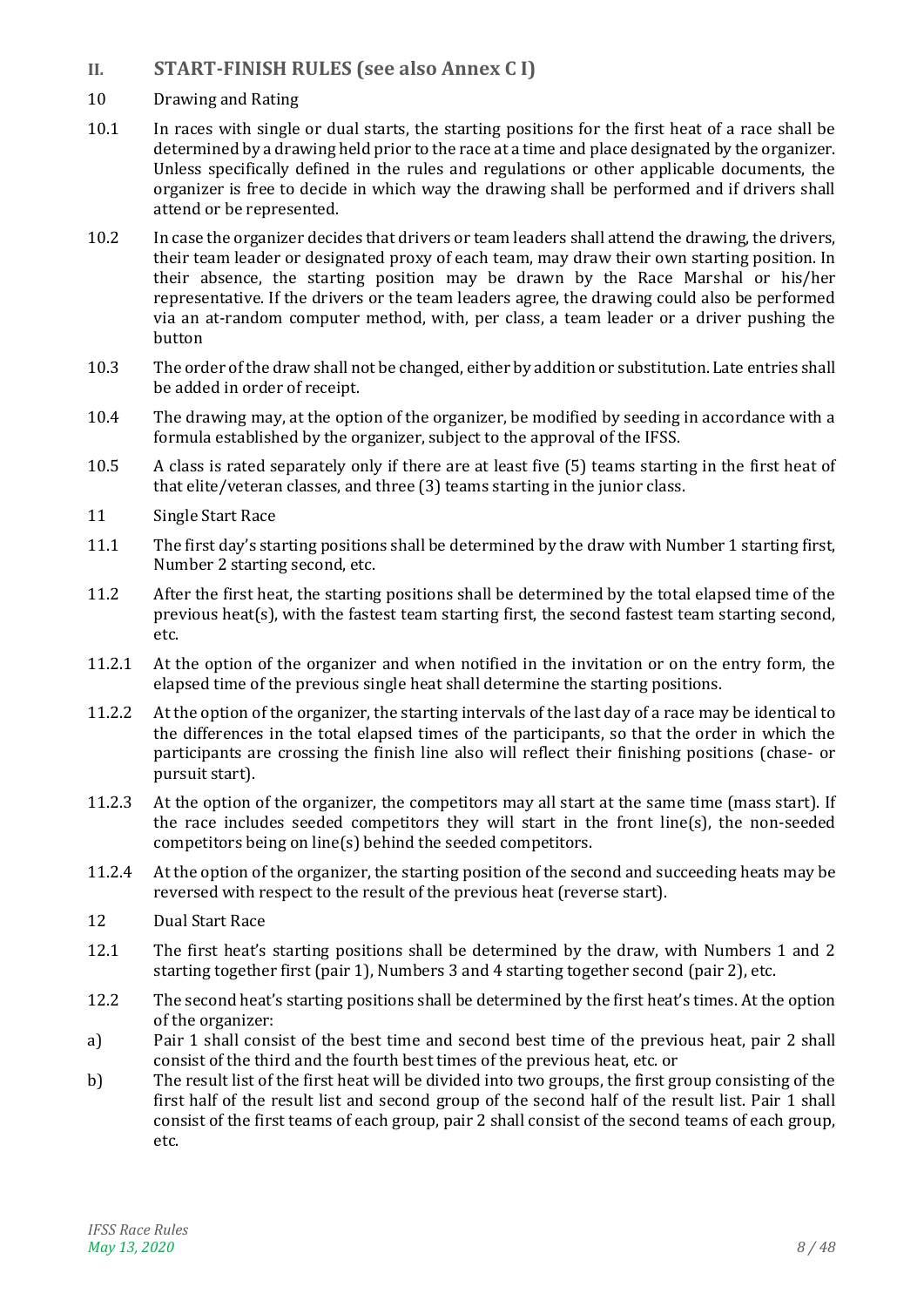## II. START-FINISH RULES (see also Annex C I)

10 Drawing and Rating

10.1 In races with single or dual starts, the starting positions for the first heat of a race shall be determined by a drawing held prior to the race at a time and place designated by the organizer. Unless specifically defined in the rules and regulations or other applicable documents, the organizer is free to decide in which way the drawing shall be performed and if drivers shall attend or be represented.

10.2 In case the organizer decides that drivers or team leaders shall attend the drawing, the drivers, their team leader or designated proxy of each team, may draw their own starting position. In their absence, the starting position may be drawn by the Race Marshal or his/her representative. If the drivers or the team leaders agree, the drawing could also be performed via an at-random computer method, with, per class, a team leader or a driver pushing the button

10.3 The order of the draw shall not be changed, either by addition or substitution. Late entries shall be added in order of receipt.

10.4 The drawing may, at the option of the organizer, be modified by seeding in accordance with a formula established by the organizer, subject to the approval of the IFSS.

10.5 A class is rated separately only if there are at least five (5) teams starting in the first heat of that elite/veteran classes, and three (3) teams starting in the junior class.

11 Single Start Race

11.1 The first day's starting positions shall be determined by the draw with Number 1 starting first, Number 2 starting second, etc.

11.2 After the first heat, the starting positions shall be determined by the total elapsed time of the previous heat(s), with the fastest team starting first, the second fastest team starting second, etc.

11.2.1 At the option of the organizer and when notified in the invitation or on the entry form, the elapsed time of the previous single heat shall determine the starting positions.

11.2.2 At the option of the organizer, the starting intervals of the last day of a race may be identical to the differences in the total elapsed times of the participants, so that the order in which the participants are crossing the finish line also will reflect their finishing positions (chase- or pursuit start).

11.2.3 At the option of the organizer, the competitors may all start at the same time (mass start). If the race includes seeded competitors they will start in the front line(s), the non-seeded competitors being on line(s) behind the seeded competitors.

11.2.4 At the option of the organizer, the starting position of the second and succeeding heats may be reversed with respect to the result of the previous heat (reverse start).

12 Dual Start Race

12.1 The first heat's starting positions shall be determined by the draw, with Numbers 1 and 2 starting together first (pair 1), Numbers 3 and 4 starting together second (pair 2), etc.

12.2 The second heat's starting positions shall be determined by the first heat's times. At the option of the organizer:

a) Pair 1 shall consist of the best time and second best time of the previous heat, pair 2 shall consist of the third and the fourth best times of the previous heat, etc. or

b) The result list of the first heat will be divided into two groups, the first group consisting of the first half of the result list and second group of the second half of the result list. Pair 1 shall consist of the first teams of each group, pair 2 shall consist of the second teams of each group, etc.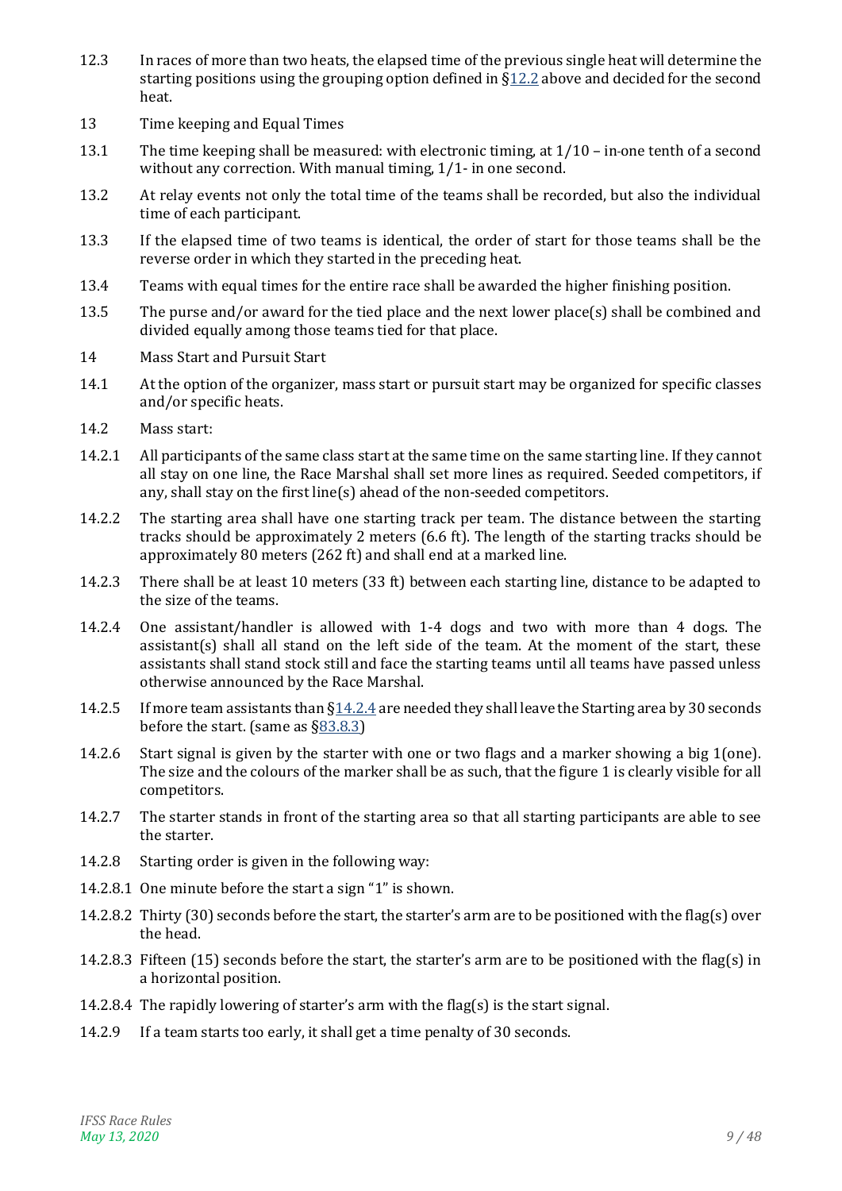12.3 In races of more than two heats, the elapsed time of the previous single heat will determine the starting positions using the grouping option defined in §12.2 above and decided for the second heat.

## 13 Time keeping and Equal Times

13.1 The time keeping shall be measured: with electronic timing, at 1/10 – in-one tenth of a second without any correction. With manual timing, 1/1- in one second.

13.2 At relay events not only the total time of the teams shall be recorded, but also the individual time of each participant.

13.3 If the elapsed time of two teams is identical, the order of start for those teams shall be the reverse order in which they started in the preceding heat.

13.4 Teams with equal times for the entire race shall be awarded the higher finishing position.

13.5 The purse and/or award for the tied place and the next lower place(s) shall be combined and divided equally among those teams tied for that place.

## 14 Mass Start and Pursuit Start

14.1 At the option of the organizer, mass start or pursuit start may be organized for specific classes and/or specific heats.

14.2 Mass start:

14.2.1 All participants of the same class start at the same time on the same starting line. If they cannot all stay on one line, the Race Marshal shall set more lines as required. Seeded competitors, if any, shall stay on the first line(s) ahead of the non-seeded competitors.

14.2.2 The starting area shall have one starting track per team. The distance between the starting tracks should be approximately 2 meters (6.6 ft). The length of the starting tracks should be approximately 80 meters (262 ft) and shall end at a marked line.

14.2.3 There shall be at least 10 meters (33 ft) between each starting line, distance to be adapted to the size of the teams.

14.2.4 One assistant/handler is allowed with 1-4 dogs and two with more than 4 dogs. The assistant(s) shall all stand on the left side of the team. At the moment of the start, these assistants shall stand stock still and face the starting teams until all teams have passed unless otherwise announced by the Race Marshal.

14.2.5 If more team assistants than §14.2.4 are needed they shall leave the Starting area by 30 seconds before the start. (same as §83.8.3)

14.2.6 Start signal is given by the starter with one or two flags and a marker showing a big 1(one). The size and the colours of the marker shall be as such, that the figure 1 is clearly visible for all competitors.

14.2.7 The starter stands in front of the starting area so that all starting participants are able to see the starter.

14.2.8 Starting order is given in the following way:

14.2.8.1 One minute before the start a sign "1" is shown.

14.2.8.2 Thirty (30) seconds before the start, the starter's arm are to be positioned with the flag(s) over the head.

14.2.8.3 Fifteen (15) seconds before the start, the starter's arm are to be positioned with the flag(s) in a horizontal position.

14.2.8.4 The rapidly lowering of starter's arm with the flag(s) is the start signal.

14.2.9 If a team starts too early, it shall get a time penalty of 30 seconds.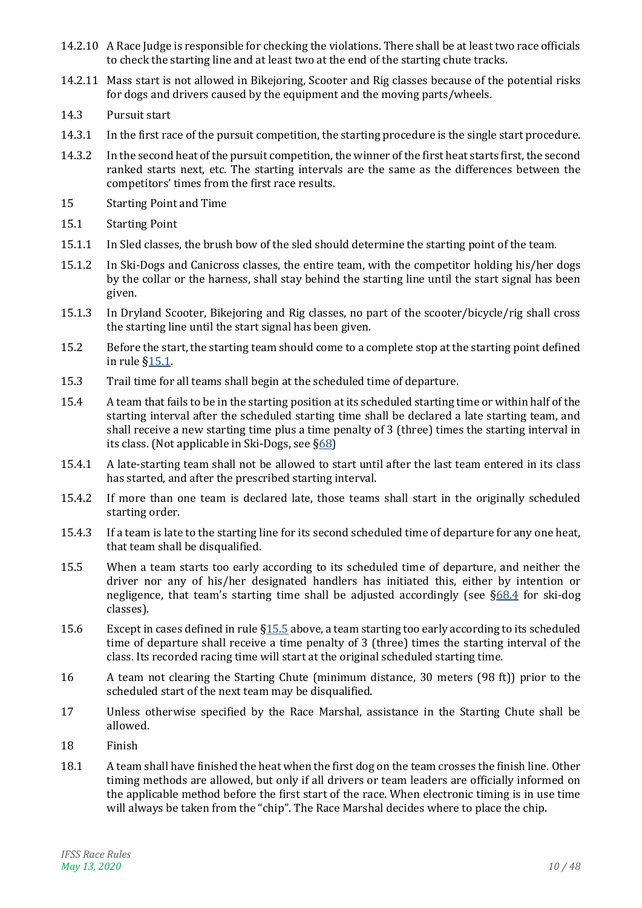14.2.10 A Race Judge is responsible for checking the violations. There shall be at least two race officials to check the starting line and at least two at the end of the starting chute tracks.

14.2.11 Mass start is not allowed in Bikejoring, Scooter and Rig classes because of the potential risks for dogs and drivers caused by the equipment and the moving parts/wheels.

14.3 Pursuit start

14.3.1 In the first race of the pursuit competition, the starting procedure is the single start procedure.

14.3.2 In the second heat of the pursuit competition, the winner of the first heat starts first, the second ranked starts next, etc. The starting intervals are the same as the differences between the competitors' times from the first race results.

15 Starting Point and Time

15.1 Starting Point

15.1.1 In Sled classes, the brush bow of the sled should determine the starting point of the team.

15.1.2 In Ski-Dogs and Canicross classes, the entire team, with the competitor holding his/her dogs by the collar or the harness, shall stay behind the starting line until the start signal has been given.

15.1.3 In Dryland Scooter, Bikejoring and Rig classes, no part of the scooter/bicycle/rig shall cross the starting line until the start signal has been given.

15.2 Before the start, the starting team should come to a complete stop at the starting point defined in rule §15.1.

15.3 Trail time for all teams shall begin at the scheduled time of departure.

15.4 A team that fails to be in the starting position at its scheduled starting time or within half of the starting interval after the scheduled starting time shall be declared a late starting team, and shall receive a new starting time plus a time penalty of 3 (three) times the starting interval in its class. (Not applicable in Ski-Dogs, see §68)

15.4.1 A late-starting team shall not be allowed to start until after the last team entered in its class has started, and after the prescribed starting interval.

15.4.2 If more than one team is declared late, those teams shall start in the originally scheduled starting order.

15.4.3 If a team is late to the starting line for its second scheduled time of departure for any one heat, that team shall be disqualified.

15.5 When a team starts too early according to its scheduled time of departure, and neither the driver nor any of his/her designated handlers has initiated this, either by intention or negligence, that team's starting time shall be adjusted accordingly (see §68.4 for ski-dog classes).

15.6 Except in cases defined in rule §15.5 above, a team starting too early according to its scheduled time of departure shall receive a time penalty of 3 (three) times the starting interval of the class. Its recorded racing time will start at the original scheduled starting time.

16 A team not clearing the Starting Chute (minimum distance, 30 meters (98 ft)) prior to the scheduled start of the next team may be disqualified.

17 Unless otherwise specified by the Race Marshal, assistance in the Starting Chute shall be allowed.

18 Finish

18.1 A team shall have finished the heat when the first dog on the team crosses the finish line. Other timing methods are allowed, but only if all drivers or team leaders are officially informed on the applicable method before the first start of the race. When electronic timing is in use time will always be taken from the "chip". The Race Marshal decides where to place the chip.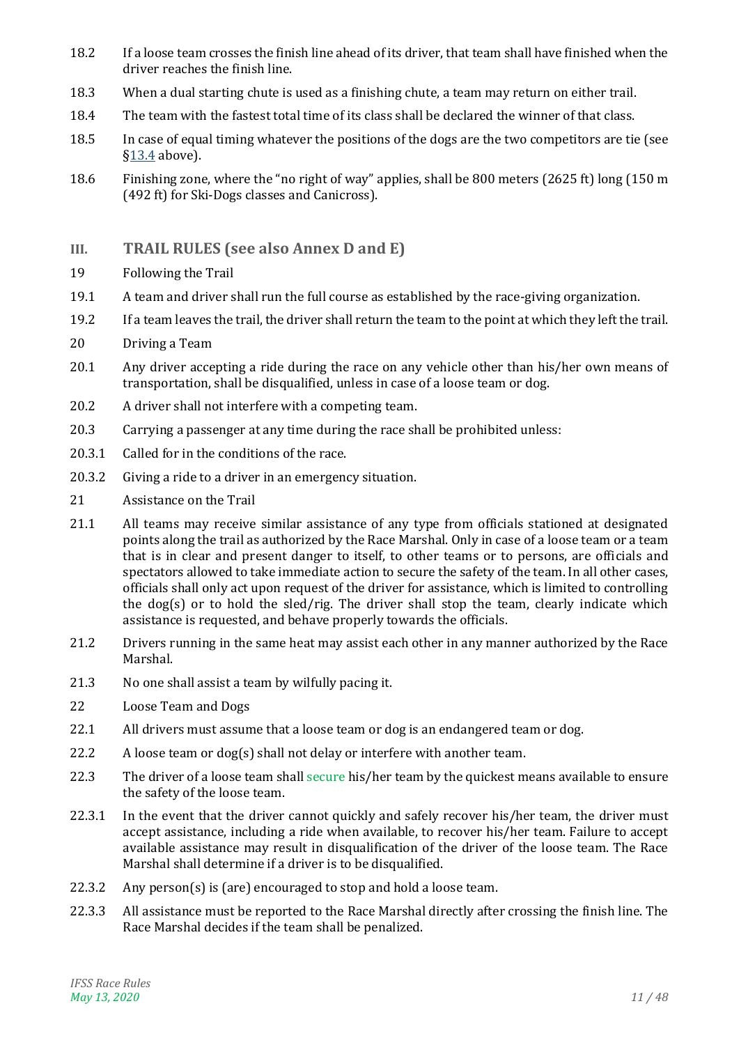18.2 If a loose team crosses the finish line ahead of its driver, that team shall have finished when the driver reaches the finish line.

18.3 When a dual starting chute is used as a finishing chute, a team may return on either trail.

18.4 The team with the fastest total time of its class shall be declared the winner of that class.

18.5 In case of equal timing whatever the positions of the dogs are the two competitors are tie (see §13.4 above).

18.6 Finishing zone, where the "no right of way" applies, shall be 800 meters (2625 ft) long (150 m (492 ft) for Ski-Dogs classes and Canicross).

## III. TRAIL RULES (see also Annex D and E)

19 Following the Trail

19.1 A team and driver shall run the full course as established by the race-giving organization.

19.2 If a team leaves the trail, the driver shall return the team to the point at which they left the trail.

20 Driving a Team

20.1 Any driver accepting a ride during the race on any vehicle other than his/her own means of transportation, shall be disqualified, unless in case of a loose team or dog.

20.2 A driver shall not interfere with a competing team.

20.3 Carrying a passenger at any time during the race shall be prohibited unless:

20.3.1 Called for in the conditions of the race.

20.3.2 Giving a ride to a driver in an emergency situation.

21 Assistance on the Trail

21.1 All teams may receive similar assistance of any type from officials stationed at designated points along the trail as authorized by the Race Marshal. Only in case of a loose team or a team that is in clear and present danger to itself, to other teams or to persons, are officials and spectators allowed to take immediate action to secure the safety of the team. In all other cases, officials shall only act upon request of the driver for assistance, which is limited to controlling the dog(s) or to hold the sled/rig. The driver shall stop the team, clearly indicate which assistance is requested, and behave properly towards the officials.

21.2 Drivers running in the same heat may assist each other in any manner authorized by the Race Marshal.

21.3 No one shall assist a team by wilfully pacing it.

22 Loose Team and Dogs

22.1 All drivers must assume that a loose team or dog is an endangered team or dog.

22.2 A loose team or dog(s) shall not delay or interfere with another team.

22.3 The driver of a loose team shall secure his/her team by the quickest means available to ensure the safety of the loose team.

22.3.1 In the event that the driver cannot quickly and safely recover his/her team, the driver must accept assistance, including a ride when available, to recover his/her team. Failure to accept available assistance may result in disqualification of the driver of the loose team. The Race Marshal shall determine if a driver is to be disqualified.

22.3.2 Any person(s) is (are) encouraged to stop and hold a loose team.

22.3.3 All assistance must be reported to the Race Marshal directly after crossing the finish line. The Race Marshal decides if the team shall be penalized.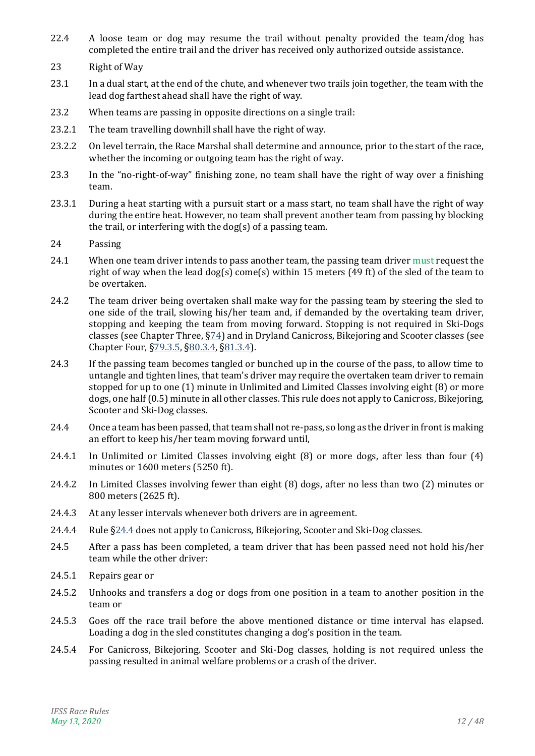22.4 A loose team or dog may resume the trail without penalty provided the team/dog has completed the entire trail and the driver has received only authorized outside assistance.

## 23 Right of Way

23.1 In a dual start, at the end of the chute, and whenever two trails join together, the team with the lead dog farthest ahead shall have the right of way.

23.2 When teams are passing in opposite directions on a single trail:

23.2.1 The team travelling downhill shall have the right of way.

23.2.2 On level terrain, the Race Marshal shall determine and announce, prior to the start of the race, whether the incoming or outgoing team has the right of way.

23.3 In the "no-right-of-way" finishing zone, no team shall have the right of way over a finishing team.

23.3.1 During a heat starting with a pursuit start or a mass start, no team shall have the right of way during the entire heat. However, no team shall prevent another team from passing by blocking the trail, or interfering with the dog(s) of a passing team.

## 24 Passing

24.1 When one team driver intends to pass another team, the passing team driver must request the right of way when the lead dog(s) come(s) within 15 meters (49 ft) of the sled of the team to be overtaken.

24.2 The team driver being overtaken shall make way for the passing team by steering the sled to one side of the trail, slowing his/her team and, if demanded by the overtaking team driver, stopping and keeping the team from moving forward. Stopping is not required in Ski-Dogs classes (see Chapter Three, §74) and in Dryland Canicross, Bikejoring and Scooter classes (see Chapter Four, §79.3.5, §80.3.4, §81.3.4).

24.3 If the passing team becomes tangled or bunched up in the course of the pass, to allow time to untangle and tighten lines, that team's driver may require the overtaken team driver to remain stopped for up to one (1) minute in Unlimited and Limited Classes involving eight (8) or more dogs, one half (0.5) minute in all other classes. This rule does not apply to Canicross, Bikejoring, Scooter and Ski-Dog classes.

24.4 Once a team has been passed, that team shall not re-pass, so long as the driver in front is making an effort to keep his/her team moving forward until,

24.4.1 In Unlimited or Limited Classes involving eight (8) or more dogs, after less than four (4) minutes or 1600 meters (5250 ft).

24.4.2 In Limited Classes involving fewer than eight (8) dogs, after no less than two (2) minutes or 800 meters (2625 ft).

24.4.3 At any lesser intervals whenever both drivers are in agreement.

24.4.4 Rule §24.4 does not apply to Canicross, Bikejoring, Scooter and Ski-Dog classes.

24.5 After a pass has been completed, a team driver that has been passed need not hold his/her team while the other driver:

24.5.1 Repairs gear or

24.5.2 Unhooks and transfers a dog or dogs from one position in a team to another position in the team or

24.5.3 Goes off the race trail before the above mentioned distance or time interval has elapsed. Loading a dog in the sled constitutes changing a dog's position in the team.

24.5.4 For Canicross, Bikejoring, Scooter and Ski-Dog classes, holding is not required unless the passing resulted in animal welfare problems or a crash of the driver.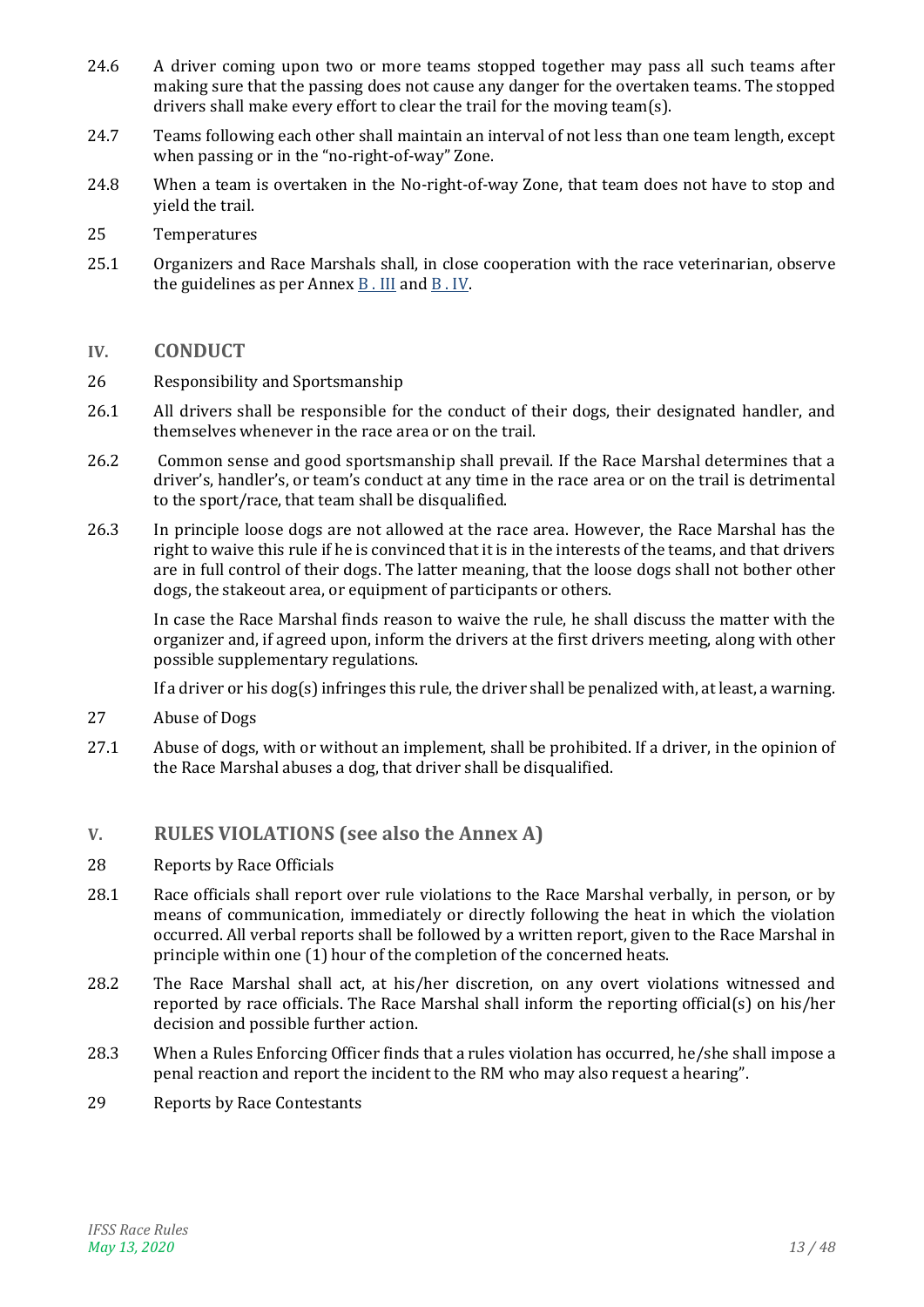24.6 A driver coming upon two or more teams stopped together may pass all such teams after making sure that the passing does not cause any danger for the overtaken teams. The stopped drivers shall make every effort to clear the trail for the moving team(s).

24.7 Teams following each other shall maintain an interval of not less than one team length, except when passing or in the "no-right-of-way" Zone.

24.8 When a team is overtaken in the No-right-of-way Zone, that team does not have to stop and yield the trail.

25 Temperatures

25.1 Organizers and Race Marshals shall, in close cooperation with the race veterinarian, observe the guidelines as per Annex B . III and B . IV.

## IV. CONDUCT

26 Responsibility and Sportsmanship

26.1 All drivers shall be responsible for the conduct of their dogs, their designated handler, and themselves whenever in the race area or on the trail.

26.2 Common sense and good sportsmanship shall prevail. If the Race Marshal determines that a driver's, handler's, or team's conduct at any time in the race area or on the trail is detrimental to the sport/race, that team shall be disqualified.

26.3 In principle loose dogs are not allowed at the race area. However, the Race Marshal has the right to waive this rule if he is convinced that it is in the interests of the teams, and that drivers are in full control of their dogs. The latter meaning, that the loose dogs shall not bother other dogs, the stakeout area, or equipment of participants or others.

In case the Race Marshal finds reason to waive the rule, he shall discuss the matter with the organizer and, if agreed upon, inform the drivers at the first drivers meeting, along with other possible supplementary regulations.

If a driver or his dog(s) infringes this rule, the driver shall be penalized with, at least, a warning.

27 Abuse of Dogs

27.1 Abuse of dogs, with or without an implement, shall be prohibited. If a driver, in the opinion of the Race Marshal abuses a dog, that driver shall be disqualified.

## V. RULES VIOLATIONS (see also the Annex A)

28 Reports by Race Officials

28.1 Race officials shall report over rule violations to the Race Marshal verbally, in person, or by means of communication, immediately or directly following the heat in which the violation occurred. All verbal reports shall be followed by a written report, given to the Race Marshal in principle within one (1) hour of the completion of the concerned heats.

28.2 The Race Marshal shall act, at his/her discretion, on any overt violations witnessed and reported by race officials. The Race Marshal shall inform the reporting official(s) on his/her decision and possible further action.

28.3 When a Rules Enforcing Officer finds that a rules violation has occurred, he/she shall impose a penal reaction and report the incident to the RM who may also request a hearing".

29 Reports by Race Contestants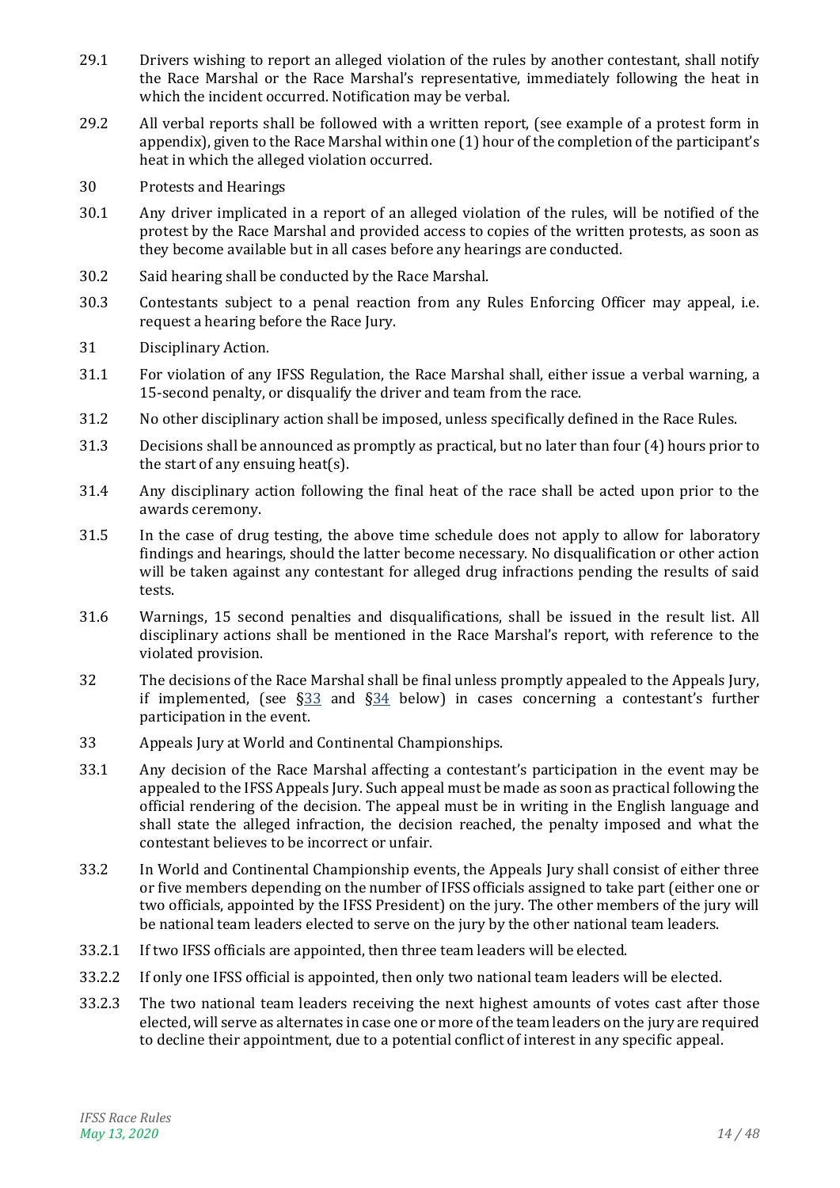29.1 Drivers wishing to report an alleged violation of the rules by another contestant, shall notify the Race Marshal or the Race Marshal's representative, immediately following the heat in which the incident occurred. Notification may be verbal.

29.2 All verbal reports shall be followed with a written report, (see example of a protest form in appendix), given to the Race Marshal within one (1) hour of the completion of the participant's heat in which the alleged violation occurred.

30 Protests and Hearings

30.1 Any driver implicated in a report of an alleged violation of the rules, will be notified of the protest by the Race Marshal and provided access to copies of the written protests, as soon as they become available but in all cases before any hearings are conducted.

30.2 Said hearing shall be conducted by the Race Marshal.

30.3 Contestants subject to a penal reaction from any Rules Enforcing Officer may appeal, i.e. request a hearing before the Race Jury.

31 Disciplinary Action.

31.1 For violation of any IFSS Regulation, the Race Marshal shall, either issue a verbal warning, a 15-second penalty, or disqualify the driver and team from the race.

31.2 No other disciplinary action shall be imposed, unless specifically defined in the Race Rules.

31.3 Decisions shall be announced as promptly as practical, but no later than four (4) hours prior to the start of any ensuing heat(s).

31.4 Any disciplinary action following the final heat of the race shall be acted upon prior to the awards ceremony.

31.5 In the case of drug testing, the above time schedule does not apply to allow for laboratory findings and hearings, should the latter become necessary. No disqualification or other action will be taken against any contestant for alleged drug infractions pending the results of said tests.

31.6 Warnings, 15 second penalties and disqualifications, shall be issued in the result list. All disciplinary actions shall be mentioned in the Race Marshal's report, with reference to the violated provision.

32 The decisions of the Race Marshal shall be final unless promptly appealed to the Appeals Jury, if implemented, (see §33 and §34 below) in cases concerning a contestant's further participation in the event.

33 Appeals Jury at World and Continental Championships.

33.1 Any decision of the Race Marshal affecting a contestant's participation in the event may be appealed to the IFSS Appeals Jury. Such appeal must be made as soon as practical following the official rendering of the decision. The appeal must be in writing in the English language and shall state the alleged infraction, the decision reached, the penalty imposed and what the contestant believes to be incorrect or unfair.

33.2 In World and Continental Championship events, the Appeals Jury shall consist of either three or five members depending on the number of IFSS officials assigned to take part (either one or two officials, appointed by the IFSS President) on the jury. The other members of the jury will be national team leaders elected to serve on the jury by the other national team leaders.

33.2.1 If two IFSS officials are appointed, then three team leaders will be elected.

33.2.2 If only one IFSS official is appointed, then only two national team leaders will be elected.

33.2.3 The two national team leaders receiving the next highest amounts of votes cast after those elected, will serve as alternates in case one or more of the team leaders on the jury are required to decline their appointment, due to a potential conflict of interest in any specific appeal.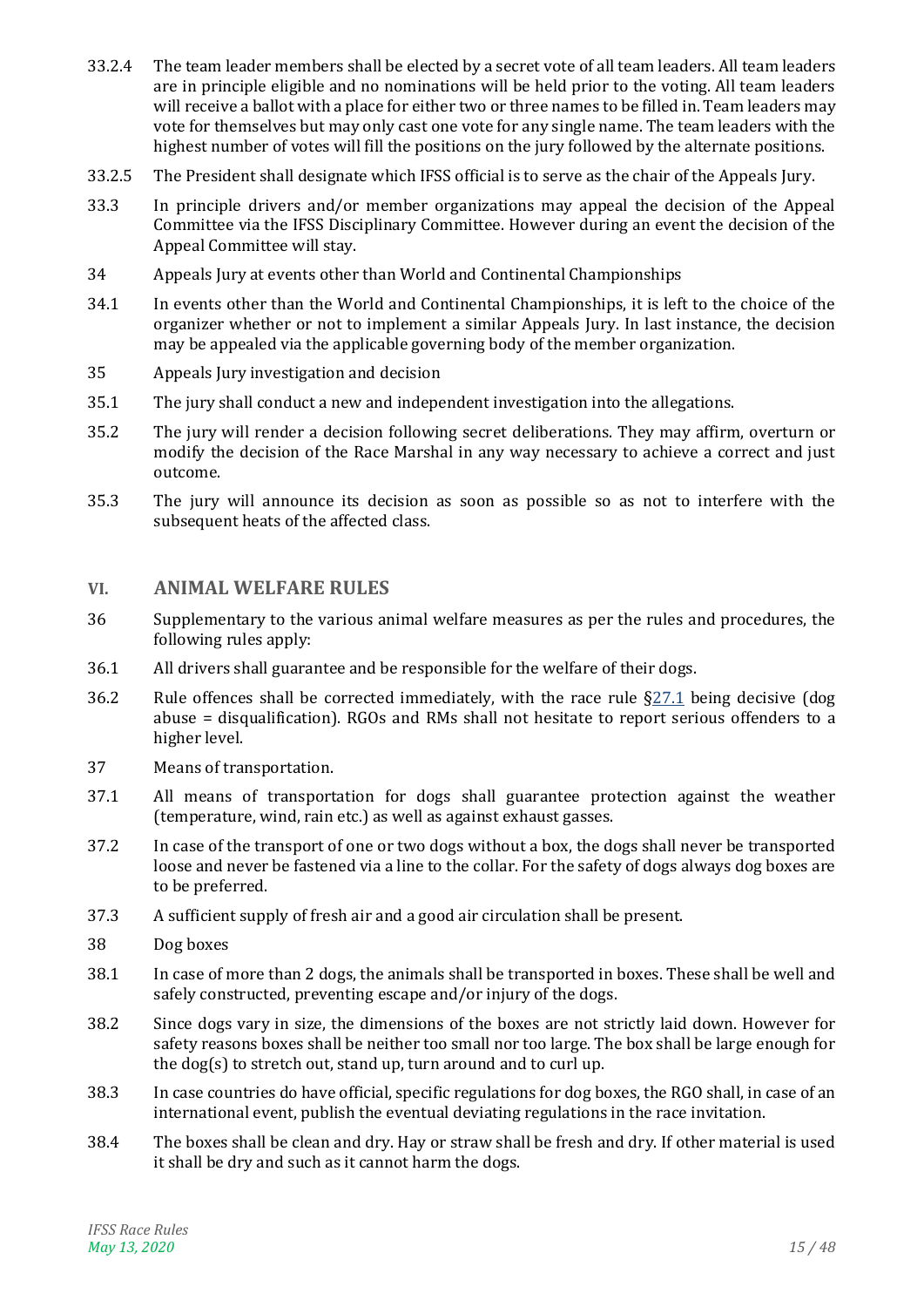33.2.4 The team leader members shall be elected by a secret vote of all team leaders. All team leaders are in principle eligible and no nominations will be held prior to the voting. All team leaders will receive a ballot with a place for either two or three names to be filled in. Team leaders may vote for themselves but may only cast one vote for any single name. The team leaders with the highest number of votes will fill the positions on the jury followed by the alternate positions.

33.2.5 The President shall designate which IFSS official is to serve as the chair of the Appeals Jury.

33.3 In principle drivers and/or member organizations may appeal the decision of the Appeal Committee via the IFSS Disciplinary Committee. However during an event the decision of the Appeal Committee will stay.

34 Appeals Jury at events other than World and Continental Championships

34.1 In events other than the World and Continental Championships, it is left to the choice of the organizer whether or not to implement a similar Appeals Jury. In last instance, the decision may be appealed via the applicable governing body of the member organization.

35 Appeals Jury investigation and decision

35.1 The jury shall conduct a new and independent investigation into the allegations.

35.2 The jury will render a decision following secret deliberations. They may affirm, overturn or modify the decision of the Race Marshal in any way necessary to achieve a correct and just outcome.

35.3 The jury will announce its decision as soon as possible so as not to interfere with the subsequent heats of the affected class.

## VI. ANIMAL WELFARE RULES

36 Supplementary to the various animal welfare measures as per the rules and procedures, the following rules apply:

36.1 All drivers shall guarantee and be responsible for the welfare of their dogs.

36.2 Rule offences shall be corrected immediately, with the race rule §27.1 being decisive (dog abuse = disqualification). RGOs and RMs shall not hesitate to report serious offenders to a higher level.

37 Means of transportation.

37.1 All means of transportation for dogs shall guarantee protection against the weather (temperature, wind, rain etc.) as well as against exhaust gasses.

37.2 In case of the transport of one or two dogs without a box, the dogs shall never be transported loose and never be fastened via a line to the collar. For the safety of dogs always dog boxes are to be preferred.

37.3 A sufficient supply of fresh air and a good air circulation shall be present.

38 Dog boxes

38.1 In case of more than 2 dogs, the animals shall be transported in boxes. These shall be well and safely constructed, preventing escape and/or injury of the dogs.

38.2 Since dogs vary in size, the dimensions of the boxes are not strictly laid down. However for safety reasons boxes shall be neither too small nor too large. The box shall be large enough for the dog(s) to stretch out, stand up, turn around and to curl up.

38.3 In case countries do have official, specific regulations for dog boxes, the RGO shall, in case of an international event, publish the eventual deviating regulations in the race invitation.

38.4 The boxes shall be clean and dry. Hay or straw shall be fresh and dry. If other material is used it shall be dry and such as it cannot harm the dogs.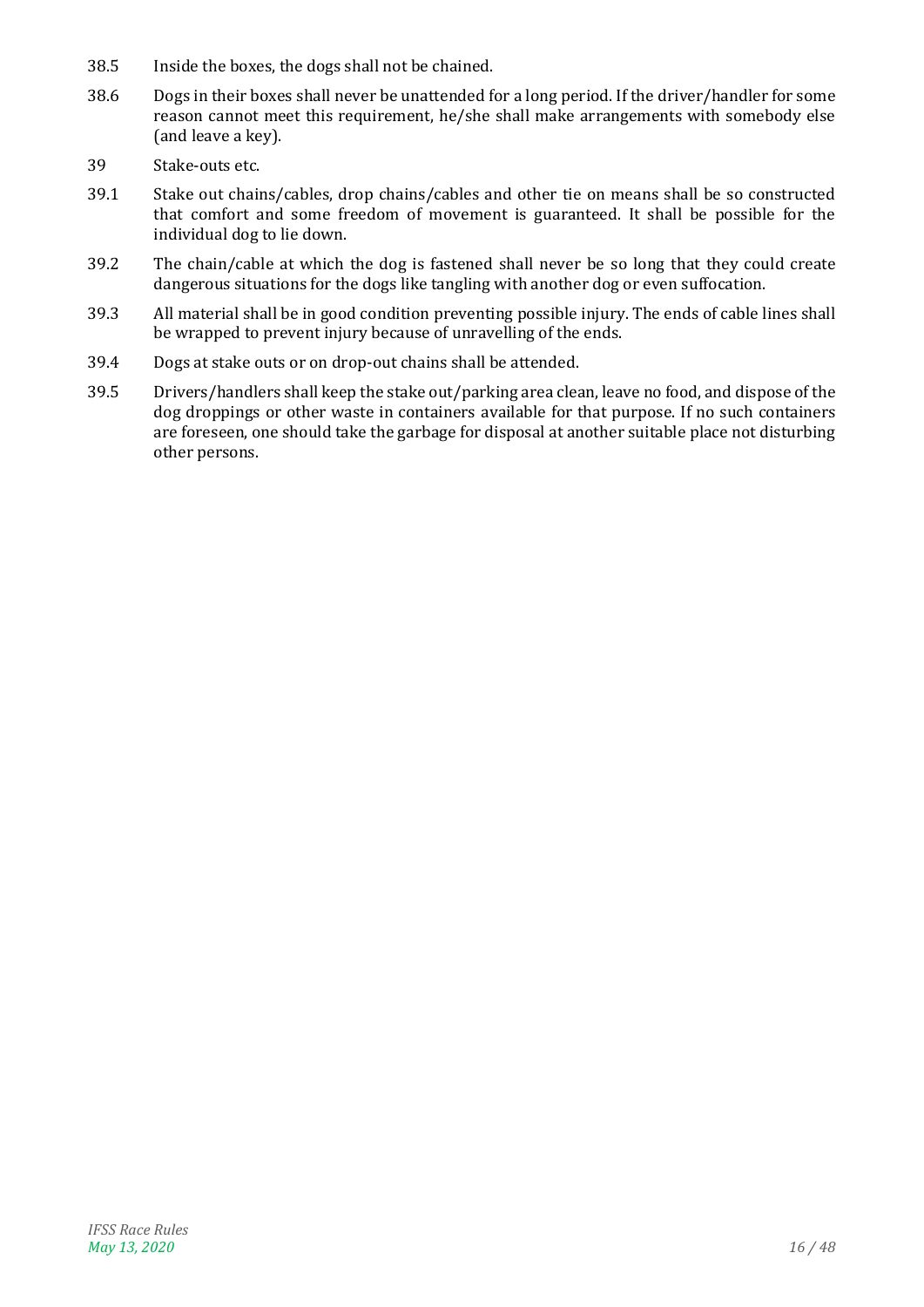38.5 Inside the boxes, the dogs shall not be chained.

38.6 Dogs in their boxes shall never be unattended for a long period. If the driver/handler for some reason cannot meet this requirement, he/she shall make arrangements with somebody else (and leave a key).

39 Stake-outs etc.

39.1 Stake out chains/cables, drop chains/cables and other tie on means shall be so constructed that comfort and some freedom of movement is guaranteed. It shall be possible for the individual dog to lie down.

39.2 The chain/cable at which the dog is fastened shall never be so long that they could create dangerous situations for the dogs like tangling with another dog or even suffocation.

39.3 All material shall be in good condition preventing possible injury. The ends of cable lines shall be wrapped to prevent injury because of unravelling of the ends.

39.4 Dogs at stake outs or on drop-out chains shall be attended.

39.5 Drivers/handlers shall keep the stake out/parking area clean, leave no food, and dispose of the dog droppings or other waste in containers available for that purpose. If no such containers are foreseen, one should take the garbage for disposal at another suitable place not disturbing other persons.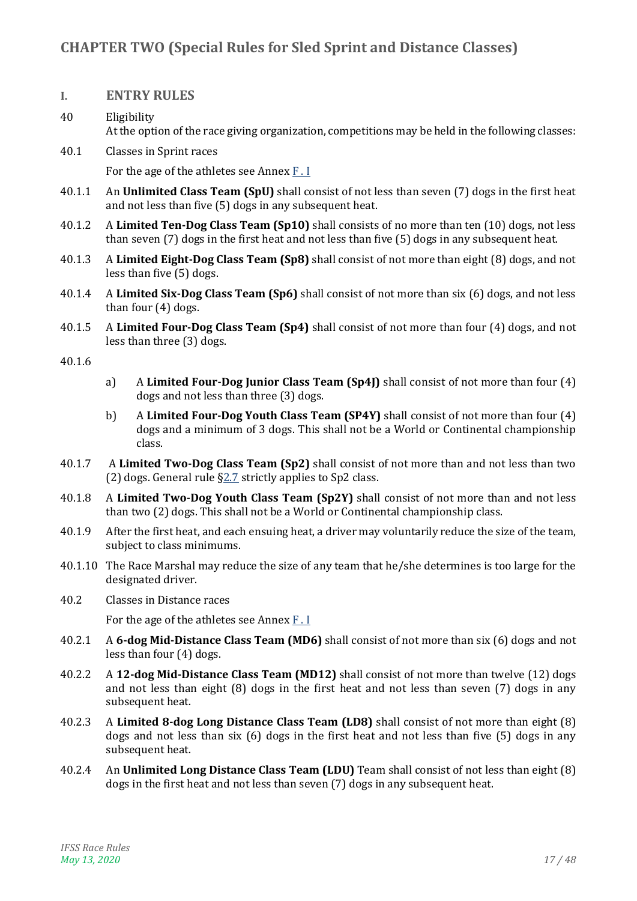# CHAPTER TWO (Special Rules for Sled Sprint and Distance Classes)

## I. ENTRY RULES

40 Eligibility

At the option of the race giving organization, competitions may be held in the following classes:

40.1 Classes in Sprint races

For the age of the athletes see Annex F . I

40.1.1 An **Unlimited Class Team (SpU)** shall consist of not less than seven (7) dogs in the first heat and not less than five (5) dogs in any subsequent heat.

40.1.2 A **Limited Ten-Dog Class Team (Sp10)** shall consists of no more than ten (10) dogs, not less than seven (7) dogs in the first heat and not less than five (5) dogs in any subsequent heat.

40.1.3 A **Limited Eight-Dog Class Team (Sp8)** shall consist of not more than eight (8) dogs, and not less than five (5) dogs.

40.1.4 A **Limited Six-Dog Class Team (Sp6)** shall consist of not more than six (6) dogs, and not less than four (4) dogs.

40.1.5 A **Limited Four-Dog Class Team (Sp4)** shall consist of not more than four (4) dogs, and not less than three (3) dogs.

40.1.6

a) A **Limited Four-Dog Junior Class Team (Sp4J)** shall consist of not more than four (4) dogs and not less than three (3) dogs.

b) A **Limited Four-Dog Youth Class Team (SP4Y)** shall consist of not more than four (4) dogs and a minimum of 3 dogs. This shall not be a World or Continental championship class.

40.1.7 A **Limited Two-Dog Class Team (Sp2)** shall consist of not more than and not less than two (2) dogs. General rule §2.7 strictly applies to Sp2 class.

40.1.8 A **Limited Two-Dog Youth Class Team (Sp2Y)** shall consist of not more than and not less than two (2) dogs. This shall not be a World or Continental championship class.

40.1.9 After the first heat, and each ensuing heat, a driver may voluntarily reduce the size of the team, subject to class minimums.

40.1.10 The Race Marshal may reduce the size of any team that he/she determines is too large for the designated driver.

40.2 Classes in Distance races

For the age of the athletes see Annex F . I

40.2.1 A **6-dog Mid-Distance Class Team (MD6)** shall consist of not more than six (6) dogs and not less than four (4) dogs.

40.2.2 A **12-dog Mid-Distance Class Team (MD12)** shall consist of not more than twelve (12) dogs and not less than eight (8) dogs in the first heat and not less than seven (7) dogs in any subsequent heat.

40.2.3 A **Limited 8-dog Long Distance Class Team (LD8)** shall consist of not more than eight (8) dogs and not less than six (6) dogs in the first heat and not less than five (5) dogs in any subsequent heat.

40.2.4 An **Unlimited Long Distance Class Team (LDU)** Team shall consist of not less than eight (8) dogs in the first heat and not less than seven (7) dogs in any subsequent heat.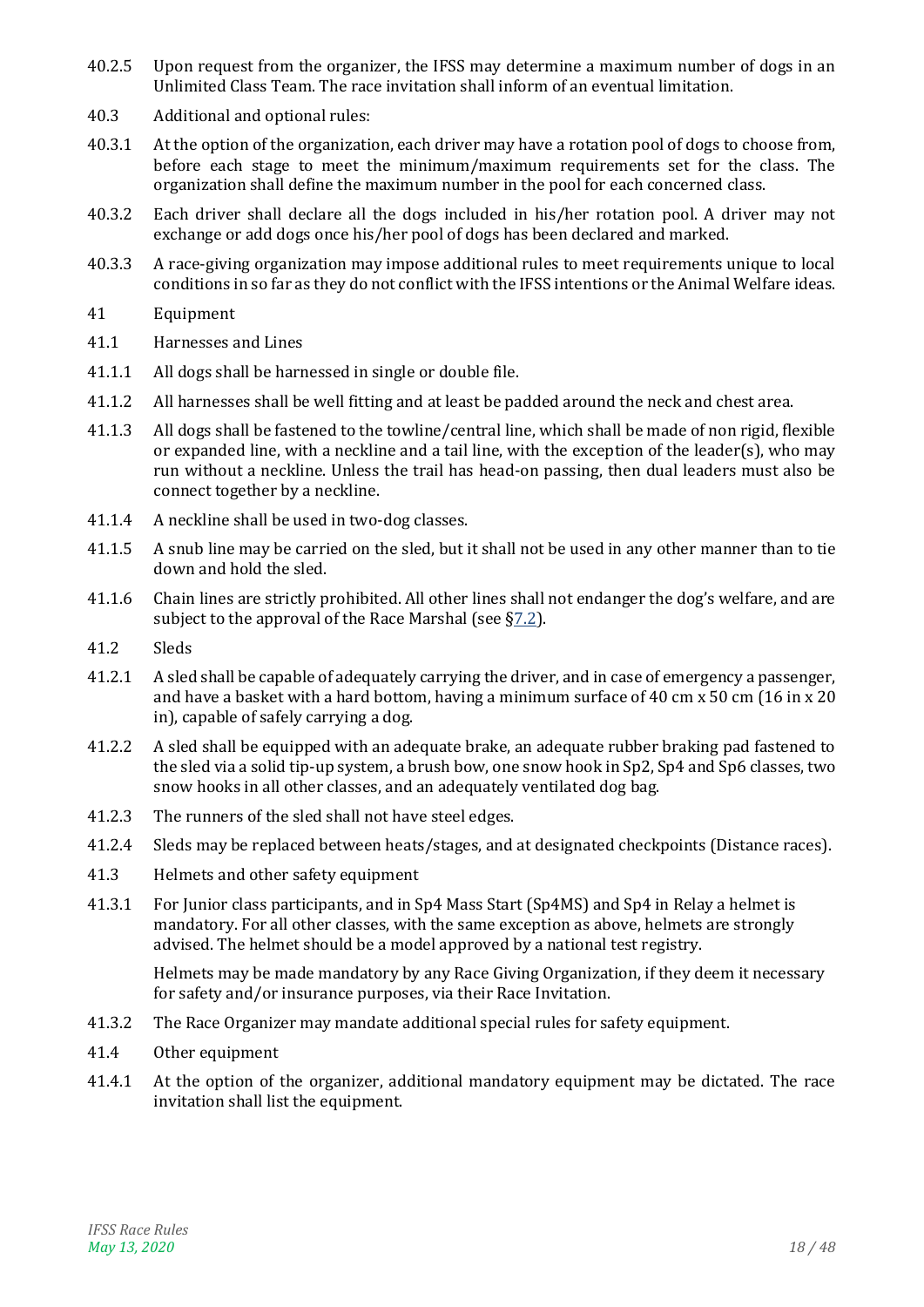40.2.5 Upon request from the organizer, the IFSS may determine a maximum number of dogs in an Unlimited Class Team. The race invitation shall inform of an eventual limitation.

40.3 Additional and optional rules:

40.3.1 At the option of the organization, each driver may have a rotation pool of dogs to choose from, before each stage to meet the minimum/maximum requirements set for the class. The organization shall define the maximum number in the pool for each concerned class.

40.3.2 Each driver shall declare all the dogs included in his/her rotation pool. A driver may not exchange or add dogs once his/her pool of dogs has been declared and marked.

40.3.3 A race-giving organization may impose additional rules to meet requirements unique to local conditions in so far as they do not conflict with the IFSS intentions or the Animal Welfare ideas.

## 41 Equipment

### 41.1 Harnesses and Lines

41.1.1 All dogs shall be harnessed in single or double file.

41.1.2 All harnesses shall be well fitting and at least be padded around the neck and chest area.

41.1.3 All dogs shall be fastened to the towline/central line, which shall be made of non rigid, flexible or expanded line, with a neckline and a tail line, with the exception of the leader(s), who may run without a neckline. Unless the trail has head-on passing, then dual leaders must also be connect together by a neckline.

41.1.4 A neckline shall be used in two-dog classes.

41.1.5 A snub line may be carried on the sled, but it shall not be used in any other manner than to tie down and hold the sled.

41.1.6 Chain lines are strictly prohibited. All other lines shall not endanger the dog's welfare, and are subject to the approval of the Race Marshal (see §7.2).

### 41.2 Sleds

41.2.1 A sled shall be capable of adequately carrying the driver, and in case of emergency a passenger, and have a basket with a hard bottom, having a minimum surface of 40 cm x 50 cm (16 in x 20 in), capable of safely carrying a dog.

41.2.2 A sled shall be equipped with an adequate brake, an adequate rubber braking pad fastened to the sled via a solid tip-up system, a brush bow, one snow hook in Sp2, Sp4 and Sp6 classes, two snow hooks in all other classes, and an adequately ventilated dog bag.

41.2.3 The runners of the sled shall not have steel edges.

41.2.4 Sleds may be replaced between heats/stages, and at designated checkpoints (Distance races).

### 41.3 Helmets and other safety equipment

41.3.1 For Junior class participants, and in Sp4 Mass Start (Sp4MS) and Sp4 in Relay a helmet is mandatory. For all other classes, with the same exception as above, helmets are strongly advised. The helmet should be a model approved by a national test registry.

Helmets may be made mandatory by any Race Giving Organization, if they deem it necessary for safety and/or insurance purposes, via their Race Invitation.

41.3.2 The Race Organizer may mandate additional special rules for safety equipment.

### 41.4 Other equipment

41.4.1 At the option of the organizer, additional mandatory equipment may be dictated. The race invitation shall list the equipment.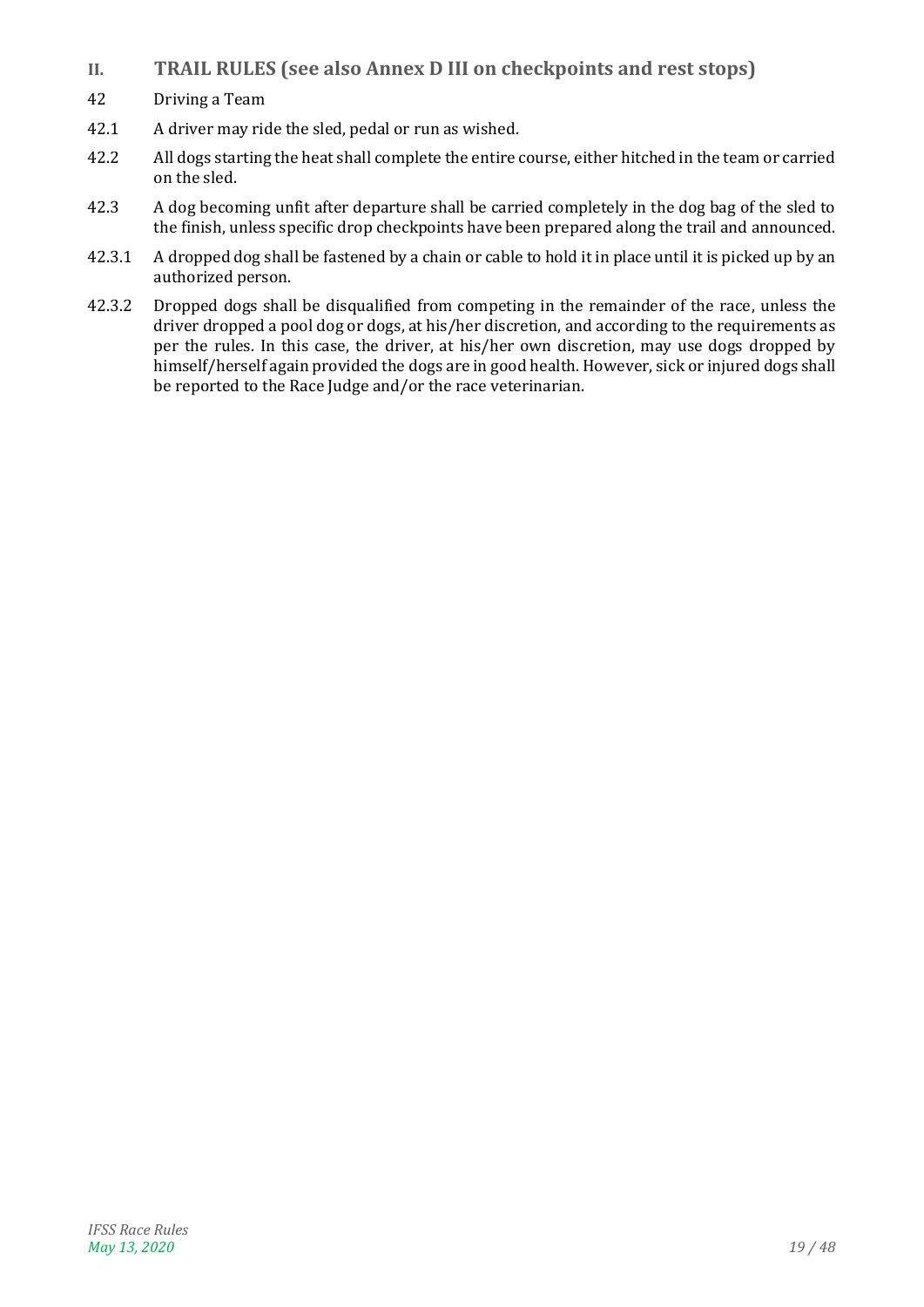## II. TRAIL RULES (see also Annex D III on checkpoints and rest stops)

42 Driving a Team

42.1 A driver may ride the sled, pedal or run as wished.

42.2 All dogs starting the heat shall complete the entire course, either hitched in the team or carried on the sled.

42.3 A dog becoming unfit after departure shall be carried completely in the dog bag of the sled to the finish, unless specific drop checkpoints have been prepared along the trail and announced.

42.3.1 A dropped dog shall be fastened by a chain or cable to hold it in place until it is picked up by an authorized person.

42.3.2 Dropped dogs shall be disqualified from competing in the remainder of the race, unless the driver dropped a pool dog or dogs, at his/her discretion, and according to the requirements as per the rules. In this case, the driver, at his/her own discretion, may use dogs dropped by himself/herself again provided the dogs are in good health. However, sick or injured dogs shall be reported to the Race Judge and/or the race veterinarian.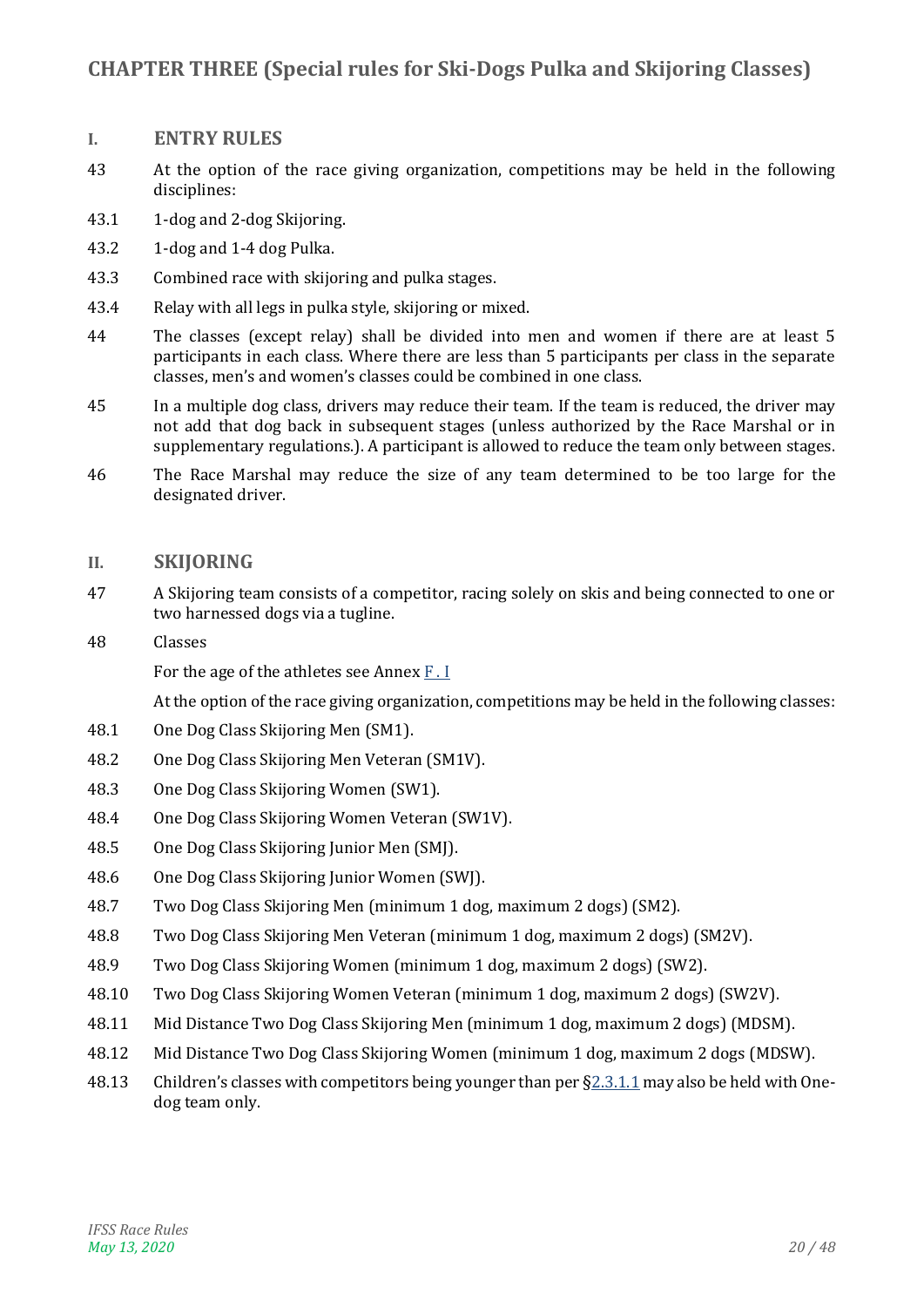# CHAPTER THREE (Special rules for Ski-Dogs Pulka and Skijoring Classes)

## I. ENTRY RULES

43 At the option of the race giving organization, competitions may be held in the following disciplines:

43.1 1-dog and 2-dog Skijoring.

43.2 1-dog and 1-4 dog Pulka.

43.3 Combined race with skijoring and pulka stages.

43.4 Relay with all legs in pulka style, skijoring or mixed.

44 The classes (except relay) shall be divided into men and women if there are at least 5 participants in each class. Where there are less than 5 participants per class in the separate classes, men's and women's classes could be combined in one class.

45 In a multiple dog class, drivers may reduce their team. If the team is reduced, the driver may not add that dog back in subsequent stages (unless authorized by the Race Marshal or in supplementary regulations.). A participant is allowed to reduce the team only between stages.

46 The Race Marshal may reduce the size of any team determined to be too large for the designated driver.

## II. SKIJORING

47 A Skijoring team consists of a competitor, racing solely on skis and being connected to one or two harnessed dogs via a tugline.

48 Classes

For the age of the athletes see Annex F . I

At the option of the race giving organization, competitions may be held in the following classes:

48.1 One Dog Class Skijoring Men (SM1).

48.2 One Dog Class Skijoring Men Veteran (SM1V).

48.3 One Dog Class Skijoring Women (SW1).

48.4 One Dog Class Skijoring Women Veteran (SW1V).

48.5 One Dog Class Skijoring Junior Men (SMJ).

48.6 One Dog Class Skijoring Junior Women (SWJ).

48.7 Two Dog Class Skijoring Men (minimum 1 dog, maximum 2 dogs) (SM2).

48.8 Two Dog Class Skijoring Men Veteran (minimum 1 dog, maximum 2 dogs) (SM2V).

48.9 Two Dog Class Skijoring Women (minimum 1 dog, maximum 2 dogs) (SW2).

48.10 Two Dog Class Skijoring Women Veteran (minimum 1 dog, maximum 2 dogs) (SW2V).

48.11 Mid Distance Two Dog Class Skijoring Men (minimum 1 dog, maximum 2 dogs) (MDSM).

48.12 Mid Distance Two Dog Class Skijoring Women (minimum 1 dog, maximum 2 dogs (MDSW).

48.13 Children's classes with competitors being younger than per §2.3.1.1 may also be held with One-dog team only.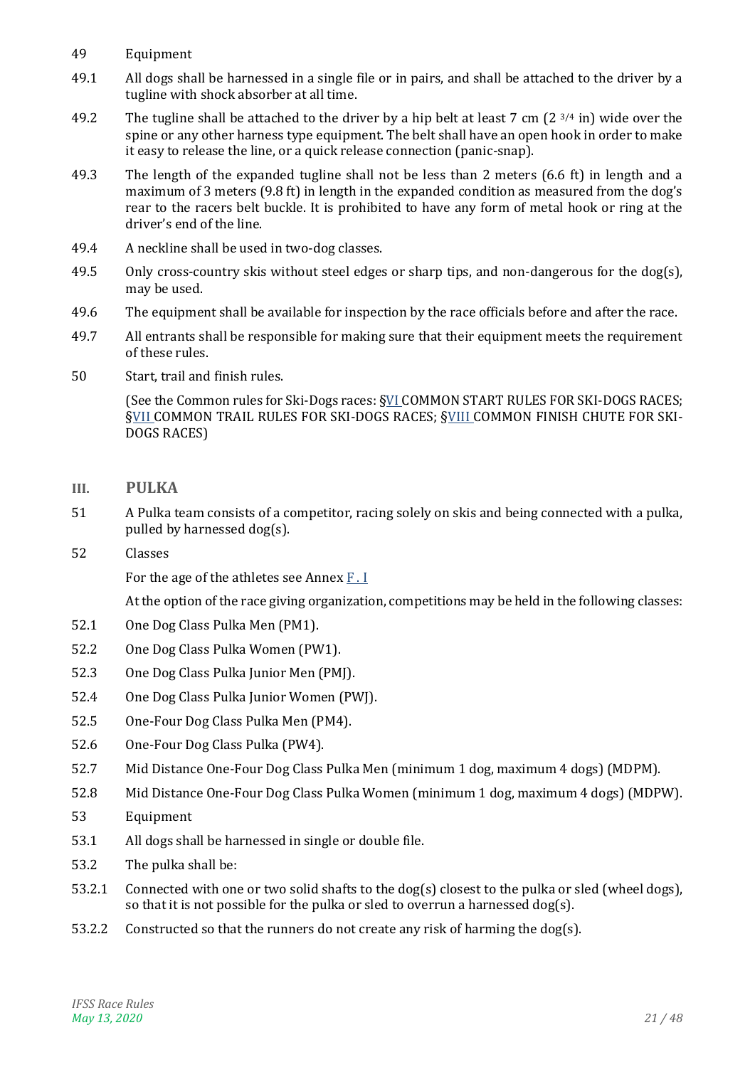49 Equipment

49.1 All dogs shall be harnessed in a single file or in pairs, and shall be attached to the driver by a tugline with shock absorber at all time.

49.2 The tugline shall be attached to the driver by a hip belt at least 7 cm (2 3/4 in) wide over the spine or any other harness type equipment. The belt shall have an open hook in order to make it easy to release the line, or a quick release connection (panic-snap).

49.3 The length of the expanded tugline shall not be less than 2 meters (6.6 ft) in length and a maximum of 3 meters (9.8 ft) in length in the expanded condition as measured from the dog's rear to the racers belt buckle. It is prohibited to have any form of metal hook or ring at the driver's end of the line.

49.4 A neckline shall be used in two-dog classes.

49.5 Only cross-country skis without steel edges or sharp tips, and non-dangerous for the dog(s), may be used.

49.6 The equipment shall be available for inspection by the race officials before and after the race.

49.7 All entrants shall be responsible for making sure that their equipment meets the requirement of these rules.

50 Start, trail and finish rules.

(See the Common rules for Ski-Dogs races: §VI COMMON START RULES FOR SKI-DOGS RACES; §VII COMMON TRAIL RULES FOR SKI-DOGS RACES; §VIII COMMON FINISH CHUTE FOR SKI-DOGS RACES)

## III. PULKA

51 A Pulka team consists of a competitor, racing solely on skis and being connected with a pulka, pulled by harnessed dog(s).

52 Classes

For the age of the athletes see Annex F . I

At the option of the race giving organization, competitions may be held in the following classes:

52.1 One Dog Class Pulka Men (PM1).

52.2 One Dog Class Pulka Women (PW1).

52.3 One Dog Class Pulka Junior Men (PMJ).

52.4 One Dog Class Pulka Junior Women (PWJ).

52.5 One-Four Dog Class Pulka Men (PM4).

52.6 One-Four Dog Class Pulka (PW4).

52.7 Mid Distance One-Four Dog Class Pulka Men (minimum 1 dog, maximum 4 dogs) (MDPM).

52.8 Mid Distance One-Four Dog Class Pulka Women (minimum 1 dog, maximum 4 dogs) (MDPW).

53 Equipment

53.1 All dogs shall be harnessed in single or double file.

53.2 The pulka shall be:

53.2.1 Connected with one or two solid shafts to the dog(s) closest to the pulka or sled (wheel dogs), so that it is not possible for the pulka or sled to overrun a harnessed dog(s).

53.2.2 Constructed so that the runners do not create any risk of harming the dog(s).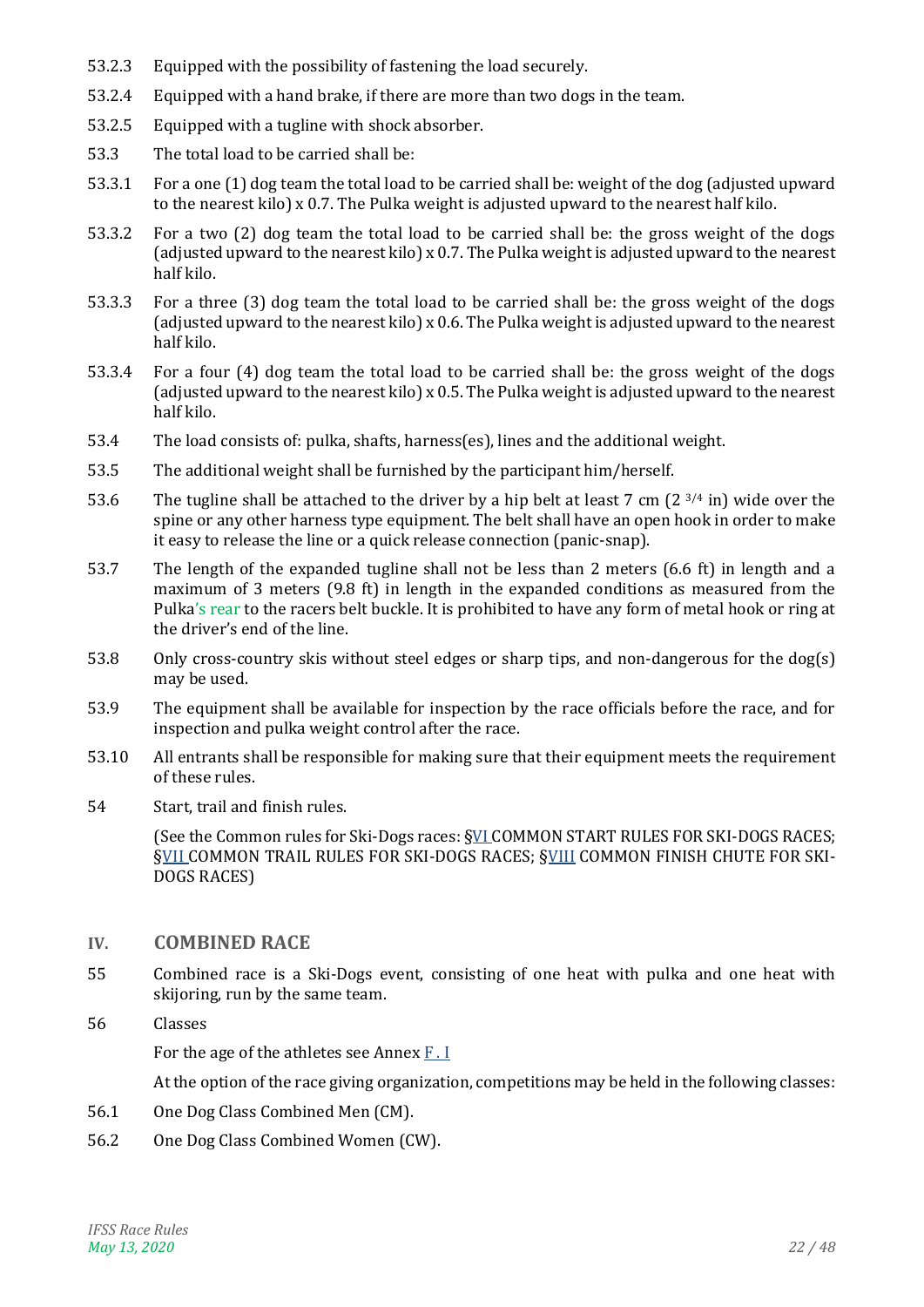53.2.3 Equipped with the possibility of fastening the load securely.

53.2.4 Equipped with a hand brake, if there are more than two dogs in the team.

53.2.5 Equipped with a tugline with shock absorber.

53.3 The total load to be carried shall be:

53.3.1 For a one (1) dog team the total load to be carried shall be: weight of the dog (adjusted upward to the nearest kilo) x 0.7. The Pulka weight is adjusted upward to the nearest half kilo.

53.3.2 For a two (2) dog team the total load to be carried shall be: the gross weight of the dogs (adjusted upward to the nearest kilo) x 0.7. The Pulka weight is adjusted upward to the nearest half kilo.

53.3.3 For a three (3) dog team the total load to be carried shall be: the gross weight of the dogs (adjusted upward to the nearest kilo) x 0.6. The Pulka weight is adjusted upward to the nearest half kilo.

53.3.4 For a four (4) dog team the total load to be carried shall be: the gross weight of the dogs (adjusted upward to the nearest kilo) x 0.5. The Pulka weight is adjusted upward to the nearest half kilo.

53.4 The load consists of: pulka, shafts, harness(es), lines and the additional weight.

53.5 The additional weight shall be furnished by the participant him/herself.

53.6 The tugline shall be attached to the driver by a hip belt at least 7 cm (2 3/4 in) wide over the spine or any other harness type equipment. The belt shall have an open hook in order to make it easy to release the line or a quick release connection (panic-snap).

53.7 The length of the expanded tugline shall not be less than 2 meters (6.6 ft) in length and a maximum of 3 meters (9.8 ft) in length in the expanded conditions as measured from the Pulka's rear to the racers belt buckle. It is prohibited to have any form of metal hook or ring at the driver's end of the line.

53.8 Only cross-country skis without steel edges or sharp tips, and non-dangerous for the dog(s) may be used.

53.9 The equipment shall be available for inspection by the race officials before the race, and for inspection and pulka weight control after the race.

53.10 All entrants shall be responsible for making sure that their equipment meets the requirement of these rules.

54 Start, trail and finish rules.

(See the Common rules for Ski-Dogs races: §VI COMMON START RULES FOR SKI-DOGS RACES; §VII COMMON TRAIL RULES FOR SKI-DOGS RACES; §VIII COMMON FINISH CHUTE FOR SKI-DOGS RACES)

## IV. COMBINED RACE

55 Combined race is a Ski-Dogs event, consisting of one heat with pulka and one heat with skijoring, run by the same team.

56 Classes

For the age of the athletes see Annex F . I

At the option of the race giving organization, competitions may be held in the following classes:

56.1 One Dog Class Combined Men (CM).

56.2 One Dog Class Combined Women (CW).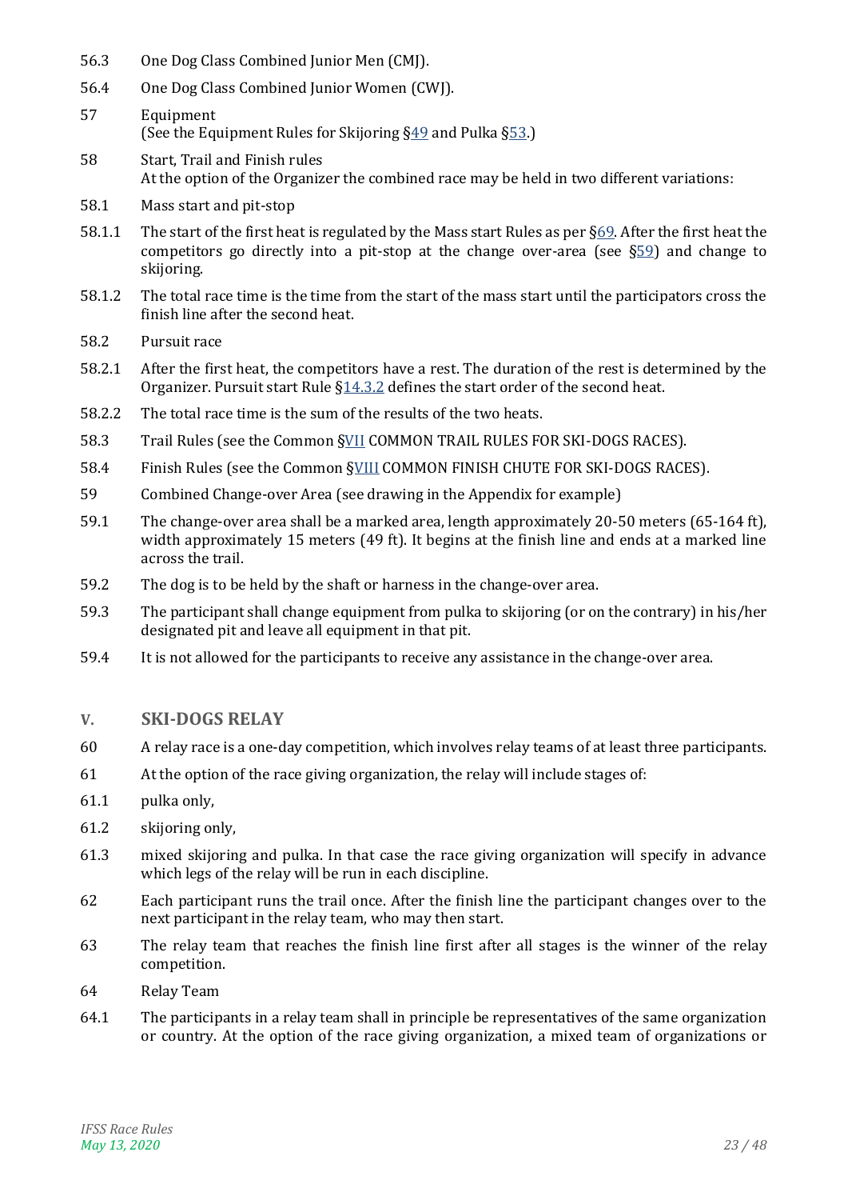56.3 One Dog Class Combined Junior Men (CMJ).

56.4 One Dog Class Combined Junior Women (CWJ).

57 Equipment
(See the Equipment Rules for Skijoring §49 and Pulka §53.)

58 Start, Trail and Finish rules
At the option of the Organizer the combined race may be held in two different variations:

58.1 Mass start and pit-stop

58.1.1 The start of the first heat is regulated by the Mass start Rules as per §69. After the first heat the competitors go directly into a pit-stop at the change over-area (see §59) and change to skijoring.

58.1.2 The total race time is the time from the start of the mass start until the participators cross the finish line after the second heat.

58.2 Pursuit race

58.2.1 After the first heat, the competitors have a rest. The duration of the rest is determined by the Organizer. Pursuit start Rule §14.3.2 defines the start order of the second heat.

58.2.2 The total race time is the sum of the results of the two heats.

58.3 Trail Rules (see the Common §VII COMMON TRAIL RULES FOR SKI-DOGS RACES).

58.4 Finish Rules (see the Common §VIII COMMON FINISH CHUTE FOR SKI-DOGS RACES).

59 Combined Change-over Area (see drawing in the Appendix for example)

59.1 The change-over area shall be a marked area, length approximately 20-50 meters (65-164 ft), width approximately 15 meters (49 ft). It begins at the finish line and ends at a marked line across the trail.

59.2 The dog is to be held by the shaft or harness in the change-over area.

59.3 The participant shall change equipment from pulka to skijoring (or on the contrary) in his/her designated pit and leave all equipment in that pit.

59.4 It is not allowed for the participants to receive any assistance in the change-over area.

## V. SKI-DOGS RELAY

60 A relay race is a one-day competition, which involves relay teams of at least three participants.

61 At the option of the race giving organization, the relay will include stages of:

61.1 pulka only,

61.2 skijoring only,

61.3 mixed skijoring and pulka. In that case the race giving organization will specify in advance which legs of the relay will be run in each discipline.

62 Each participant runs the trail once. After the finish line the participant changes over to the next participant in the relay team, who may then start.

63 The relay team that reaches the finish line first after all stages is the winner of the relay competition.

64 Relay Team

64.1 The participants in a relay team shall in principle be representatives of the same organization or country. At the option of the race giving organization, a mixed team of organizations or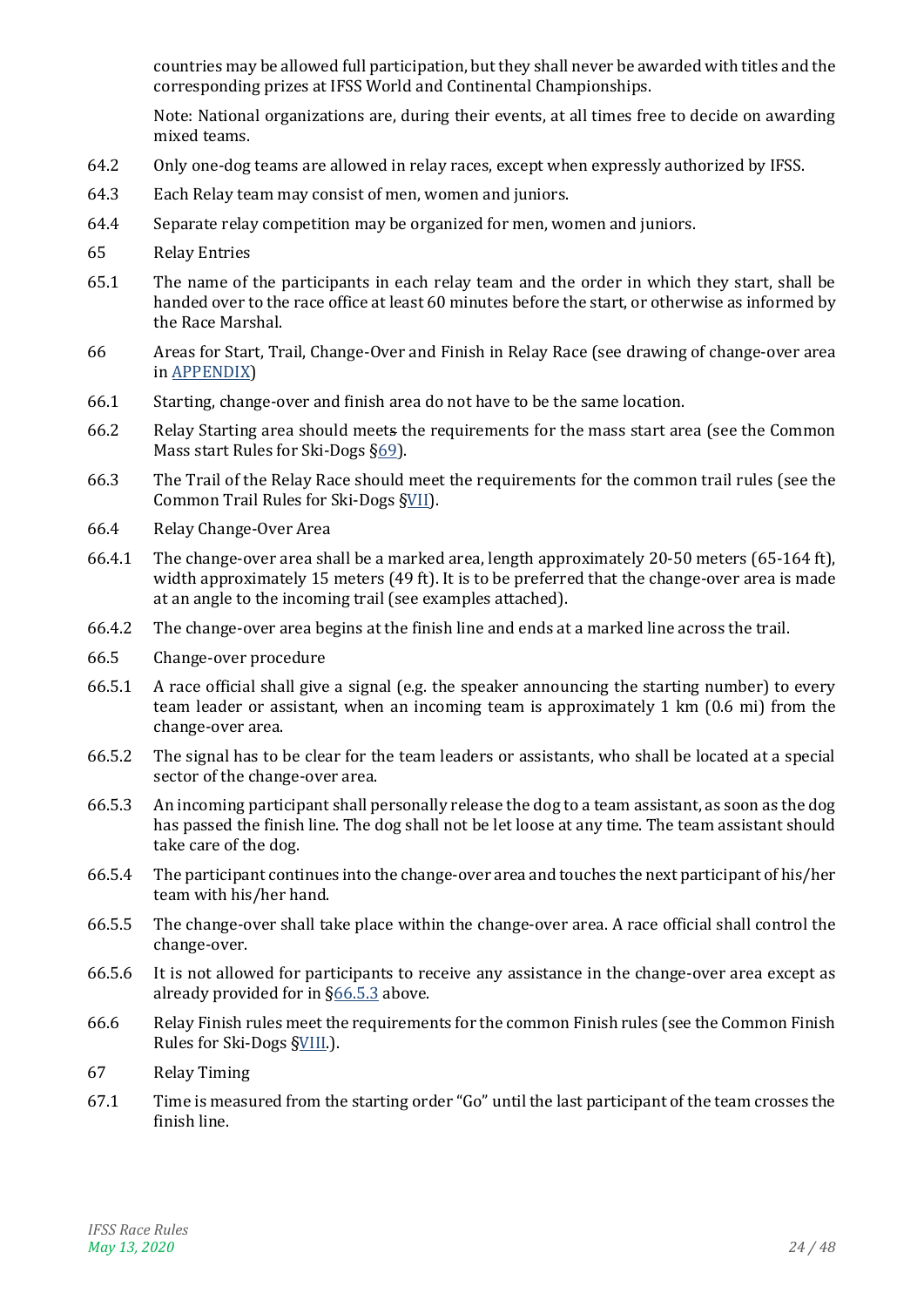countries may be allowed full participation, but they shall never be awarded with titles and the corresponding prizes at IFSS World and Continental Championships.

Note: National organizations are, during their events, at all times free to decide on awarding mixed teams.

64.2 Only one-dog teams are allowed in relay races, except when expressly authorized by IFSS.

64.3 Each Relay team may consist of men, women and juniors.

64.4 Separate relay competition may be organized for men, women and juniors.

65 Relay Entries

65.1 The name of the participants in each relay team and the order in which they start, shall be handed over to the race office at least 60 minutes before the start, or otherwise as informed by the Race Marshal.

66 Areas for Start, Trail, Change-Over and Finish in Relay Race (see drawing of change-over area in APPENDIX)

66.1 Starting, change-over and finish area do not have to be the same location.

66.2 Relay Starting area should meets the requirements for the mass start area (see the Common Mass start Rules for Ski-Dogs §69).

66.3 The Trail of the Relay Race should meet the requirements for the common trail rules (see the Common Trail Rules for Ski-Dogs §VII).

66.4 Relay Change-Over Area

66.4.1 The change-over area shall be a marked area, length approximately 20-50 meters (65-164 ft), width approximately 15 meters (49 ft). It is to be preferred that the change-over area is made at an angle to the incoming trail (see examples attached).

66.4.2 The change-over area begins at the finish line and ends at a marked line across the trail.

66.5 Change-over procedure

66.5.1 A race official shall give a signal (e.g. the speaker announcing the starting number) to every team leader or assistant, when an incoming team is approximately 1 km (0.6 mi) from the change-over area.

66.5.2 The signal has to be clear for the team leaders or assistants, who shall be located at a special sector of the change-over area.

66.5.3 An incoming participant shall personally release the dog to a team assistant, as soon as the dog has passed the finish line. The dog shall not be let loose at any time. The team assistant should take care of the dog.

66.5.4 The participant continues into the change-over area and touches the next participant of his/her team with his/her hand.

66.5.5 The change-over shall take place within the change-over area. A race official shall control the change-over.

66.5.6 It is not allowed for participants to receive any assistance in the change-over area except as already provided for in §66.5.3 above.

66.6 Relay Finish rules meet the requirements for the common Finish rules (see the Common Finish Rules for Ski-Dogs §VIII.).

67 Relay Timing

67.1 Time is measured from the starting order "Go" until the last participant of the team crosses the finish line.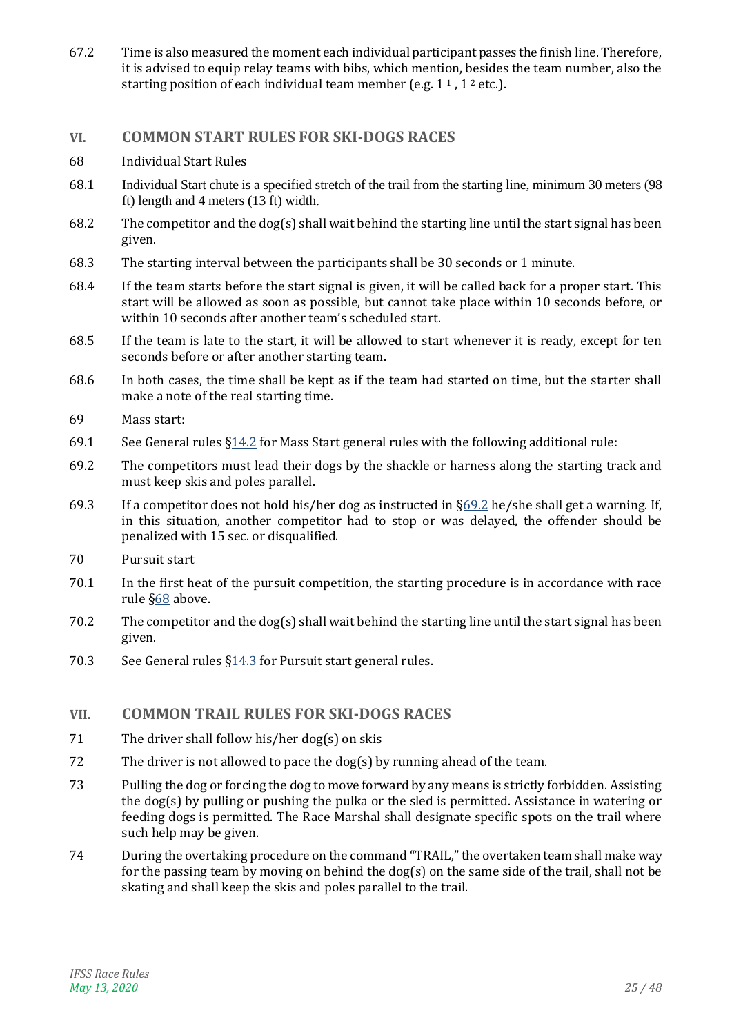67.2 Time is also measured the moment each individual participant passes the finish line. Therefore, it is advised to equip relay teams with bibs, which mention, besides the team number, also the starting position of each individual team member (e.g. 1 [1] , 1 [2] etc.).

## VI. COMMON START RULES FOR SKI-DOGS RACES

68 Individual Start Rules

68.1 Individual Start chute is a specified stretch of the trail from the starting line, minimum 30 meters (98 ft) length and 4 meters (13 ft) width.

68.2 The competitor and the dog(s) shall wait behind the starting line until the start signal has been given.

68.3 The starting interval between the participants shall be 30 seconds or 1 minute.

68.4 If the team starts before the start signal is given, it will be called back for a proper start. This start will be allowed as soon as possible, but cannot take place within 10 seconds before, or within 10 seconds after another team's scheduled start.

68.5 If the team is late to the start, it will be allowed to start whenever it is ready, except for ten seconds before or after another starting team.

68.6 In both cases, the time shall be kept as if the team had started on time, but the starter shall make a note of the real starting time.

69 Mass start:

69.1 See General rules §14.2 for Mass Start general rules with the following additional rule:

69.2 The competitors must lead their dogs by the shackle or harness along the starting track and must keep skis and poles parallel.

69.3 If a competitor does not hold his/her dog as instructed in §69.2 he/she shall get a warning. If, in this situation, another competitor had to stop or was delayed, the offender should be penalized with 15 sec. or disqualified.

70 Pursuit start

70.1 In the first heat of the pursuit competition, the starting procedure is in accordance with race rule §68 above.

70.2 The competitor and the dog(s) shall wait behind the starting line until the start signal has been given.

70.3 See General rules §14.3 for Pursuit start general rules.

## VII. COMMON TRAIL RULES FOR SKI-DOGS RACES

71 The driver shall follow his/her dog(s) on skis

72 The driver is not allowed to pace the dog(s) by running ahead of the team.

73 Pulling the dog or forcing the dog to move forward by any means is strictly forbidden. Assisting the dog(s) by pulling or pushing the pulka or the sled is permitted. Assistance in watering or feeding dogs is permitted. The Race Marshal shall designate specific spots on the trail where such help may be given.

74 During the overtaking procedure on the command "TRAIL," the overtaken team shall make way for the passing team by moving on behind the dog(s) on the same side of the trail, shall not be skating and shall keep the skis and poles parallel to the trail.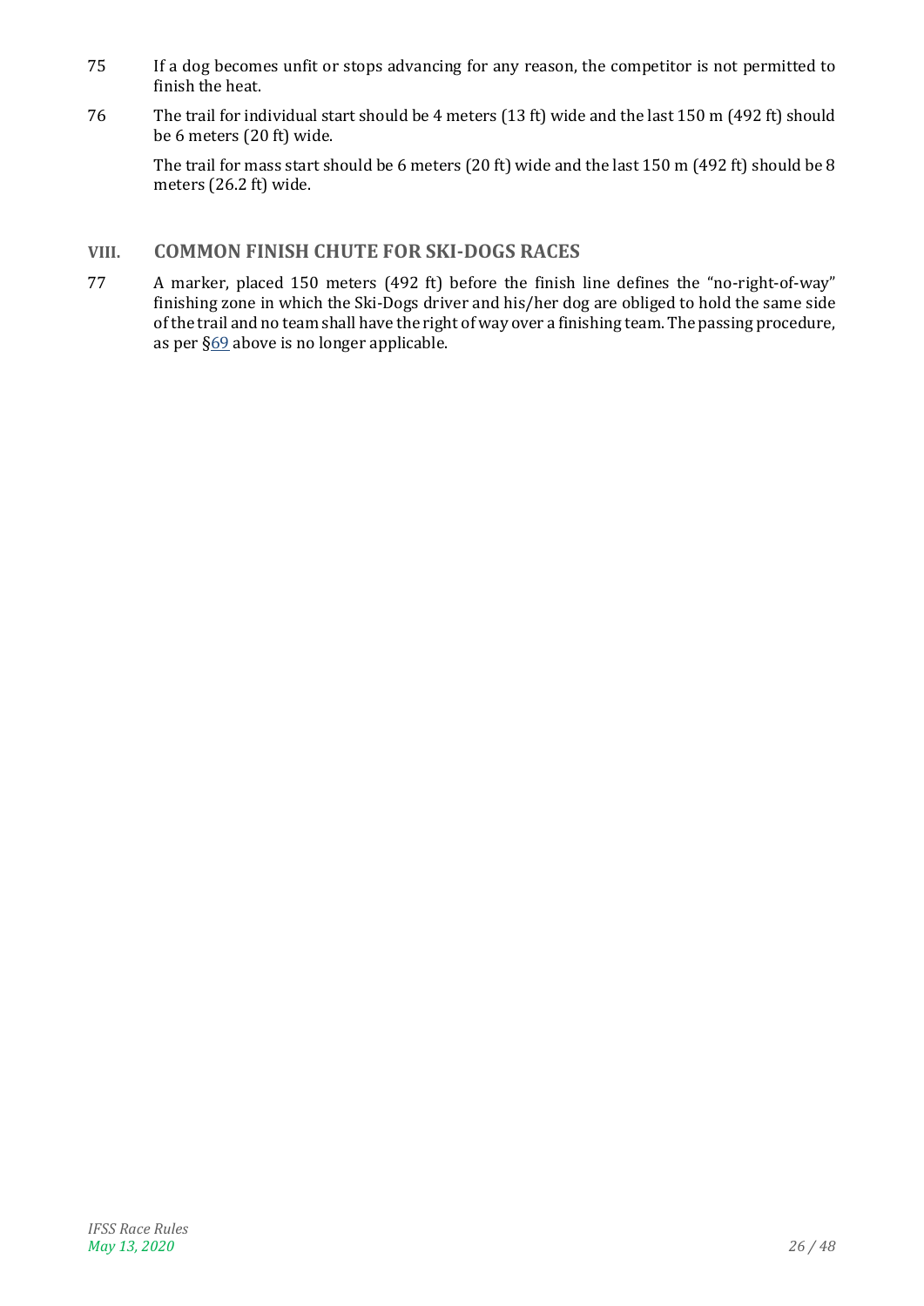75 If a dog becomes unfit or stops advancing for any reason, the competitor is not permitted to finish the heat.

76 The trail for individual start should be 4 meters (13 ft) wide and the last 150 m (492 ft) should be 6 meters (20 ft) wide.

The trail for mass start should be 6 meters (20 ft) wide and the last 150 m (492 ft) should be 8 meters (26.2 ft) wide.

## VIII. COMMON FINISH CHUTE FOR SKI-DOGS RACES

77 A marker, placed 150 meters (492 ft) before the finish line defines the "no-right-of-way" finishing zone in which the Ski-Dogs driver and his/her dog are obliged to hold the same side of the trail and no team shall have the right of way over a finishing team. The passing procedure, as per §69 above is no longer applicable.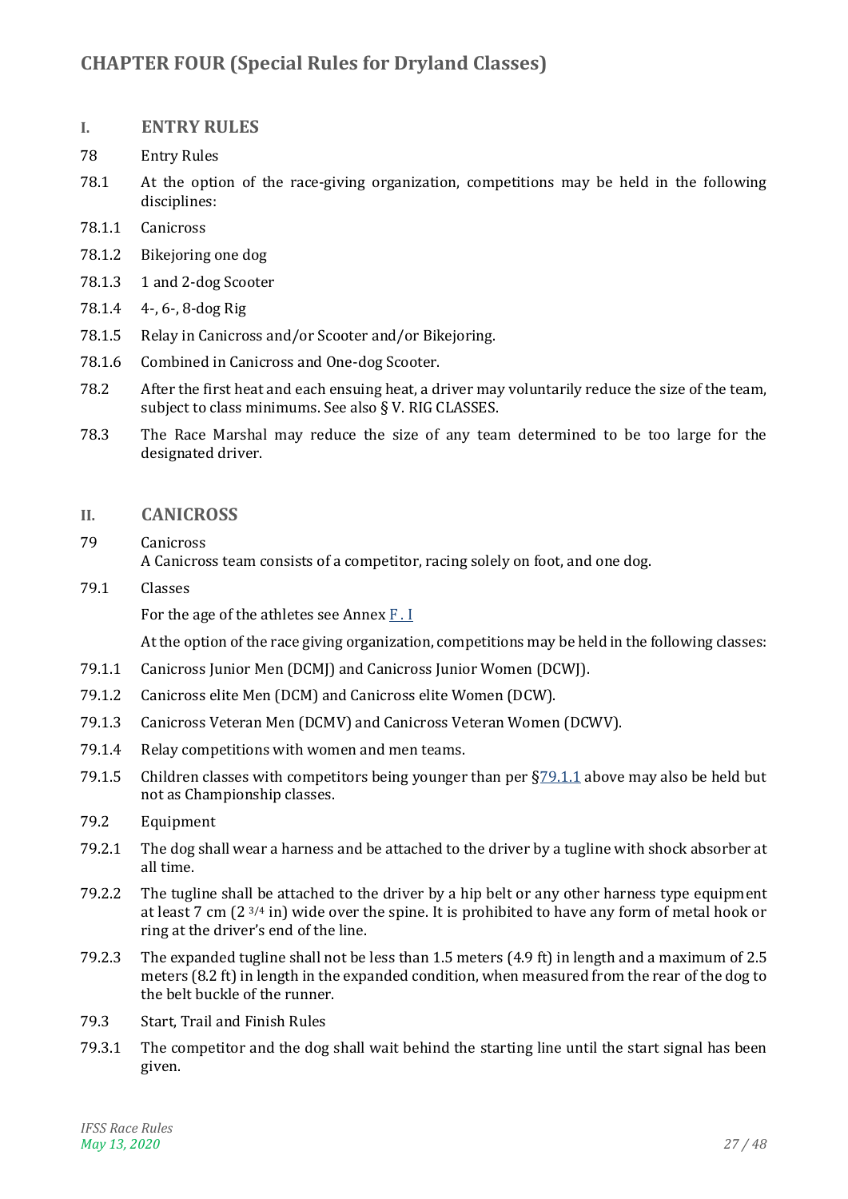# CHAPTER FOUR (Special Rules for Dryland Classes)

## I. ENTRY RULES

78 Entry Rules

78.1 At the option of the race-giving organization, competitions may be held in the following disciplines:

78.1.1 Canicross

78.1.2 Bikejoring one dog

78.1.3 1 and 2-dog Scooter

78.1.4 4-, 6-, 8-dog Rig

78.1.5 Relay in Canicross and/or Scooter and/or Bikejoring.

78.1.6 Combined in Canicross and One-dog Scooter.

78.2 After the first heat and each ensuing heat, a driver may voluntarily reduce the size of the team, subject to class minimums. See also § V. RIG CLASSES.

78.3 The Race Marshal may reduce the size of any team determined to be too large for the designated driver.

## II. CANICROSS

79 Canicross
A Canicross team consists of a competitor, racing solely on foot, and one dog.

79.1 Classes

For the age of the athletes see Annex F . I

At the option of the race giving organization, competitions may be held in the following classes:

79.1.1 Canicross Junior Men (DCMJ) and Canicross Junior Women (DCWJ).

79.1.2 Canicross elite Men (DCM) and Canicross elite Women (DCW).

79.1.3 Canicross Veteran Men (DCMV) and Canicross Veteran Women (DCWV).

79.1.4 Relay competitions with women and men teams.

79.1.5 Children classes with competitors being younger than per §79.1.1 above may also be held but not as Championship classes.

79.2 Equipment

79.2.1 The dog shall wear a harness and be attached to the driver by a tugline with shock absorber at all time.

79.2.2 The tugline shall be attached to the driver by a hip belt or any other harness type equipment at least 7 cm (2 3/4 in) wide over the spine. It is prohibited to have any form of metal hook or ring at the driver's end of the line.

79.2.3 The expanded tugline shall not be less than 1.5 meters (4.9 ft) in length and a maximum of 2.5 meters (8.2 ft) in length in the expanded condition, when measured from the rear of the dog to the belt buckle of the runner.

79.3 Start, Trail and Finish Rules

79.3.1 The competitor and the dog shall wait behind the starting line until the start signal has been given.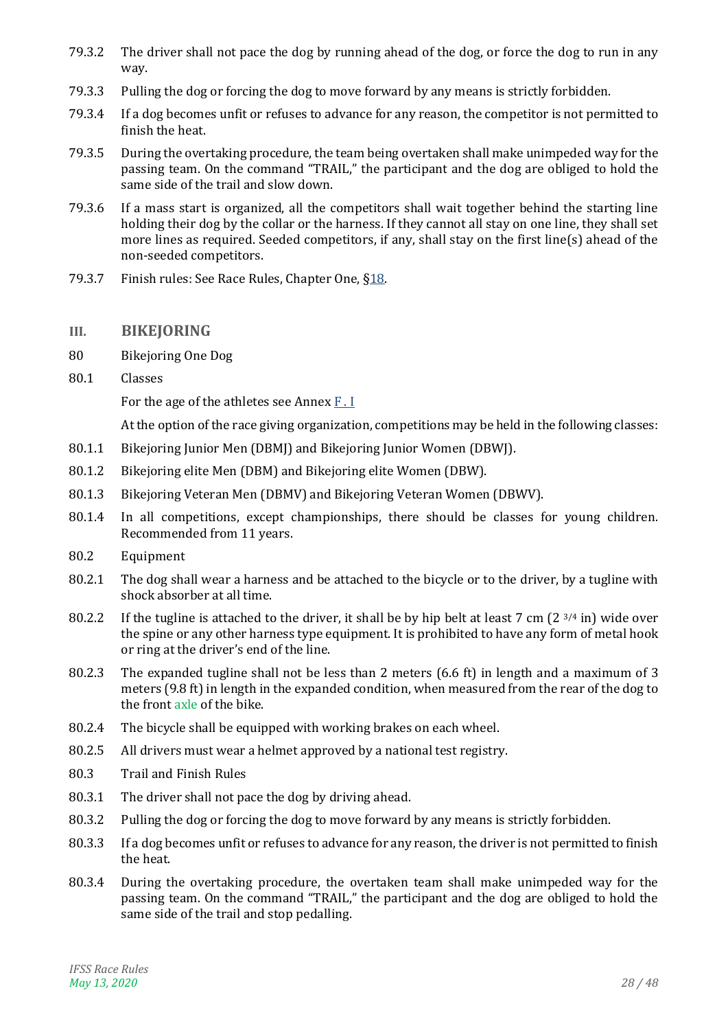79.3.2 The driver shall not pace the dog by running ahead of the dog, or force the dog to run in any way.

79.3.3 Pulling the dog or forcing the dog to move forward by any means is strictly forbidden.

79.3.4 If a dog becomes unfit or refuses to advance for any reason, the competitor is not permitted to finish the heat.

79.3.5 During the overtaking procedure, the team being overtaken shall make unimpeded way for the passing team. On the command "TRAIL," the participant and the dog are obliged to hold the same side of the trail and slow down.

79.3.6 If a mass start is organized, all the competitors shall wait together behind the starting line holding their dog by the collar or the harness. If they cannot all stay on one line, they shall set more lines as required. Seeded competitors, if any, shall stay on the first line(s) ahead of the non-seeded competitors.

79.3.7 Finish rules: See Race Rules, Chapter One, §18.

## III. BIKEJORING

80 Bikejoring One Dog

80.1 Classes

For the age of the athletes see Annex F . I

At the option of the race giving organization, competitions may be held in the following classes:

80.1.1 Bikejoring Junior Men (DBMJ) and Bikejoring Junior Women (DBWJ).

80.1.2 Bikejoring elite Men (DBM) and Bikejoring elite Women (DBW).

80.1.3 Bikejoring Veteran Men (DBMV) and Bikejoring Veteran Women (DBWV).

80.1.4 In all competitions, except championships, there should be classes for young children. Recommended from 11 years.

80.2 Equipment

80.2.1 The dog shall wear a harness and be attached to the bicycle or to the driver, by a tugline with shock absorber at all time.

80.2.2 If the tugline is attached to the driver, it shall be by hip belt at least 7 cm (2 3/4 in) wide over the spine or any other harness type equipment. It is prohibited to have any form of metal hook or ring at the driver's end of the line.

80.2.3 The expanded tugline shall not be less than 2 meters (6.6 ft) in length and a maximum of 3 meters (9.8 ft) in length in the expanded condition, when measured from the rear of the dog to the front axle of the bike.

80.2.4 The bicycle shall be equipped with working brakes on each wheel.

80.2.5 All drivers must wear a helmet approved by a national test registry.

80.3 Trail and Finish Rules

80.3.1 The driver shall not pace the dog by driving ahead.

80.3.2 Pulling the dog or forcing the dog to move forward by any means is strictly forbidden.

80.3.3 If a dog becomes unfit or refuses to advance for any reason, the driver is not permitted to finish the heat.

80.3.4 During the overtaking procedure, the overtaken team shall make unimpeded way for the passing team. On the command "TRAIL," the participant and the dog are obliged to hold the same side of the trail and stop pedalling.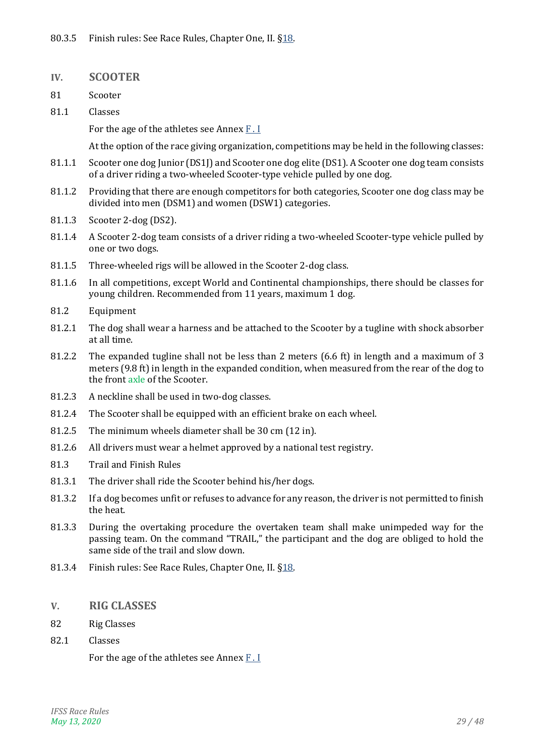80.3.5 Finish rules: See Race Rules, Chapter One, II. §18.

## IV. SCOOTER

81 Scooter

81.1 Classes

For the age of the athletes see Annex F . I

At the option of the race giving organization, competitions may be held in the following classes:

81.1.1 Scooter one dog Junior (DS1J) and Scooter one dog elite (DS1). A Scooter one dog team consists of a driver riding a two-wheeled Scooter-type vehicle pulled by one dog.

81.1.2 Providing that there are enough competitors for both categories, Scooter one dog class may be divided into men (DSM1) and women (DSW1) categories.

81.1.3 Scooter 2-dog (DS2).

81.1.4 A Scooter 2-dog team consists of a driver riding a two-wheeled Scooter-type vehicle pulled by one or two dogs.

81.1.5 Three-wheeled rigs will be allowed in the Scooter 2-dog class.

81.1.6 In all competitions, except World and Continental championships, there should be classes for young children. Recommended from 11 years, maximum 1 dog.

81.2 Equipment

81.2.1 The dog shall wear a harness and be attached to the Scooter by a tugline with shock absorber at all time.

81.2.2 The expanded tugline shall not be less than 2 meters (6.6 ft) in length and a maximum of 3 meters (9.8 ft) in length in the expanded condition, when measured from the rear of the dog to the front axle of the Scooter.

81.2.3 A neckline shall be used in two-dog classes.

81.2.4 The Scooter shall be equipped with an efficient brake on each wheel.

81.2.5 The minimum wheels diameter shall be 30 cm (12 in).

81.2.6 All drivers must wear a helmet approved by a national test registry.

81.3 Trail and Finish Rules

81.3.1 The driver shall ride the Scooter behind his/her dogs.

81.3.2 If a dog becomes unfit or refuses to advance for any reason, the driver is not permitted to finish the heat.

81.3.3 During the overtaking procedure the overtaken team shall make unimpeded way for the passing team. On the command "TRAIL," the participant and the dog are obliged to hold the same side of the trail and slow down.

81.3.4 Finish rules: See Race Rules, Chapter One, II. §18.

## V. RIG CLASSES

82 Rig Classes

82.1 Classes

For the age of the athletes see Annex F . I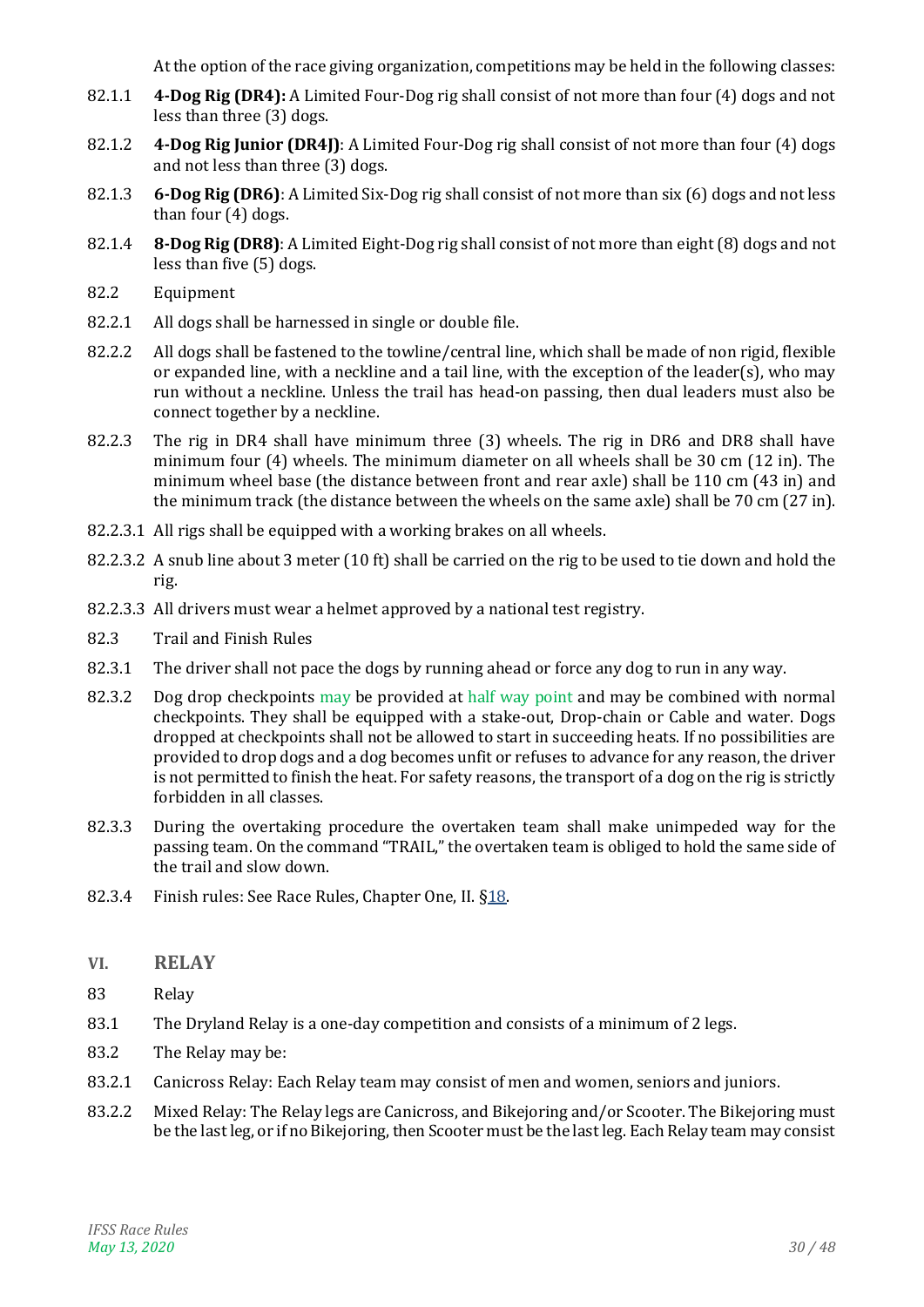At the option of the race giving organization, competitions may be held in the following classes:

82.1.1 **4-Dog Rig (DR4):** A Limited Four-Dog rig shall consist of not more than four (4) dogs and not less than three (3) dogs.

82.1.2 **4-Dog Rig Junior (DR4J)**: A Limited Four-Dog rig shall consist of not more than four (4) dogs and not less than three (3) dogs.

82.1.3 **6-Dog Rig (DR6)**: A Limited Six-Dog rig shall consist of not more than six (6) dogs and not less than four (4) dogs.

82.1.4 **8-Dog Rig (DR8)**: A Limited Eight-Dog rig shall consist of not more than eight (8) dogs and not less than five (5) dogs.

82.2 Equipment

82.2.1 All dogs shall be harnessed in single or double file.

82.2.2 All dogs shall be fastened to the towline/central line, which shall be made of non rigid, flexible or expanded line, with a neckline and a tail line, with the exception of the leader(s), who may run without a neckline. Unless the trail has head-on passing, then dual leaders must also be connect together by a neckline.

82.2.3 The rig in DR4 shall have minimum three (3) wheels. The rig in DR6 and DR8 shall have minimum four (4) wheels. The minimum diameter on all wheels shall be 30 cm (12 in). The minimum wheel base (the distance between front and rear axle) shall be 110 cm (43 in) and the minimum track (the distance between the wheels on the same axle) shall be 70 cm (27 in).

82.2.3.1 All rigs shall be equipped with a working brakes on all wheels.

82.2.3.2 A snub line about 3 meter (10 ft) shall be carried on the rig to be used to tie down and hold the rig.

82.2.3.3 All drivers must wear a helmet approved by a national test registry.

82.3 Trail and Finish Rules

82.3.1 The driver shall not pace the dogs by running ahead or force any dog to run in any way.

82.3.2 Dog drop checkpoints may be provided at half way point and may be combined with normal checkpoints. They shall be equipped with a stake-out, Drop-chain or Cable and water. Dogs dropped at checkpoints shall not be allowed to start in succeeding heats. If no possibilities are provided to drop dogs and a dog becomes unfit or refuses to advance for any reason, the driver is not permitted to finish the heat. For safety reasons, the transport of a dog on the rig is strictly forbidden in all classes.

82.3.3 During the overtaking procedure the overtaken team shall make unimpeded way for the passing team. On the command "TRAIL," the overtaken team is obliged to hold the same side of the trail and slow down.

82.3.4 Finish rules: See Race Rules, Chapter One, II. §18.

## VI. RELAY

83 Relay

83.1 The Dryland Relay is a one-day competition and consists of a minimum of 2 legs.

83.2 The Relay may be:

83.2.1 Canicross Relay: Each Relay team may consist of men and women, seniors and juniors.

83.2.2 Mixed Relay: The Relay legs are Canicross, and Bikejoring and/or Scooter. The Bikejoring must be the last leg, or if no Bikejoring, then Scooter must be the last leg. Each Relay team may consist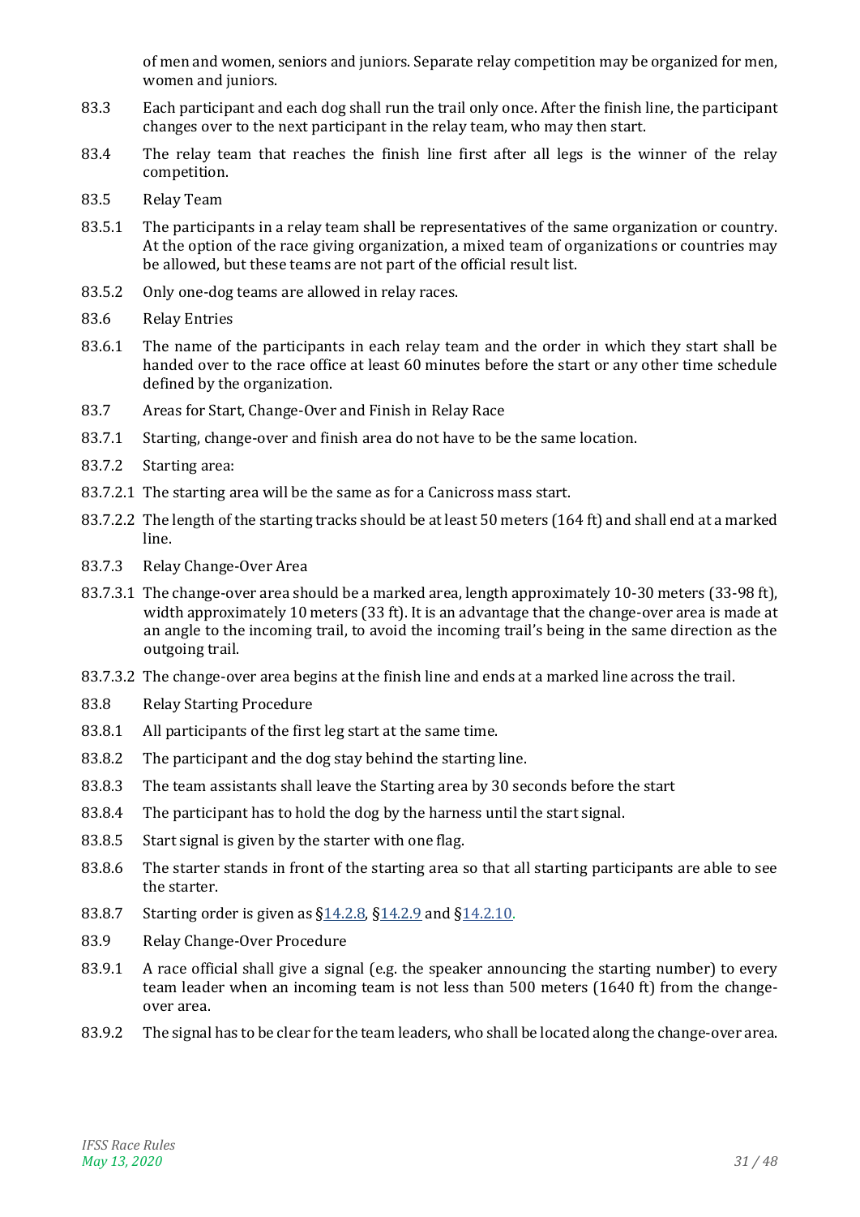of men and women, seniors and juniors. Separate relay competition may be organized for men, women and juniors.

83.3 Each participant and each dog shall run the trail only once. After the finish line, the participant changes over to the next participant in the relay team, who may then start.

83.4 The relay team that reaches the finish line first after all legs is the winner of the relay competition.

83.5 Relay Team

83.5.1 The participants in a relay team shall be representatives of the same organization or country. At the option of the race giving organization, a mixed team of organizations or countries may be allowed, but these teams are not part of the official result list.

83.5.2 Only one-dog teams are allowed in relay races.

83.6 Relay Entries

83.6.1 The name of the participants in each relay team and the order in which they start shall be handed over to the race office at least 60 minutes before the start or any other time schedule defined by the organization.

83.7 Areas for Start, Change-Over and Finish in Relay Race

83.7.1 Starting, change-over and finish area do not have to be the same location.

83.7.2 Starting area:

83.7.2.1 The starting area will be the same as for a Canicross mass start.

83.7.2.2 The length of the starting tracks should be at least 50 meters (164 ft) and shall end at a marked line.

83.7.3 Relay Change-Over Area

83.7.3.1 The change-over area should be a marked area, length approximately 10-30 meters (33-98 ft), width approximately 10 meters (33 ft). It is an advantage that the change-over area is made at an angle to the incoming trail, to avoid the incoming trail's being in the same direction as the outgoing trail.

83.7.3.2 The change-over area begins at the finish line and ends at a marked line across the trail.

83.8 Relay Starting Procedure

83.8.1 All participants of the first leg start at the same time.

83.8.2 The participant and the dog stay behind the starting line.

83.8.3 The team assistants shall leave the Starting area by 30 seconds before the start

83.8.4 The participant has to hold the dog by the harness until the start signal.

83.8.5 Start signal is given by the starter with one flag.

83.8.6 The starter stands in front of the starting area so that all starting participants are able to see the starter.

83.8.7 Starting order is given as §14.2.8, §14.2.9 and §14.2.10.

83.9 Relay Change-Over Procedure

83.9.1 A race official shall give a signal (e.g. the speaker announcing the starting number) to every team leader when an incoming team is not less than 500 meters (1640 ft) from the change-over area.

83.9.2 The signal has to be clear for the team leaders, who shall be located along the change-over area.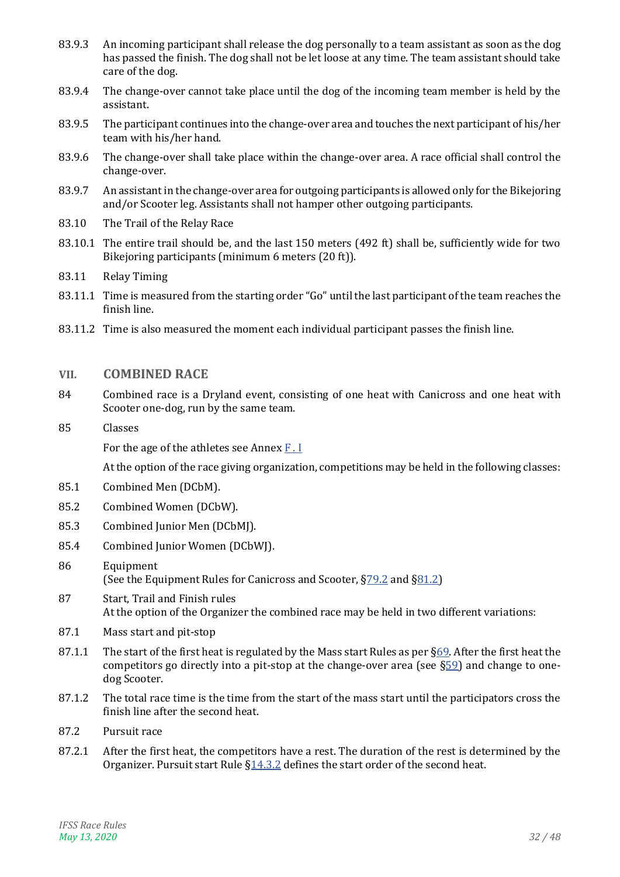83.9.3 An incoming participant shall release the dog personally to a team assistant as soon as the dog has passed the finish. The dog shall not be let loose at any time. The team assistant should take care of the dog.

83.9.4 The change-over cannot take place until the dog of the incoming team member is held by the assistant.

83.9.5 The participant continues into the change-over area and touches the next participant of his/her team with his/her hand.

83.9.6 The change-over shall take place within the change-over area. A race official shall control the change-over.

83.9.7 An assistant in the change-over area for outgoing participants is allowed only for the Bikejoring and/or Scooter leg. Assistants shall not hamper other outgoing participants.

83.10 The Trail of the Relay Race

83.10.1 The entire trail should be, and the last 150 meters (492 ft) shall be, sufficiently wide for two Bikejoring participants (minimum 6 meters (20 ft)).

83.11 Relay Timing

83.11.1 Time is measured from the starting order "Go" until the last participant of the team reaches the finish line.

83.11.2 Time is also measured the moment each individual participant passes the finish line.

## VII. COMBINED RACE

84 Combined race is a Dryland event, consisting of one heat with Canicross and one heat with Scooter one-dog, run by the same team.

85 Classes

For the age of the athletes see Annex F . I

At the option of the race giving organization, competitions may be held in the following classes:

85.1 Combined Men (DCbM).

85.2 Combined Women (DCbW).

85.3 Combined Junior Men (DCbMJ).

85.4 Combined Junior Women (DCbWJ).

86 Equipment
(See the Equipment Rules for Canicross and Scooter, §79.2 and §81.2)

87 Start, Trail and Finish rules
At the option of the Organizer the combined race may be held in two different variations:

87.1 Mass start and pit-stop

87.1.1 The start of the first heat is regulated by the Mass start Rules as per §69. After the first heat the competitors go directly into a pit-stop at the change-over area (see §59) and change to one-dog Scooter.

87.1.2 The total race time is the time from the start of the mass start until the participators cross the finish line after the second heat.

87.2 Pursuit race

87.2.1 After the first heat, the competitors have a rest. The duration of the rest is determined by the Organizer. Pursuit start Rule §14.3.2 defines the start order of the second heat.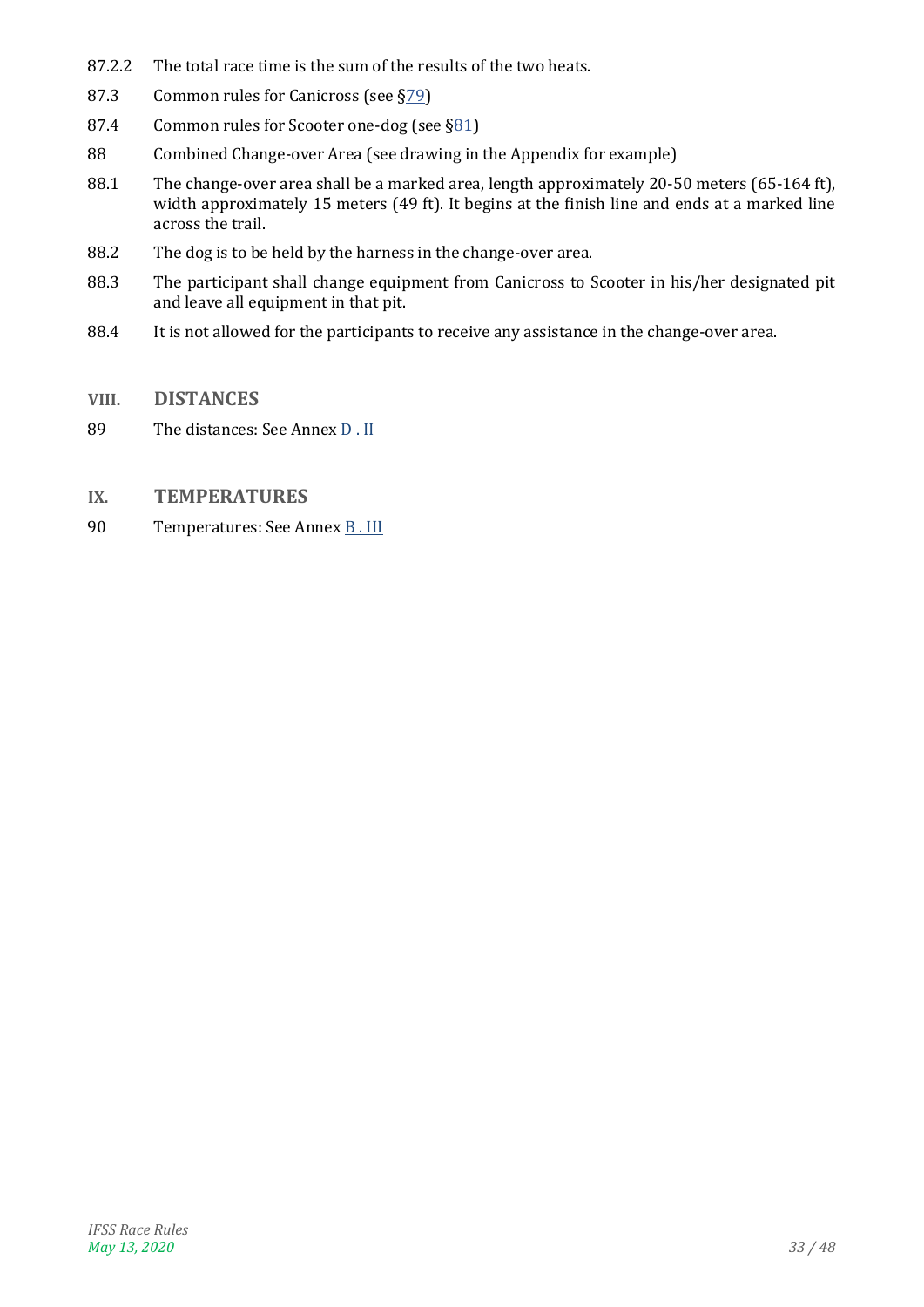87.2.2 The total race time is the sum of the results of the two heats.

87.3 Common rules for Canicross (see §79)

87.4 Common rules for Scooter one-dog (see §81)

88 Combined Change-over Area (see drawing in the Appendix for example)

88.1 The change-over area shall be a marked area, length approximately 20-50 meters (65-164 ft), width approximately 15 meters (49 ft). It begins at the finish line and ends at a marked line across the trail.

88.2 The dog is to be held by the harness in the change-over area.

88.3 The participant shall change equipment from Canicross to Scooter in his/her designated pit and leave all equipment in that pit.

88.4 It is not allowed for the participants to receive any assistance in the change-over area.

## VIII. DISTANCES

89 The distances: See Annex D . II

## IX. TEMPERATURES

90 Temperatures: See Annex B . III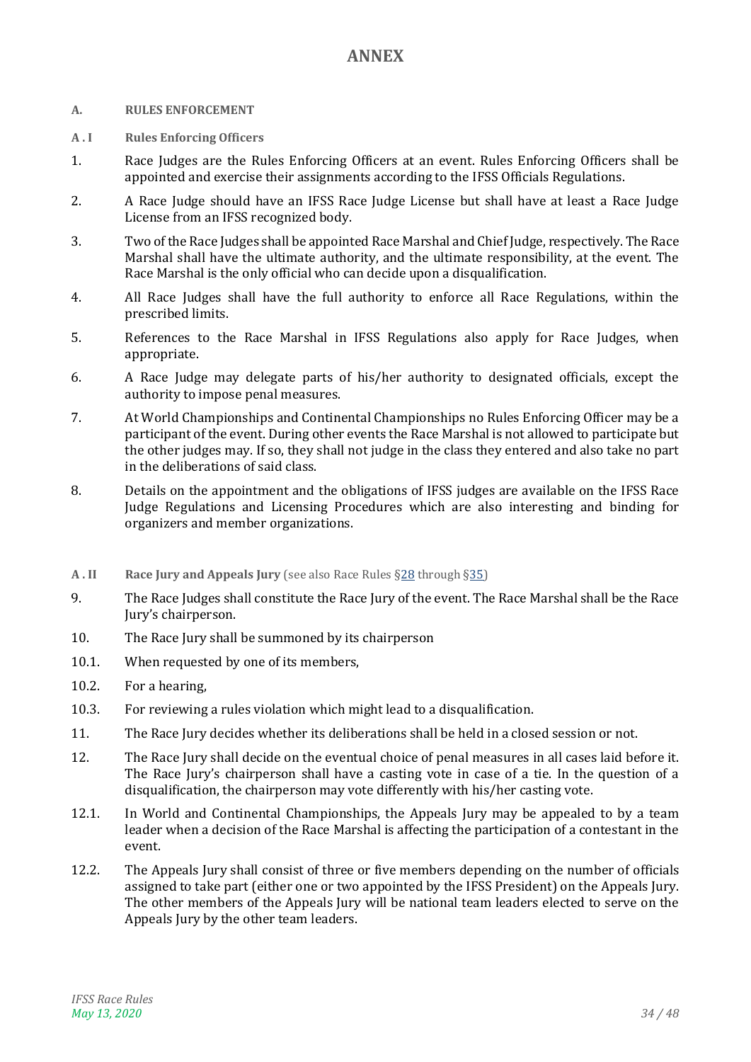# ANNEX

## A. RULES ENFORCEMENT

### A . I Rules Enforcing Officers

1. Race Judges are the Rules Enforcing Officers at an event. Rules Enforcing Officers shall be appointed and exercise their assignments according to the IFSS Officials Regulations.

2. A Race Judge should have an IFSS Race Judge License but shall have at least a Race Judge License from an IFSS recognized body.

3. Two of the Race Judges shall be appointed Race Marshal and Chief Judge, respectively. The Race Marshal shall have the ultimate authority, and the ultimate responsibility, at the event. The Race Marshal is the only official who can decide upon a disqualification.

4. All Race Judges shall have the full authority to enforce all Race Regulations, within the prescribed limits.

5. References to the Race Marshal in IFSS Regulations also apply for Race Judges, when appropriate.

6. A Race Judge may delegate parts of his/her authority to designated officials, except the authority to impose penal measures.

7. At World Championships and Continental Championships no Rules Enforcing Officer may be a participant of the event. During other events the Race Marshal is not allowed to participate but the other judges may. If so, they shall not judge in the class they entered and also take no part in the deliberations of said class.

8. Details on the appointment and the obligations of IFSS judges are available on the IFSS Race Judge Regulations and Licensing Procedures which are also interesting and binding for organizers and member organizations.

### A . II Race Jury and Appeals Jury (see also Race Rules §28 through §35)

9. The Race Judges shall constitute the Race Jury of the event. The Race Marshal shall be the Race Jury's chairperson.

10. The Race Jury shall be summoned by its chairperson

10.1. When requested by one of its members,

10.2. For a hearing,

10.3. For reviewing a rules violation which might lead to a disqualification.

11. The Race Jury decides whether its deliberations shall be held in a closed session or not.

12. The Race Jury shall decide on the eventual choice of penal measures in all cases laid before it. The Race Jury's chairperson shall have a casting vote in case of a tie. In the question of a disqualification, the chairperson may vote differently with his/her casting vote.

12.1. In World and Continental Championships, the Appeals Jury may be appealed to by a team leader when a decision of the Race Marshal is affecting the participation of a contestant in the event.

12.2. The Appeals Jury shall consist of three or five members depending on the number of officials assigned to take part (either one or two appointed by the IFSS President) on the Appeals Jury. The other members of the Appeals Jury will be national team leaders elected to serve on the Appeals Jury by the other team leaders.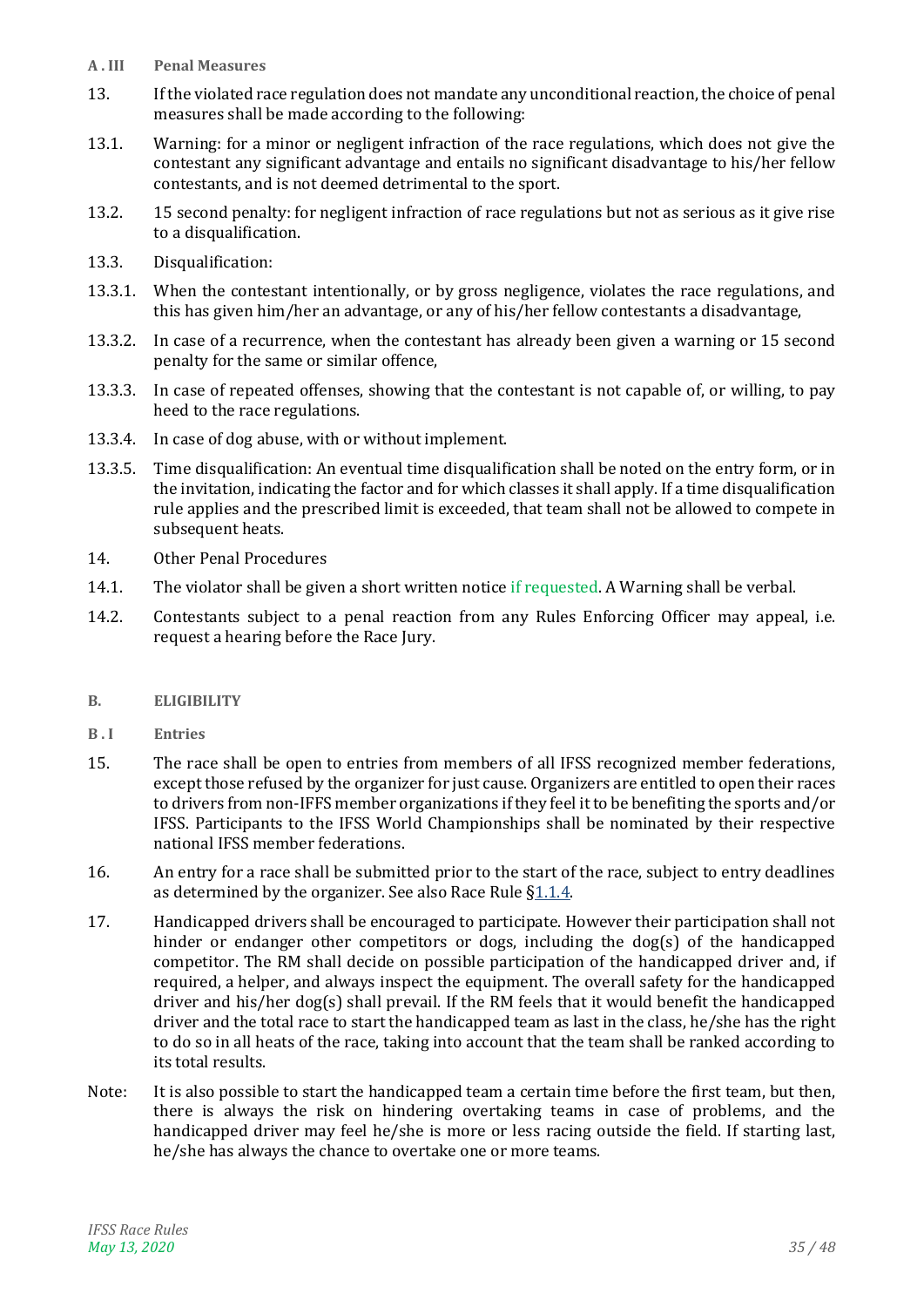### A . III Penal Measures

13. If the violated race regulation does not mandate any unconditional reaction, the choice of penal measures shall be made according to the following:

13.1. Warning: for a minor or negligent infraction of the race regulations, which does not give the contestant any significant advantage and entails no significant disadvantage to his/her fellow contestants, and is not deemed detrimental to the sport.

13.2. 15 second penalty: for negligent infraction of race regulations but not as serious as it give rise to a disqualification.

13.3. Disqualification:

13.3.1. When the contestant intentionally, or by gross negligence, violates the race regulations, and this has given him/her an advantage, or any of his/her fellow contestants a disadvantage,

13.3.2. In case of a recurrence, when the contestant has already been given a warning or 15 second penalty for the same or similar offence,

13.3.3. In case of repeated offenses, showing that the contestant is not capable of, or willing, to pay heed to the race regulations.

13.3.4. In case of dog abuse, with or without implement.

13.3.5. Time disqualification: An eventual time disqualification shall be noted on the entry form, or in the invitation, indicating the factor and for which classes it shall apply. If a time disqualification rule applies and the prescribed limit is exceeded, that team shall not be allowed to compete in subsequent heats.

14. Other Penal Procedures

14.1. The violator shall be given a short written notice if requested. A Warning shall be verbal.

14.2. Contestants subject to a penal reaction from any Rules Enforcing Officer may appeal, i.e. request a hearing before the Race Jury.

## B. ELIGIBILITY

### B . I Entries

15. The race shall be open to entries from members of all IFSS recognized member federations, except those refused by the organizer for just cause. Organizers are entitled to open their races to drivers from non-IFFS member organizations if they feel it to be benefiting the sports and/or IFSS. Participants to the IFSS World Championships shall be nominated by their respective national IFSS member federations.

16. An entry for a race shall be submitted prior to the start of the race, subject to entry deadlines as determined by the organizer. See also Race Rule §1.1.4.

17. Handicapped drivers shall be encouraged to participate. However their participation shall not hinder or endanger other competitors or dogs, including the dog(s) of the handicapped competitor. The RM shall decide on possible participation of the handicapped driver and, if required, a helper, and always inspect the equipment. The overall safety for the handicapped driver and his/her dog(s) shall prevail. If the RM feels that it would benefit the handicapped driver and the total race to start the handicapped team as last in the class, he/she has the right to do so in all heats of the race, taking into account that the team shall be ranked according to its total results.

Note: It is also possible to start the handicapped team a certain time before the first team, but then, there is always the risk on hindering overtaking teams in case of problems, and the handicapped driver may feel he/she is more or less racing outside the field. If starting last, he/she has always the chance to overtake one or more teams.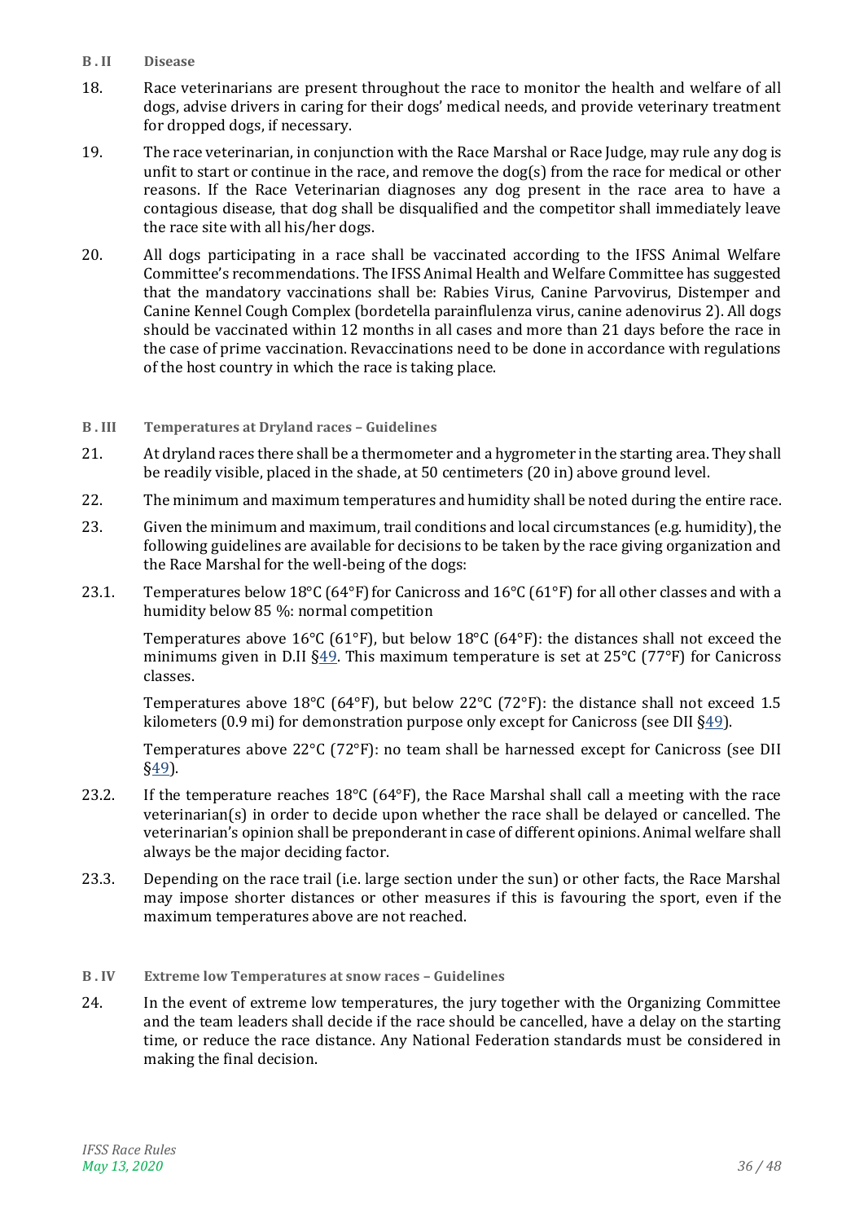## B . II Disease

18. Race veterinarians are present throughout the race to monitor the health and welfare of all dogs, advise drivers in caring for their dogs' medical needs, and provide veterinary treatment for dropped dogs, if necessary.

19. The race veterinarian, in conjunction with the Race Marshal or Race Judge, may rule any dog is unfit to start or continue in the race, and remove the dog(s) from the race for medical or other reasons. If the Race Veterinarian diagnoses any dog present in the race area to have a contagious disease, that dog shall be disqualified and the competitor shall immediately leave the race site with all his/her dogs.

20. All dogs participating in a race shall be vaccinated according to the IFSS Animal Welfare Committee's recommendations. The IFSS Animal Health and Welfare Committee has suggested that the mandatory vaccinations shall be: Rabies Virus, Canine Parvovirus, Distemper and Canine Kennel Cough Complex (bordetella parainflulenza virus, canine adenovirus 2). All dogs should be vaccinated within 12 months in all cases and more than 21 days before the race in the case of prime vaccination. Revaccinations need to be done in accordance with regulations of the host country in which the race is taking place.

## B . III Temperatures at Dryland races – Guidelines

21. At dryland races there shall be a thermometer and a hygrometer in the starting area. They shall be readily visible, placed in the shade, at 50 centimeters (20 in) above ground level.

22. The minimum and maximum temperatures and humidity shall be noted during the entire race.

23. Given the minimum and maximum, trail conditions and local circumstances (e.g. humidity), the following guidelines are available for decisions to be taken by the race giving organization and the Race Marshal for the well-being of the dogs:

23.1. Temperatures below 18°C (64°F) for Canicross and 16°C (61°F) for all other classes and with a humidity below 85 %: normal competition

Temperatures above 16°C (61°F), but below 18°C (64°F): the distances shall not exceed the minimums given in D.II §49. This maximum temperature is set at 25°C (77°F) for Canicross classes.

Temperatures above 18°C (64°F), but below 22°C (72°F): the distance shall not exceed 1.5 kilometers (0.9 mi) for demonstration purpose only except for Canicross (see DII §49).

Temperatures above 22°C (72°F): no team shall be harnessed except for Canicross (see DII §49).

23.2. If the temperature reaches 18°C (64°F), the Race Marshal shall call a meeting with the race veterinarian(s) in order to decide upon whether the race shall be delayed or cancelled. The veterinarian's opinion shall be preponderant in case of different opinions. Animal welfare shall always be the major deciding factor.

23.3. Depending on the race trail (i.e. large section under the sun) or other facts, the Race Marshal may impose shorter distances or other measures if this is favouring the sport, even if the maximum temperatures above are not reached.

## B . IV Extreme low Temperatures at snow races – Guidelines

24. In the event of extreme low temperatures, the jury together with the Organizing Committee and the team leaders shall decide if the race should be cancelled, have a delay on the starting time, or reduce the race distance. Any National Federation standards must be considered in making the final decision.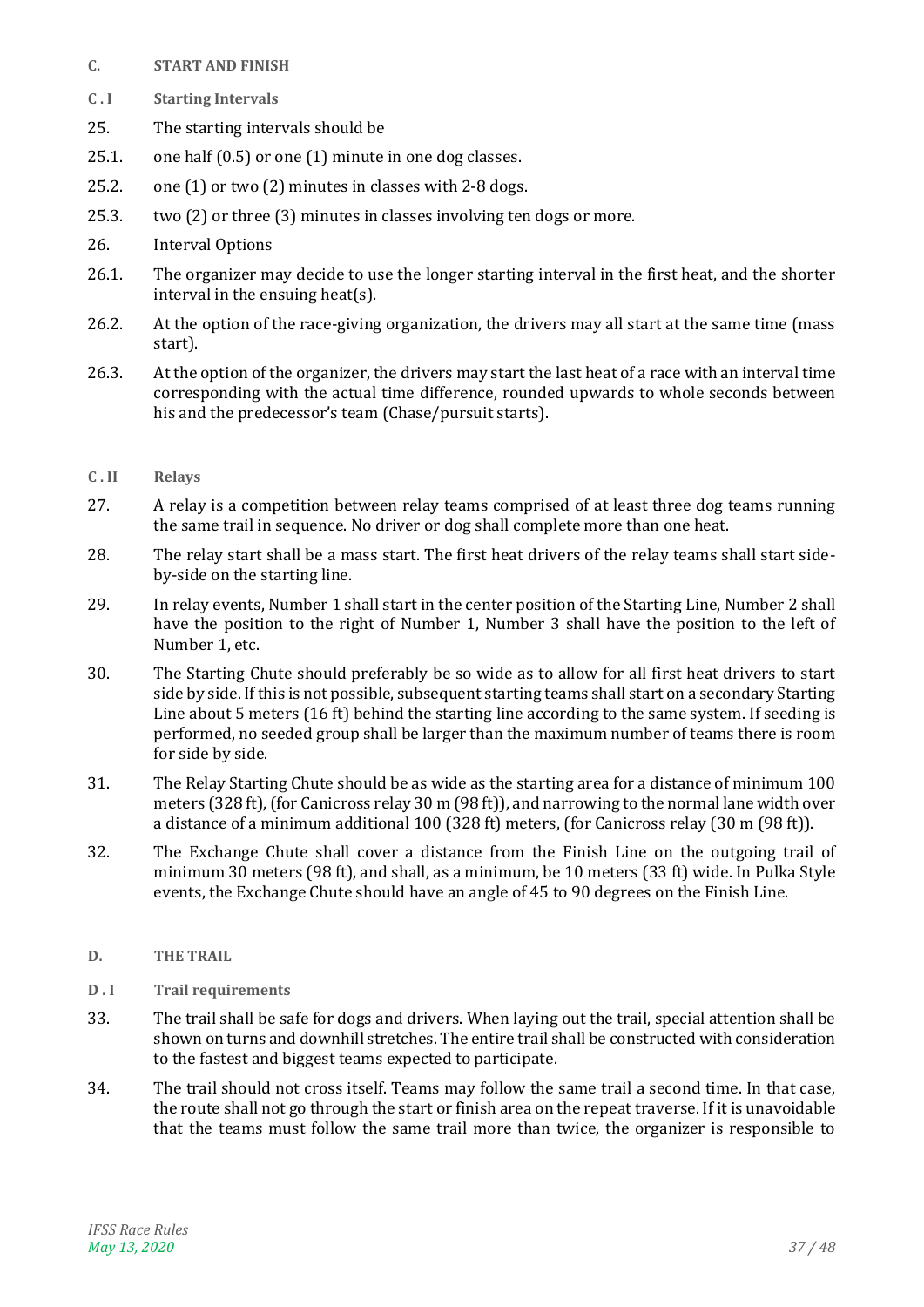### C. START AND FINISH

#### C . I Starting Intervals

25. The starting intervals should be

25.1. one half (0.5) or one (1) minute in one dog classes.

25.2. one (1) or two (2) minutes in classes with 2-8 dogs.

25.3. two (2) or three (3) minutes in classes involving ten dogs or more.

26. Interval Options

26.1. The organizer may decide to use the longer starting interval in the first heat, and the shorter interval in the ensuing heat(s).

26.2. At the option of the race-giving organization, the drivers may all start at the same time (mass start).

26.3. At the option of the organizer, the drivers may start the last heat of a race with an interval time corresponding with the actual time difference, rounded upwards to whole seconds between his and the predecessor's team (Chase/pursuit starts).

#### C . II Relays

27. A relay is a competition between relay teams comprised of at least three dog teams running the same trail in sequence. No driver or dog shall complete more than one heat.

28. The relay start shall be a mass start. The first heat drivers of the relay teams shall start side-by-side on the starting line.

29. In relay events, Number 1 shall start in the center position of the Starting Line, Number 2 shall have the position to the right of Number 1, Number 3 shall have the position to the left of Number 1, etc.

30. The Starting Chute should preferably be so wide as to allow for all first heat drivers to start side by side. If this is not possible, subsequent starting teams shall start on a secondary Starting Line about 5 meters (16 ft) behind the starting line according to the same system. If seeding is performed, no seeded group shall be larger than the maximum number of teams there is room for side by side.

31. The Relay Starting Chute should be as wide as the starting area for a distance of minimum 100 meters (328 ft), (for Canicross relay 30 m (98 ft)), and narrowing to the normal lane width over a distance of a minimum additional 100 (328 ft) meters, (for Canicross relay (30 m (98 ft)).

32. The Exchange Chute shall cover a distance from the Finish Line on the outgoing trail of minimum 30 meters (98 ft), and shall, as a minimum, be 10 meters (33 ft) wide. In Pulka Style events, the Exchange Chute should have an angle of 45 to 90 degrees on the Finish Line.

### D. THE TRAIL

#### D . I Trail requirements

33. The trail shall be safe for dogs and drivers. When laying out the trail, special attention shall be shown on turns and downhill stretches. The entire trail shall be constructed with consideration to the fastest and biggest teams expected to participate.

34. The trail should not cross itself. Teams may follow the same trail a second time. In that case, the route shall not go through the start or finish area on the repeat traverse. If it is unavoidable that the teams must follow the same trail more than twice, the organizer is responsible to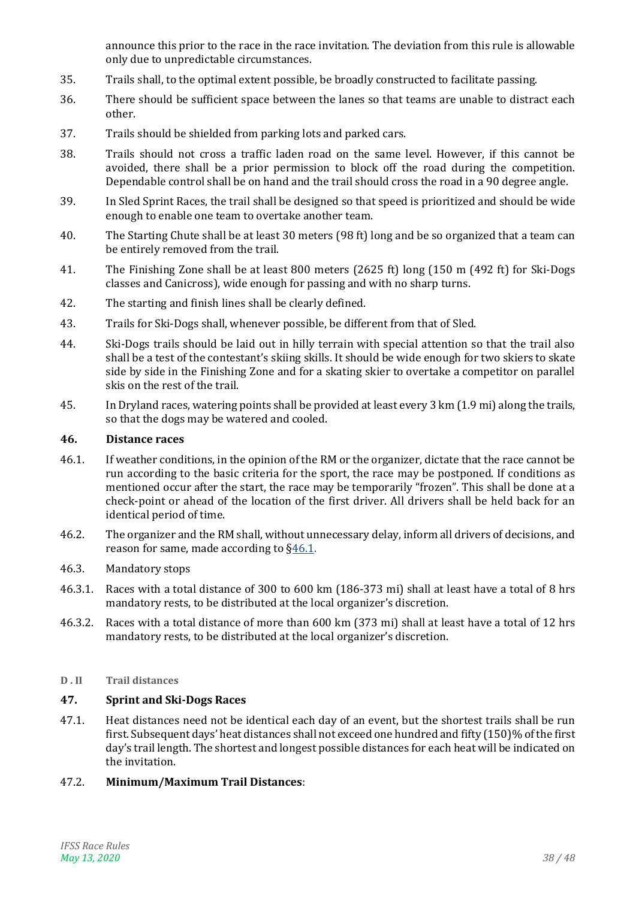announce this prior to the race in the race invitation. The deviation from this rule is allowable only due to unpredictable circumstances.

35. Trails shall, to the optimal extent possible, be broadly constructed to facilitate passing.

36. There should be sufficient space between the lanes so that teams are unable to distract each other.

37. Trails should be shielded from parking lots and parked cars.

38. Trails should not cross a traffic laden road on the same level. However, if this cannot be avoided, there shall be a prior permission to block off the road during the competition. Dependable control shall be on hand and the trail should cross the road in a 90 degree angle.

39. In Sled Sprint Races, the trail shall be designed so that speed is prioritized and should be wide enough to enable one team to overtake another team.

40. The Starting Chute shall be at least 30 meters (98 ft) long and be so organized that a team can be entirely removed from the trail.

41. The Finishing Zone shall be at least 800 meters (2625 ft) long (150 m (492 ft) for Ski-Dogs classes and Canicross), wide enough for passing and with no sharp turns.

42. The starting and finish lines shall be clearly defined.

43. Trails for Ski-Dogs shall, whenever possible, be different from that of Sled.

44. Ski-Dogs trails should be laid out in hilly terrain with special attention so that the trail also shall be a test of the contestant's skiing skills. It should be wide enough for two skiers to skate side by side in the Finishing Zone and for a skating skier to overtake a competitor on parallel skis on the rest of the trail.

45. In Dryland races, watering points shall be provided at least every 3 km (1.9 mi) along the trails, so that the dogs may be watered and cooled.

### 46. Distance races

46.1. If weather conditions, in the opinion of the RM or the organizer, dictate that the race cannot be run according to the basic criteria for the sport, the race may be postponed. If conditions as mentioned occur after the start, the race may be temporarily "frozen". This shall be done at a check-point or ahead of the location of the first driver. All drivers shall be held back for an identical period of time.

46.2. The organizer and the RM shall, without unnecessary delay, inform all drivers of decisions, and reason for same, made according to §46.1.

46.3. Mandatory stops

46.3.1. Races with a total distance of 300 to 600 km (186-373 mi) shall at least have a total of 8 hrs mandatory rests, to be distributed at the local organizer's discretion.

46.3.2. Races with a total distance of more than 600 km (373 mi) shall at least have a total of 12 hrs mandatory rests, to be distributed at the local organizer's discretion.

## D . II Trail distances

### 47. Sprint and Ski-Dogs Races

47.1. Heat distances need not be identical each day of an event, but the shortest trails shall be run first. Subsequent days' heat distances shall not exceed one hundred and fifty (150)% of the first day's trail length. The shortest and longest possible distances for each heat will be indicated on the invitation.

47.2. **Minimum/Maximum Trail Distances**: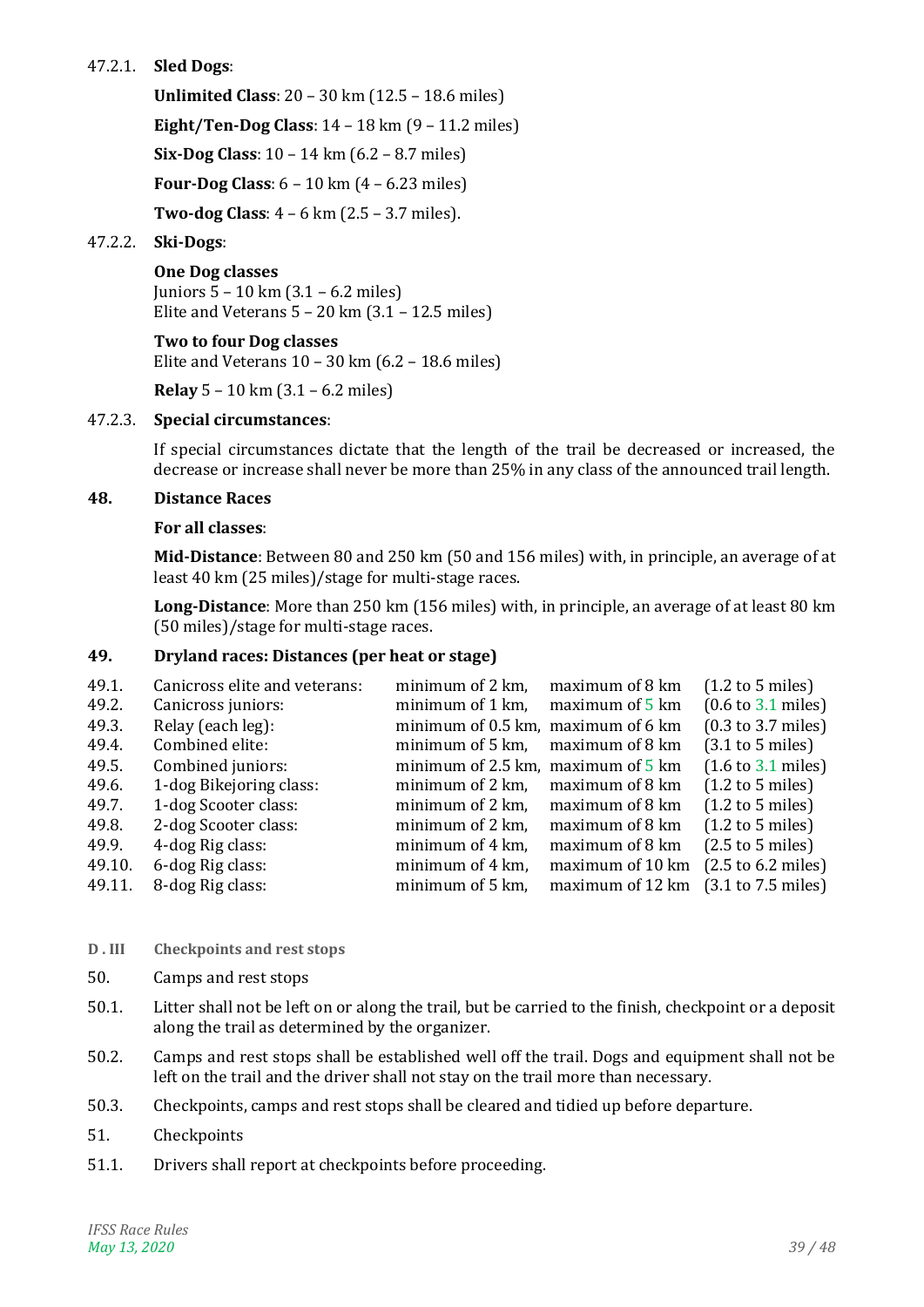47.2.1. **Sled Dogs**:

**Unlimited Class**: 20 – 30 km (12.5 – 18.6 miles)

**Eight/Ten-Dog Class**: 14 – 18 km (9 – 11.2 miles)

**Six-Dog Class**: 10 – 14 km (6.2 – 8.7 miles)

**Four-Dog Class**: 6 – 10 km (4 – 6.23 miles)

**Two-dog Class**: 4 – 6 km (2.5 – 3.7 miles).

47.2.2. **Ski-Dogs**:

**One Dog classes**
Juniors 5 – 10 km (3.1 – 6.2 miles)
Elite and Veterans 5 – 20 km (3.1 – 12.5 miles)

**Two to four Dog classes**
Elite and Veterans 10 – 30 km (6.2 – 18.6 miles)

**Relay** 5 – 10 km (3.1 – 6.2 miles)

47.2.3. **Special circumstances**:

If special circumstances dictate that the length of the trail be decreased or increased, the decrease or increase shall never be more than 25% in any class of the announced trail length.

## 48. Distance Races

**For all classes**:

**Mid-Distance**: Between 80 and 250 km (50 and 156 miles) with, in principle, an average of at least 40 km (25 miles)/stage for multi-stage races.

**Long-Distance**: More than 250 km (156 miles) with, in principle, an average of at least 80 km (50 miles)/stage for multi-stage races.

## 49. Dryland races: Distances (per heat or stage)

| | | | | |
|---|---|---|---|---|
| 49.1. | Canicross elite and veterans: | minimum of 2 km, | maximum of 8 km | (1.2 to 5 miles) |
| 49.2. | Canicross juniors: | minimum of 1 km, | maximum of 5 km | (0.6 to 3.1 miles) |
| 49.3. | Relay (each leg): | minimum of 0.5 km, | maximum of 6 km | (0.3 to 3.7 miles) |
| 49.4. | Combined elite: | minimum of 5 km, | maximum of 8 km | (3.1 to 5 miles) |
| 49.5. | Combined juniors: | minimum of 2.5 km, | maximum of 5 km | (1.6 to 3.1 miles) |
| 49.6. | 1-dog Bikejoring class: | minimum of 2 km, | maximum of 8 km | (1.2 to 5 miles) |
| 49.7. | 1-dog Scooter class: | minimum of 2 km, | maximum of 8 km | (1.2 to 5 miles) |
| 49.8. | 2-dog Scooter class: | minimum of 2 km, | maximum of 8 km | (1.2 to 5 miles) |
| 49.9. | 4-dog Rig class: | minimum of 4 km, | maximum of 8 km | (2.5 to 5 miles) |
| 49.10. | 6-dog Rig class: | minimum of 4 km, | maximum of 10 km | (2.5 to 6.2 miles) |
| 49.11. | 8-dog Rig class: | minimum of 5 km, | maximum of 12 km | (3.1 to 7.5 miles) |

### D . III Checkpoints and rest stops

50. Camps and rest stops

50.1. Litter shall not be left on or along the trail, but be carried to the finish, checkpoint or a deposit along the trail as determined by the organizer.

50.2. Camps and rest stops shall be established well off the trail. Dogs and equipment shall not be left on the trail and the driver shall not stay on the trail more than necessary.

50.3. Checkpoints, camps and rest stops shall be cleared and tidied up before departure.

51. Checkpoints

51.1. Drivers shall report at checkpoints before proceeding.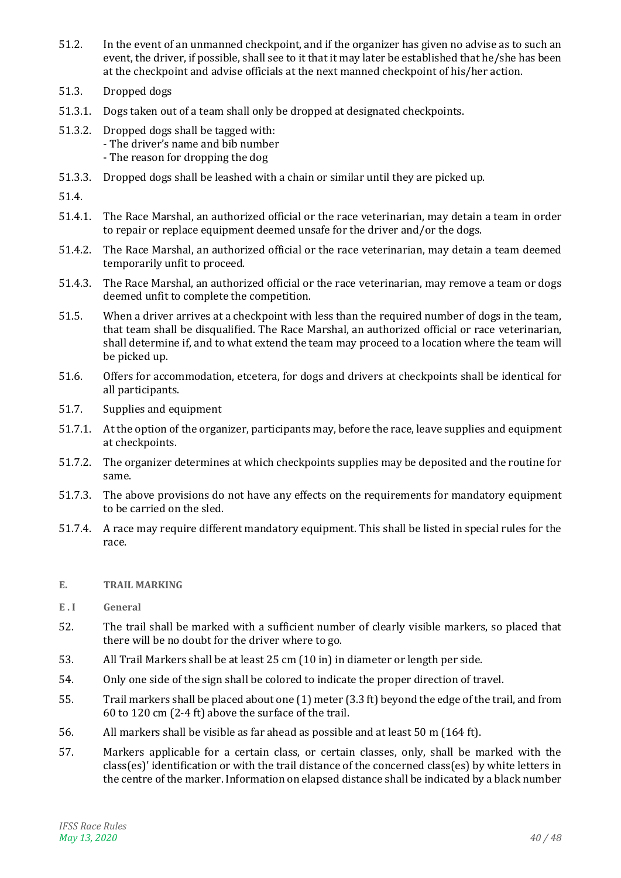51.2. In the event of an unmanned checkpoint, and if the organizer has given no advise as to such an event, the driver, if possible, shall see to it that it may later be established that he/she has been at the checkpoint and advise officials at the next manned checkpoint of his/her action.

51.3. Dropped dogs

51.3.1. Dogs taken out of a team shall only be dropped at designated checkpoints.

51.3.2. Dropped dogs shall be tagged with:
- The driver's name and bib number
- The reason for dropping the dog

51.3.3. Dropped dogs shall be leashed with a chain or similar until they are picked up.

51.4.

51.4.1. The Race Marshal, an authorized official or the race veterinarian, may detain a team in order to repair or replace equipment deemed unsafe for the driver and/or the dogs.

51.4.2. The Race Marshal, an authorized official or the race veterinarian, may detain a team deemed temporarily unfit to proceed.

51.4.3. The Race Marshal, an authorized official or the race veterinarian, may remove a team or dogs deemed unfit to complete the competition.

51.5. When a driver arrives at a checkpoint with less than the required number of dogs in the team, that team shall be disqualified. The Race Marshal, an authorized official or race veterinarian, shall determine if, and to what extend the team may proceed to a location where the team will be picked up.

51.6. Offers for accommodation, etcetera, for dogs and drivers at checkpoints shall be identical for all participants.

51.7. Supplies and equipment

51.7.1. At the option of the organizer, participants may, before the race, leave supplies and equipment at checkpoints.

51.7.2. The organizer determines at which checkpoints supplies may be deposited and the routine for same.

51.7.3. The above provisions do not have any effects on the requirements for mandatory equipment to be carried on the sled.

51.7.4. A race may require different mandatory equipment. This shall be listed in special rules for the race.

## E. TRAIL MARKING

### E . I General

52. The trail shall be marked with a sufficient number of clearly visible markers, so placed that there will be no doubt for the driver where to go.

53. All Trail Markers shall be at least 25 cm (10 in) in diameter or length per side.

54. Only one side of the sign shall be colored to indicate the proper direction of travel.

55. Trail markers shall be placed about one (1) meter (3.3 ft) beyond the edge of the trail, and from 60 to 120 cm (2-4 ft) above the surface of the trail.

56. All markers shall be visible as far ahead as possible and at least 50 m (164 ft).

57. Markers applicable for a certain class, or certain classes, only, shall be marked with the class(es)' identification or with the trail distance of the concerned class(es) by white letters in the centre of the marker. Information on elapsed distance shall be indicated by a black number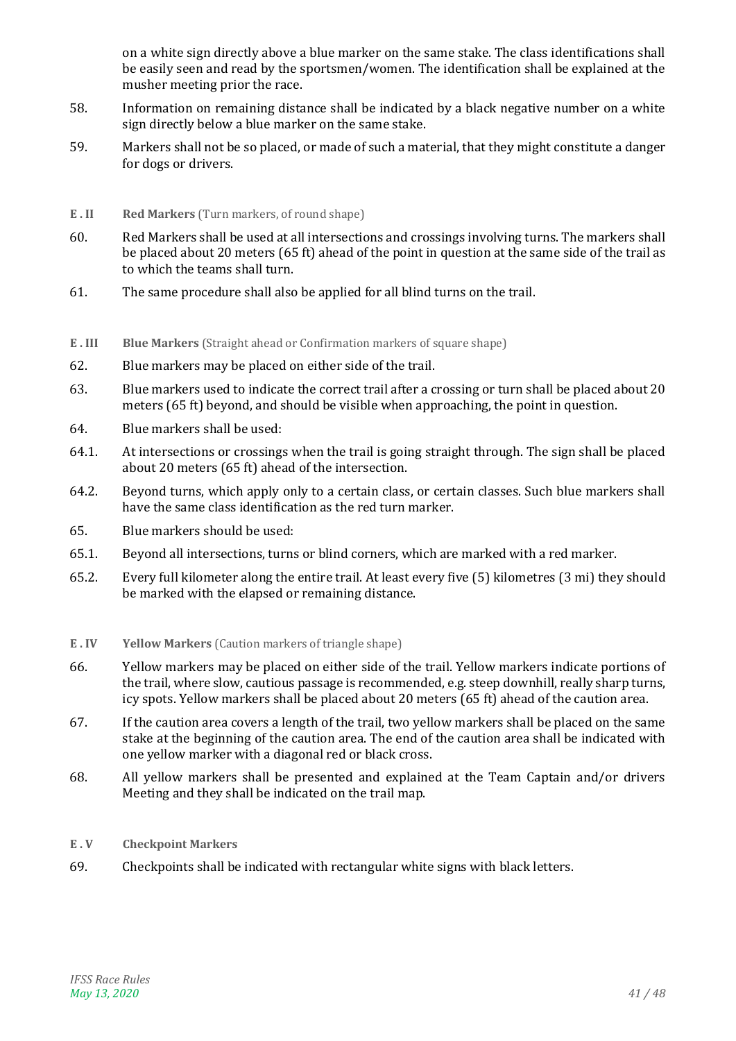on a white sign directly above a blue marker on the same stake. The class identifications shall be easily seen and read by the sportsmen/women. The identification shall be explained at the musher meeting prior the race.

58. Information on remaining distance shall be indicated by a black negative number on a white sign directly below a blue marker on the same stake.

59. Markers shall not be so placed, or made of such a material, that they might constitute a danger for dogs or drivers.

### E . II **Red Markers** (Turn markers, of round shape)

60. Red Markers shall be used at all intersections and crossings involving turns. The markers shall be placed about 20 meters (65 ft) ahead of the point in question at the same side of the trail as to which the teams shall turn.

61. The same procedure shall also be applied for all blind turns on the trail.

### E . III **Blue Markers** (Straight ahead or Confirmation markers of square shape)

62. Blue markers may be placed on either side of the trail.

63. Blue markers used to indicate the correct trail after a crossing or turn shall be placed about 20 meters (65 ft) beyond, and should be visible when approaching, the point in question.

64. Blue markers shall be used:

64.1. At intersections or crossings when the trail is going straight through. The sign shall be placed about 20 meters (65 ft) ahead of the intersection.

64.2. Beyond turns, which apply only to a certain class, or certain classes. Such blue markers shall have the same class identification as the red turn marker.

65. Blue markers should be used:

65.1. Beyond all intersections, turns or blind corners, which are marked with a red marker.

65.2. Every full kilometer along the entire trail. At least every five (5) kilometres (3 mi) they should be marked with the elapsed or remaining distance.

### E . IV **Yellow Markers** (Caution markers of triangle shape)

66. Yellow markers may be placed on either side of the trail. Yellow markers indicate portions of the trail, where slow, cautious passage is recommended, e.g. steep downhill, really sharp turns, icy spots. Yellow markers shall be placed about 20 meters (65 ft) ahead of the caution area.

67. If the caution area covers a length of the trail, two yellow markers shall be placed on the same stake at the beginning of the caution area. The end of the caution area shall be indicated with one yellow marker with a diagonal red or black cross.

68. All yellow markers shall be presented and explained at the Team Captain and/or drivers Meeting and they shall be indicated on the trail map.

### E . V **Checkpoint Markers**

69. Checkpoints shall be indicated with rectangular white signs with black letters.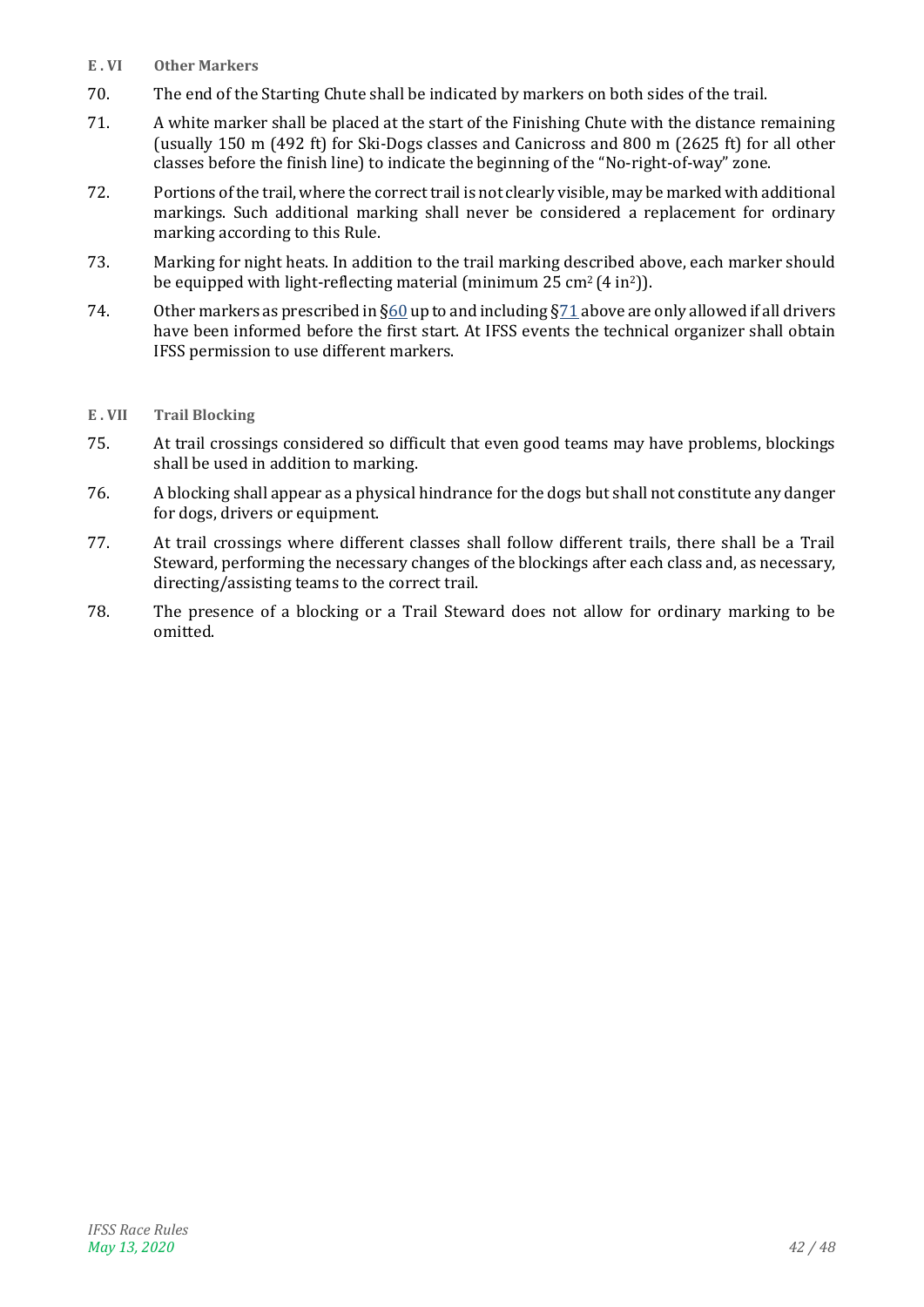### E . VI Other Markers

70. The end of the Starting Chute shall be indicated by markers on both sides of the trail.

71. A white marker shall be placed at the start of the Finishing Chute with the distance remaining (usually 150 m (492 ft) for Ski-Dogs classes and Canicross and 800 m (2625 ft) for all other classes before the finish line) to indicate the beginning of the "No-right-of-way" zone.

72. Portions of the trail, where the correct trail is not clearly visible, may be marked with additional markings. Such additional marking shall never be considered a replacement for ordinary marking according to this Rule.

73. Marking for night heats. In addition to the trail marking described above, each marker should be equipped with light-reflecting material (minimum 25 $cm^2$ (4 $in^2$)).

74. Other markers as prescribed in §60 up to and including §71 above are only allowed if all drivers have been informed before the first start. At IFSS events the technical organizer shall obtain IFSS permission to use different markers.

### E . VII Trail Blocking

75. At trail crossings considered so difficult that even good teams may have problems, blockings shall be used in addition to marking.

76. A blocking shall appear as a physical hindrance for the dogs but shall not constitute any danger for dogs, drivers or equipment.

77. At trail crossings where different classes shall follow different trails, there shall be a Trail Steward, performing the necessary changes of the blockings after each class and, as necessary, directing/assisting teams to the correct trail.

78. The presence of a blocking or a Trail Steward does not allow for ordinary marking to be omitted.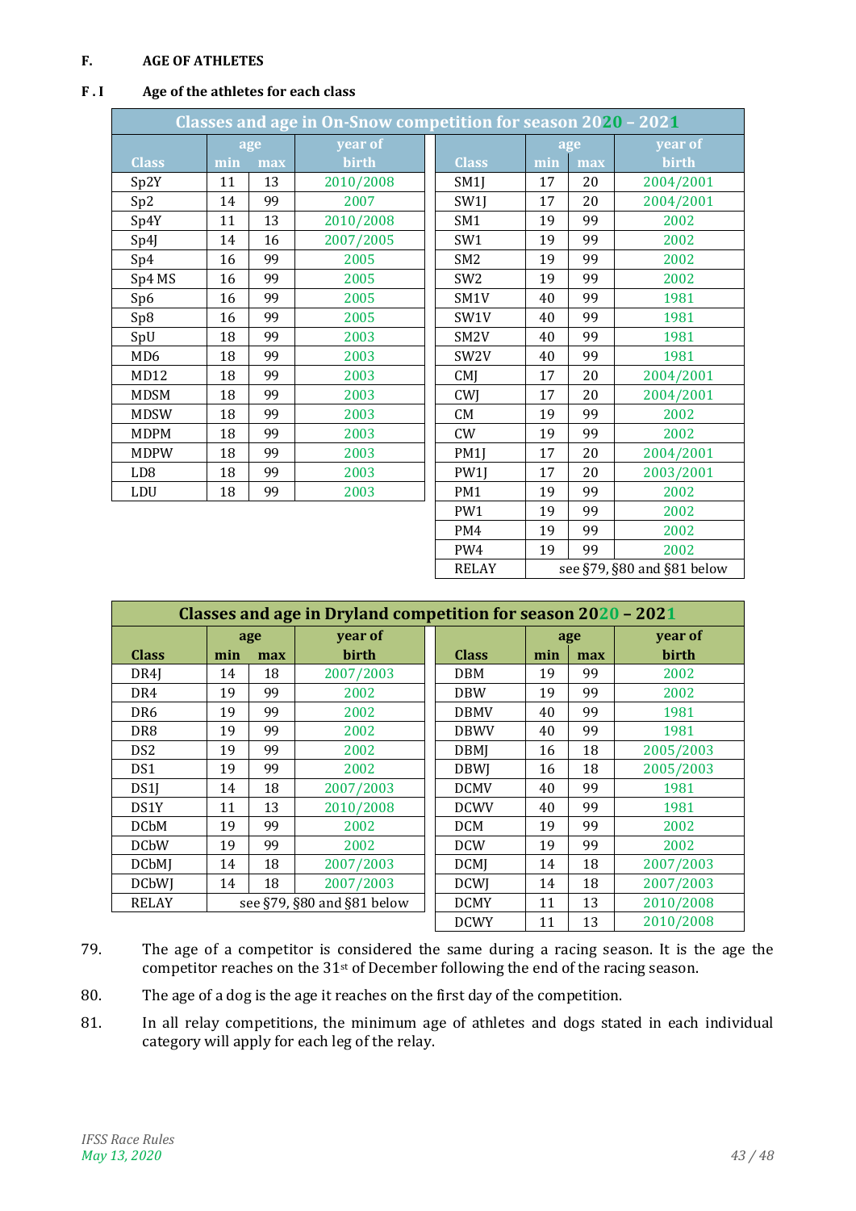## F. AGE OF ATHLETES

### F . I Age of the athletes for each class

| Classes and age in On-Snow competition for season 2020 – 2021 | | | | | | | |
|---|---|---|---|---|---|---|---|
| | age | | year of | | age | | year of |
| Class | min | max | birth | Class | min | max | birth |
| Sp2Y | 11 | 13 | 2010/2008 | SM1J | 17 | 20 | 2004/2001 |
| Sp2 | 14 | 99 | 2007 | SW1J | 17 | 20 | 2004/2001 |
| Sp4Y | 11 | 13 | 2010/2008 | SM1 | 19 | 99 | 2002 |
| Sp4J | 14 | 16 | 2007/2005 | SW1 | 19 | 99 | 2002 |
| Sp4 | 16 | 99 | 2005 | SM2 | 19 | 99 | 2002 |
| Sp4 MS | 16 | 99 | 2005 | SW2 | 19 | 99 | 2002 |
| Sp6 | 16 | 99 | 2005 | SM1V | 40 | 99 | 1981 |
| Sp8 | 16 | 99 | 2005 | SW1V | 40 | 99 | 1981 |
| SpU | 18 | 99 | 2003 | SM2V | 40 | 99 | 1981 |
| MD6 | 18 | 99 | 2003 | SW2V | 40 | 99 | 1981 |
| MD12 | 18 | 99 | 2003 | CMJ | 17 | 20 | 2004/2001 |
| MDSM | 18 | 99 | 2003 | CWJ | 17 | 20 | 2004/2001 |
| MDSW | 18 | 99 | 2003 | CM | 19 | 99 | 2002 |
| MDPM | 18 | 99 | 2003 | CW | 19 | 99 | 2002 |
| MDPW | 18 | 99 | 2003 | PM1J | 17 | 20 | 2004/2001 |
| LD8 | 18 | 99 | 2003 | PW1J | 17 | 20 | 2003/2001 |
| LDU | 18 | 99 | 2003 | PM1 | 19 | 99 | 2002 |
| | | | | PW1 | 19 | 99 | 2002 |
| | | | | PM4 | 19 | 99 | 2002 |
| | | | | PW4 | 19 | 99 | 2002 |
| | | | | RELAY | see §79, §80 and §81 below | | |

| Classes and age in Dryland competition for season 2020 – 2021 | | | | | | | |
|---|---|---|---|---|---|---|---|
| | age | | year of | | age | | year of |
| Class | min | max | birth | Class | min | max | birth |
| DR4J | 14 | 18 | 2007/2003 | DBM | 19 | 99 | 2002 |
| DR4 | 19 | 99 | 2002 | DBW | 19 | 99 | 2002 |
| DR6 | 19 | 99 | 2002 | DBMV | 40 | 99 | 1981 |
| DR8 | 19 | 99 | 2002 | DBWV | 40 | 99 | 1981 |
| DS2 | 19 | 99 | 2002 | DBMJ | 16 | 18 | 2005/2003 |
| DS1 | 19 | 99 | 2002 | DBWJ | 16 | 18 | 2005/2003 |
| DS1J | 14 | 18 | 2007/2003 | DCMV | 40 | 99 | 1981 |
| DS1Y | 11 | 13 | 2010/2008 | DCWV | 40 | 99 | 1981 |
| DCbM | 19 | 99 | 2002 | DCM | 19 | 99 | 2002 |
| DCbW | 19 | 99 | 2002 | DCW | 19 | 99 | 2002 |
| DCbMJ | 14 | 18 | 2007/2003 | DCMJ | 14 | 18 | 2007/2003 |
| DCbWJ | 14 | 18 | 2007/2003 | DCWJ | 14 | 18 | 2007/2003 |
| RELAY | see §79, §80 and §81 below | | | DCMY | 11 | 13 | 2010/2008 |
| | | | | DCWY | 11 | 13 | 2010/2008 |

79. The age of a competitor is considered the same during a racing season. It is the age the competitor reaches on the 31st of December following the end of the racing season.

80. The age of a dog is the age it reaches on the first day of the competition.

81. In all relay competitions, the minimum age of athletes and dogs stated in each individual category will apply for each leg of the relay.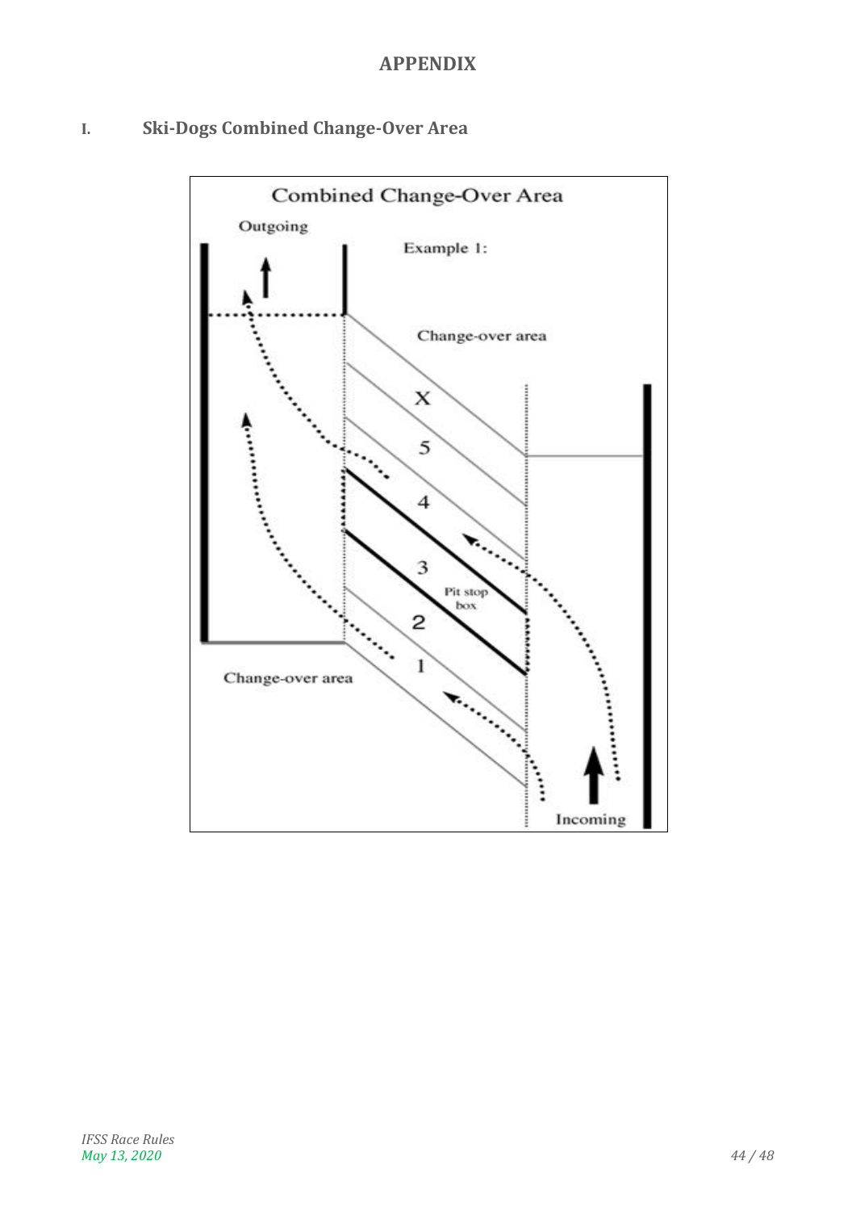# APPENDIX

## I. Ski-Dogs Combined Change-Over Area

Combined Change-Over Area

Outgoing

Example 1:

Change-over area

X

5

4

3

Pit stop box

2

1

Change-over area

Incoming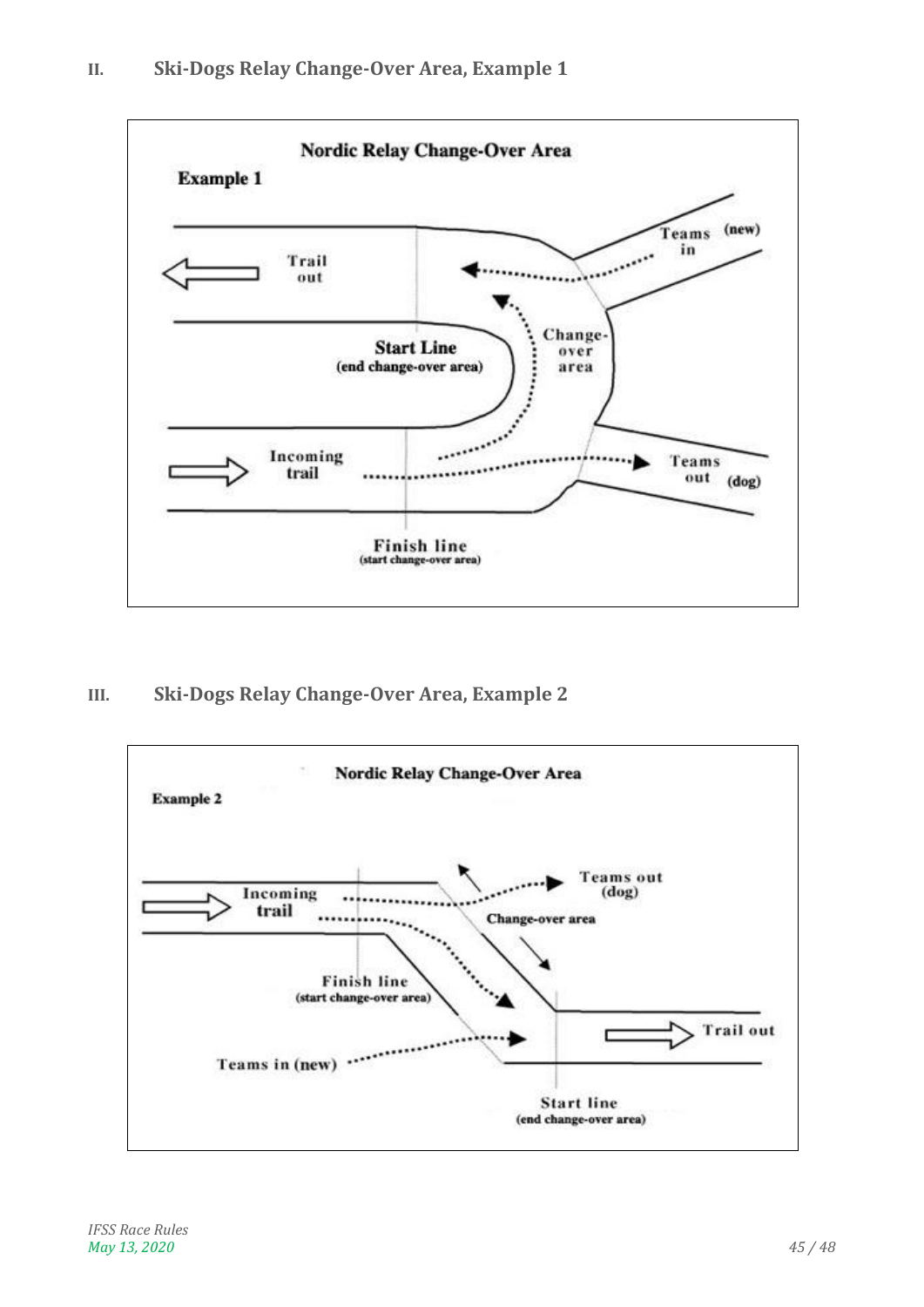## II. Ski-Dogs Relay Change-Over Area, Example 1

Nordic Relay Change-Over Area

Example 1

Trail out

Teams (new) in

Start Line (end change-over area)

Change-over area

Incoming trail

Teams out (dog)

Finish line (start change-over area)

## III. Ski-Dogs Relay Change-Over Area, Example 2

Nordic Relay Change-Over Area

Example 2

Incoming trail

Teams out (dog)

Change-over area

Finish line (start change-over area)

Trail out

Teams in (new)

Start line (end change-over area)

*IFSS Race Rules*
*May 13, 2020*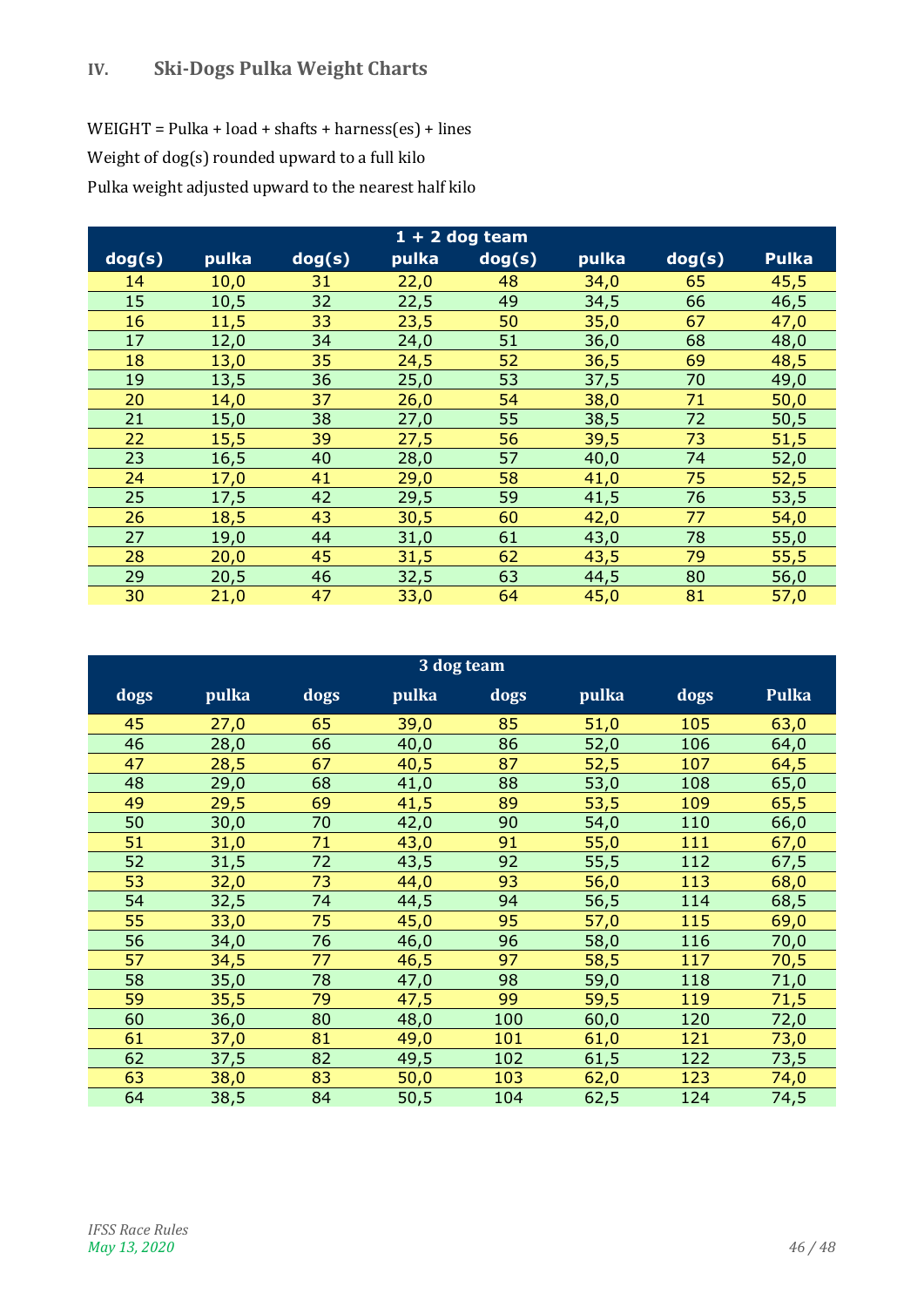## IV. Ski-Dogs Pulka Weight Charts

WEIGHT = Pulka + load + shafts + harness(es) + lines

Weight of dog(s) rounded upward to a full kilo

Pulka weight adjusted upward to the nearest half kilo

| 1 + 2 dog team | | | | | | | |
|---|---|---|---|---|---|---|---|
| **dog(s)** | **pulka** | **dog(s)** | **pulka** | **dog(s)** | **pulka** | **dog(s)** | **Pulka** |
| 14 | 10,0 | 31 | 22,0 | 48 | 34,0 | 65 | 45,5 |
| 15 | 10,5 | 32 | 22,5 | 49 | 34,5 | 66 | 46,5 |
| 16 | 11,5 | 33 | 23,5 | 50 | 35,0 | 67 | 47,0 |
| 17 | 12,0 | 34 | 24,0 | 51 | 36,0 | 68 | 48,0 |
| 18 | 13,0 | 35 | 24,5 | 52 | 36,5 | 69 | 48,5 |
| 19 | 13,5 | 36 | 25,0 | 53 | 37,5 | 70 | 49,0 |
| 20 | 14,0 | 37 | 26,0 | 54 | 38,0 | 71 | 50,0 |
| 21 | 15,0 | 38 | 27,0 | 55 | 38,5 | 72 | 50,5 |
| 22 | 15,5 | 39 | 27,5 | 56 | 39,5 | 73 | 51,5 |
| 23 | 16,5 | 40 | 28,0 | 57 | 40,0 | 74 | 52,0 |
| 24 | 17,0 | 41 | 29,0 | 58 | 41,0 | 75 | 52,5 |
| 25 | 17,5 | 42 | 29,5 | 59 | 41,5 | 76 | 53,5 |
| 26 | 18,5 | 43 | 30,5 | 60 | 42,0 | 77 | 54,0 |
| 27 | 19,0 | 44 | 31,0 | 61 | 43,0 | 78 | 55,0 |
| 28 | 20,0 | 45 | 31,5 | 62 | 43,5 | 79 | 55,5 |
| 29 | 20,5 | 46 | 32,5 | 63 | 44,5 | 80 | 56,0 |
| 30 | 21,0 | 47 | 33,0 | 64 | 45,0 | 81 | 57,0 |

| 3 dog team | | | | | | | |
|---|---|---|---|---|---|---|---|
| **dogs** | **pulka** | **dogs** | **pulka** | **dogs** | **pulka** | **dogs** | **Pulka** |
| 45 | 27,0 | 65 | 39,0 | 85 | 51,0 | 105 | 63,0 |
| 46 | 28,0 | 66 | 40,0 | 86 | 52,0 | 106 | 64,0 |
| 47 | 28,5 | 67 | 40,5 | 87 | 52,5 | 107 | 64,5 |
| 48 | 29,0 | 68 | 41,0 | 88 | 53,0 | 108 | 65,0 |
| 49 | 29,5 | 69 | 41,5 | 89 | 53,5 | 109 | 65,5 |
| 50 | 30,0 | 70 | 42,0 | 90 | 54,0 | 110 | 66,0 |
| 51 | 31,0 | 71 | 43,0 | 91 | 55,0 | 111 | 67,0 |
| 52 | 31,5 | 72 | 43,5 | 92 | 55,5 | 112 | 67,5 |
| 53 | 32,0 | 73 | 44,0 | 93 | 56,0 | 113 | 68,0 |
| 54 | 32,5 | 74 | 44,5 | 94 | 56,5 | 114 | 68,5 |
| 55 | 33,0 | 75 | 45,0 | 95 | 57,0 | 115 | 69,0 |
| 56 | 34,0 | 76 | 46,0 | 96 | 58,0 | 116 | 70,0 |
| 57 | 34,5 | 77 | 46,5 | 97 | 58,5 | 117 | 70,5 |
| 58 | 35,0 | 78 | 47,0 | 98 | 59,0 | 118 | 71,0 |
| 59 | 35,5 | 79 | 47,5 | 99 | 59,5 | 119 | 71,5 |
| 60 | 36,0 | 80 | 48,0 | 100 | 60,0 | 120 | 72,0 |
| 61 | 37,0 | 81 | 49,0 | 101 | 61,0 | 121 | 73,0 |
| 62 | 37,5 | 82 | 49,5 | 102 | 61,5 | 122 | 73,5 |
| 63 | 38,0 | 83 | 50,0 | 103 | 62,0 | 123 | 74,0 |
| 64 | 38,5 | 84 | 50,5 | 104 | 62,5 | 124 | 74,5 |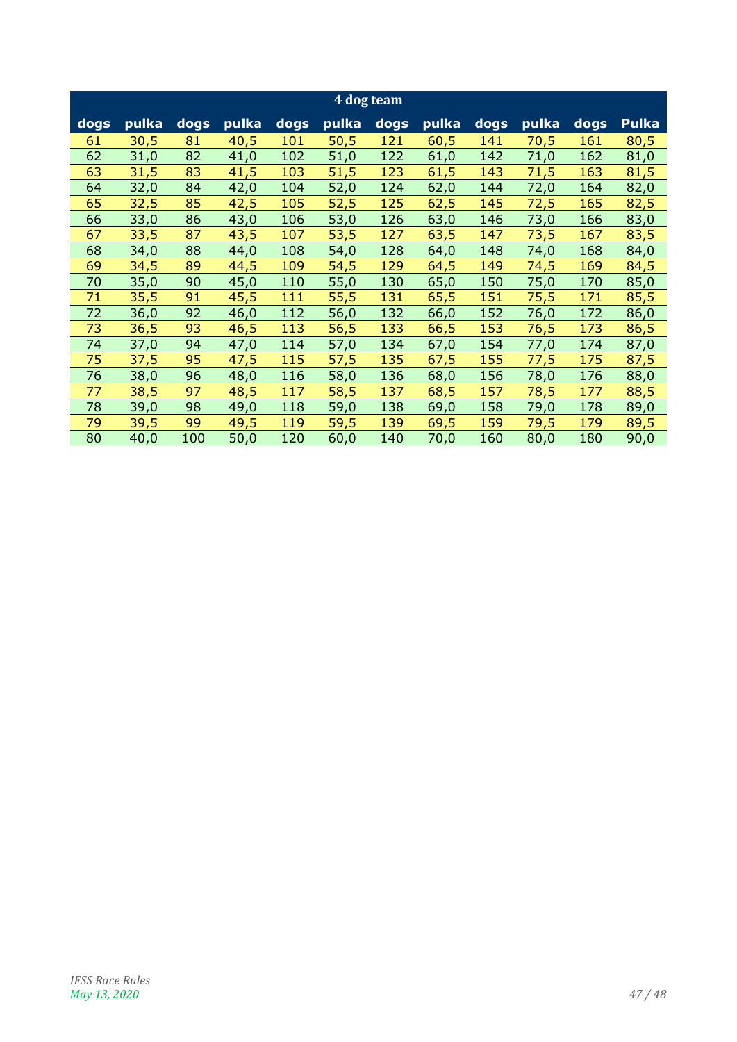| 4 dog team | | | | | | | | | | | |
|---|---|---|---|---|---|---|---|---|---|---|---|
| **dogs** | **pulka** | **dogs** | **pulka** | **dogs** | **pulka** | **dogs** | **pulka** | **dogs** | **pulka** | **dogs** | **Pulka** |
| 61 | 30,5 | 81 | 40,5 | 101 | 50,5 | 121 | 60,5 | 141 | 70,5 | 161 | 80,5 |
| 62 | 31,0 | 82 | 41,0 | 102 | 51,0 | 122 | 61,0 | 142 | 71,0 | 162 | 81,0 |
| 63 | 31,5 | 83 | 41,5 | 103 | 51,5 | 123 | 61,5 | 143 | 71,5 | 163 | 81,5 |
| 64 | 32,0 | 84 | 42,0 | 104 | 52,0 | 124 | 62,0 | 144 | 72,0 | 164 | 82,0 |
| 65 | 32,5 | 85 | 42,5 | 105 | 52,5 | 125 | 62,5 | 145 | 72,5 | 165 | 82,5 |
| 66 | 33,0 | 86 | 43,0 | 106 | 53,0 | 126 | 63,0 | 146 | 73,0 | 166 | 83,0 |
| 67 | 33,5 | 87 | 43,5 | 107 | 53,5 | 127 | 63,5 | 147 | 73,5 | 167 | 83,5 |
| 68 | 34,0 | 88 | 44,0 | 108 | 54,0 | 128 | 64,0 | 148 | 74,0 | 168 | 84,0 |
| 69 | 34,5 | 89 | 44,5 | 109 | 54,5 | 129 | 64,5 | 149 | 74,5 | 169 | 84,5 |
| 70 | 35,0 | 90 | 45,0 | 110 | 55,0 | 130 | 65,0 | 150 | 75,0 | 170 | 85,0 |
| 71 | 35,5 | 91 | 45,5 | 111 | 55,5 | 131 | 65,5 | 151 | 75,5 | 171 | 85,5 |
| 72 | 36,0 | 92 | 46,0 | 112 | 56,0 | 132 | 66,0 | 152 | 76,0 | 172 | 86,0 |
| 73 | 36,5 | 93 | 46,5 | 113 | 56,5 | 133 | 66,5 | 153 | 76,5 | 173 | 86,5 |
| 74 | 37,0 | 94 | 47,0 | 114 | 57,0 | 134 | 67,0 | 154 | 77,0 | 174 | 87,0 |
| 75 | 37,5 | 95 | 47,5 | 115 | 57,5 | 135 | 67,5 | 155 | 77,5 | 175 | 87,5 |
| 76 | 38,0 | 96 | 48,0 | 116 | 58,0 | 136 | 68,0 | 156 | 78,0 | 176 | 88,0 |
| 77 | 38,5 | 97 | 48,5 | 117 | 58,5 | 137 | 68,5 | 157 | 78,5 | 177 | 88,5 |
| 78 | 39,0 | 98 | 49,0 | 118 | 59,0 | 138 | 69,0 | 158 | 79,0 | 178 | 89,0 |
| 79 | 39,5 | 99 | 49,5 | 119 | 59,5 | 139 | 69,5 | 159 | 79,5 | 179 | 89,5 |
| 80 | 40,0 | 100 | 50,0 | 120 | 60,0 | 140 | 70,0 | 160 | 80,0 | 180 | 90,0 |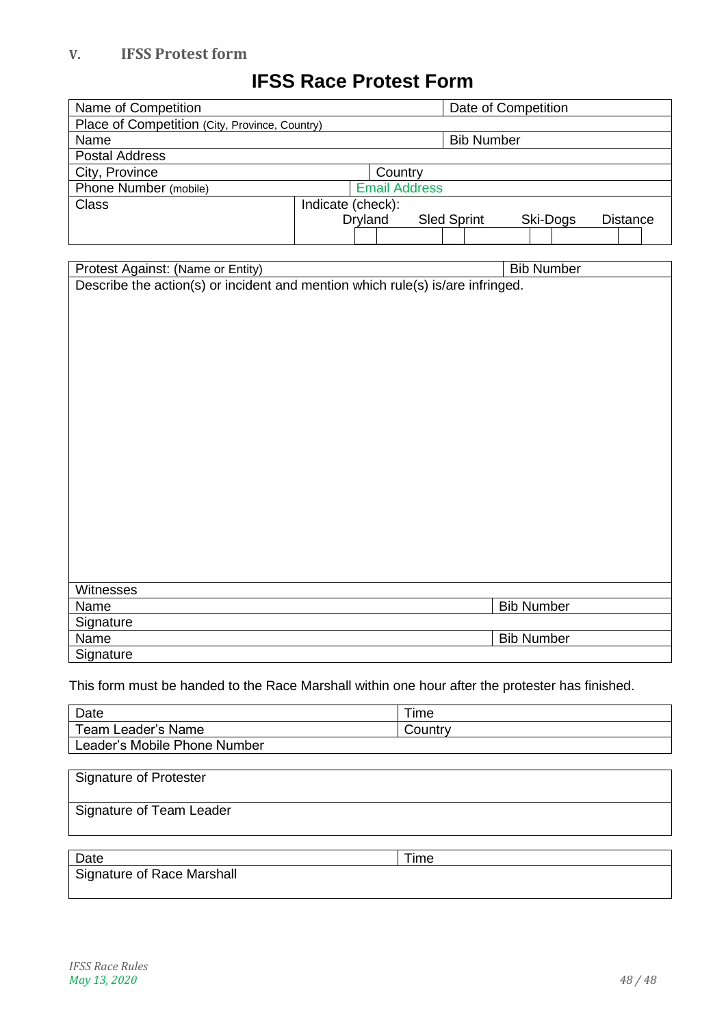## V. IFSS Protest form

# IFSS Race Protest Form

| | | | | |
|---|---|---|---|---|
| Name of Competition | | | Date of Competition | |
| Place of Competition (City, Province, Country) | | | | |
| Name | | | Bib Number | |
| Postal Address | | | | |
| City, Province | | Country | | |
| Phone Number (mobile) | | Email Address | | |
| Class | Indicate (check): Dryland | Sled Sprint | Ski-Dogs | Distance |

| | |
|---|---|
| Protest Against: (Name or Entity) | Bib Number |
| Describe the action(s) or incident and mention which rule(s) is/are infringed. | |
| Witnesses | |
| Name | Bib Number |
| Signature | |
| Name | Bib Number |
| Signature | |

This form must be handed to the Race Marshall within one hour after the protester has finished.

| | |
|---|---|
| Date | Time |
| Team Leader's Name | Country |
| Leader's Mobile Phone Number | |

| |
|---|
| Signature of Protester |
| Signature of Team Leader |

| | |
|---|---|
| Date | Time |
| Signature of Race Marshall | |